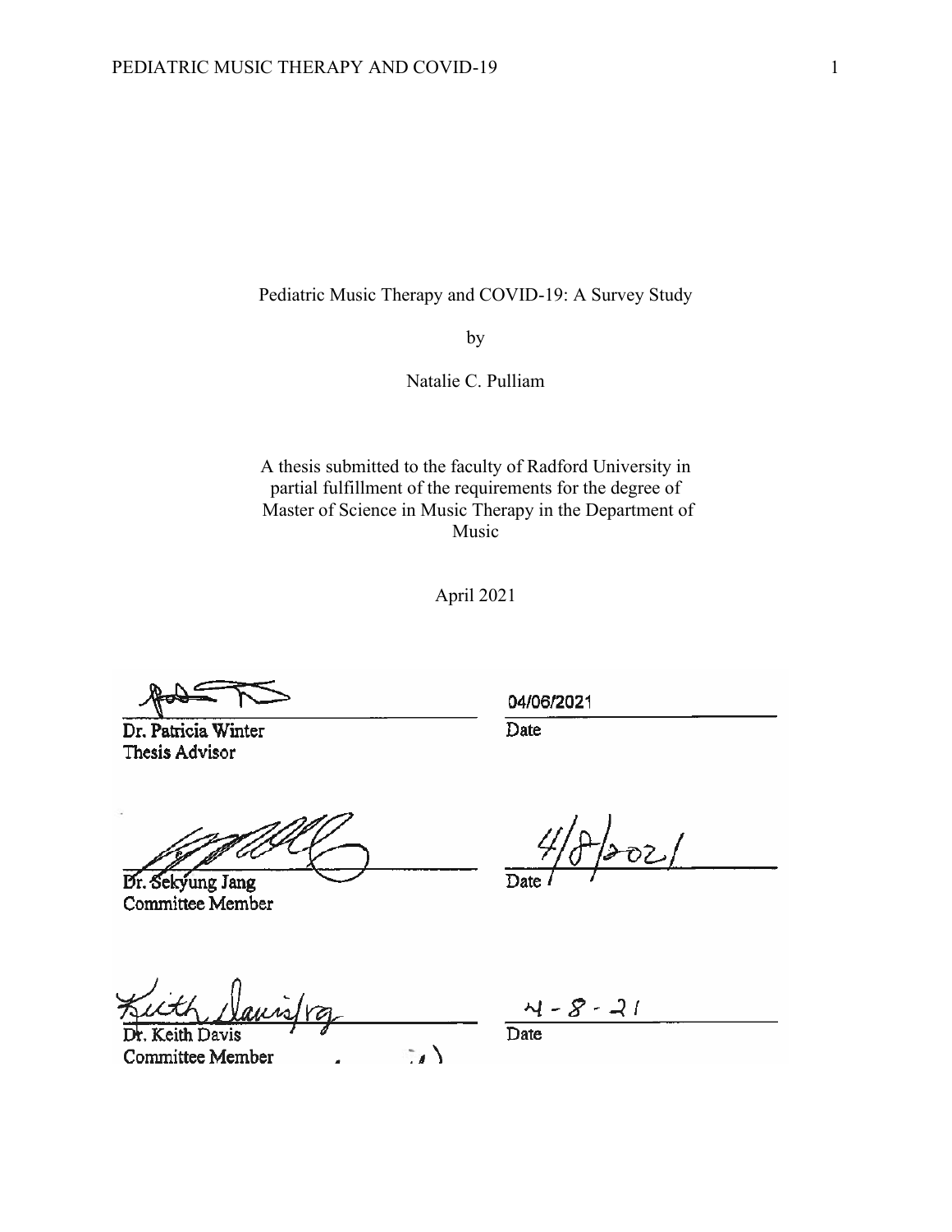Pediatric Music Therapy and COVID-19: A Survey Study

by

Natalie C. Pulliam

A thesis submitted to the faculty of Radford University in partial fulfillment of the requirements for the degree of Master of Science in Music Therapy in the Department of Music

April 2021

Dr. Patricia Winter
Thesis Advisor

04/06/2021
Date

Dr. Sekyung Jang
Committee Member

4/8/2021
Date

Dr. Keith Davis
Committee Member

4-8-21
Date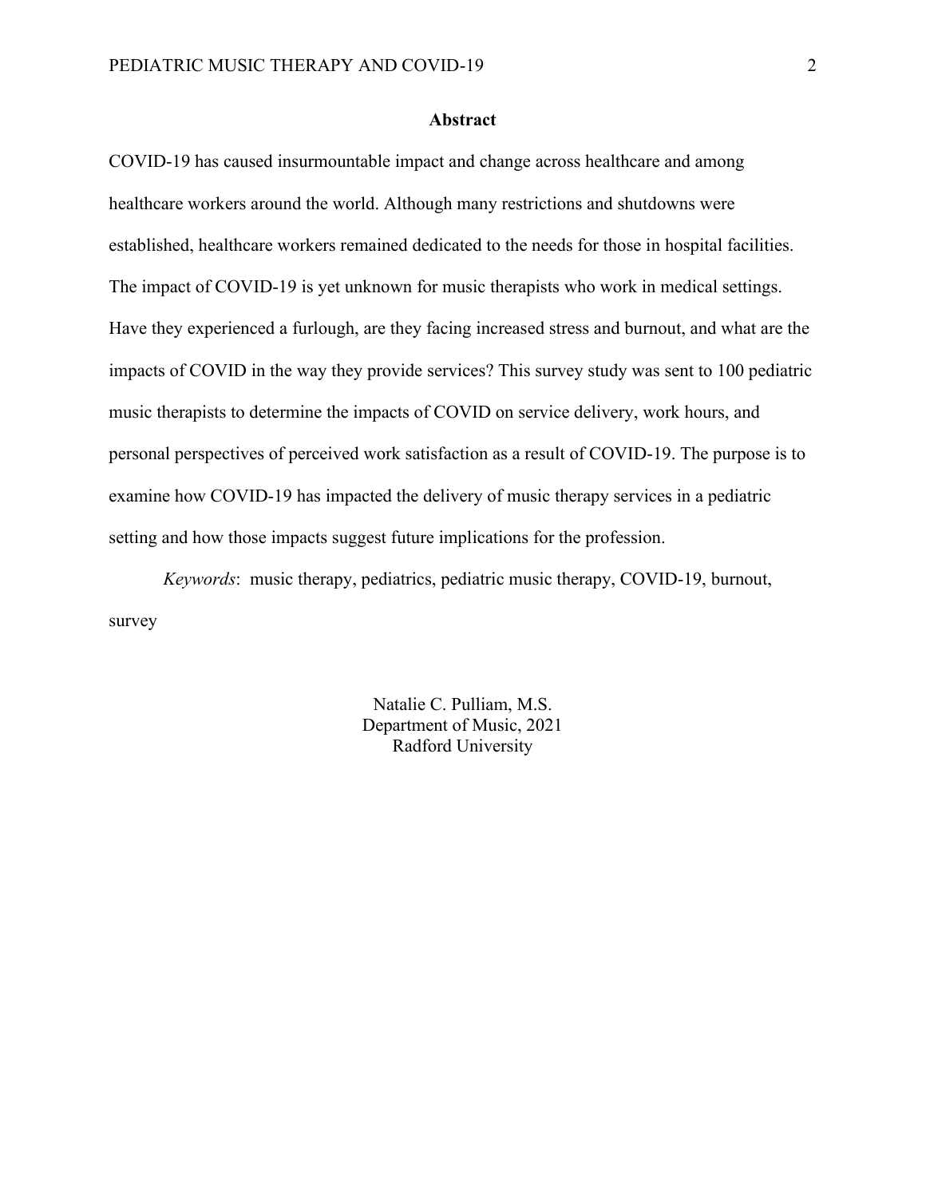## Abstract

COVID-19 has caused insurmountable impact and change across healthcare and among healthcare workers around the world. Although many restrictions and shutdowns were established, healthcare workers remained dedicated to the needs for those in hospital facilities. The impact of COVID-19 is yet unknown for music therapists who work in medical settings. Have they experienced a furlough, are they facing increased stress and burnout, and what are the impacts of COVID in the way they provide services? This survey study was sent to 100 pediatric music therapists to determine the impacts of COVID on service delivery, work hours, and personal perspectives of perceived work satisfaction as a result of COVID-19. The purpose is to examine how COVID-19 has impacted the delivery of music therapy services in a pediatric setting and how those impacts suggest future implications for the profession.

*Keywords*: music therapy, pediatrics, pediatric music therapy, COVID-19, burnout, survey

Natalie C. Pulliam, M.S.
Department of Music, 2021
Radford University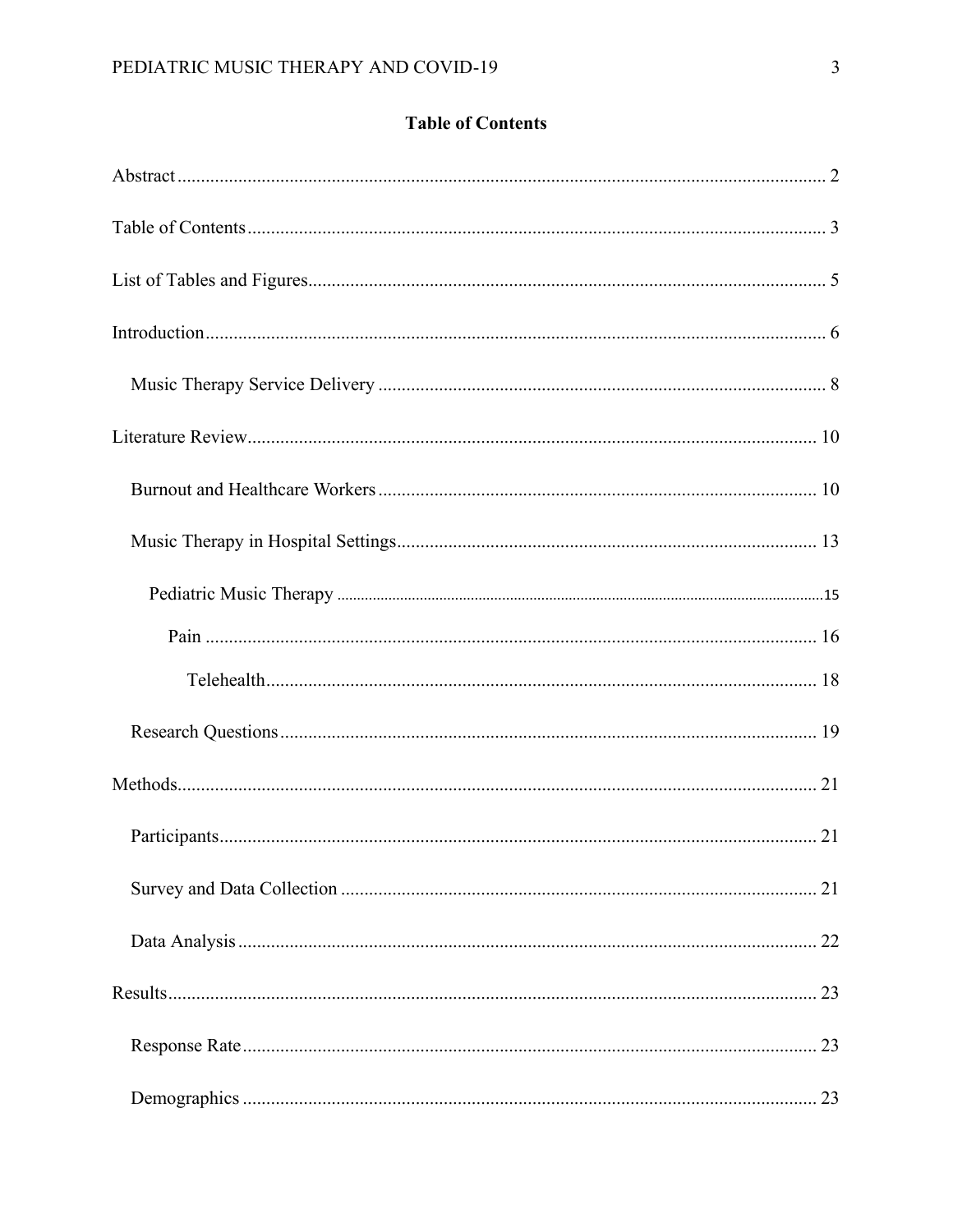## Table of Contents

Abstract ........................................................................................................................ 2

Table of Contents ......................................................................................................... 3

List of Tables and Figures ............................................................................................ 5

Introduction .................................................................................................................. 6

- Music Therapy Service Delivery ............................................................................. 8

Literature Review ........................................................................................................ 10

- Burnout and Healthcare Workers ........................................................................... 10
- Music Therapy in Hospital Settings ........................................................................ 13
  - Pediatric Music Therapy ..................................................................................... 15
    - Pain ................................................................................................................. 16
      - Telehealth .................................................................................................... 18
- Research Questions ................................................................................................ 19

Methods ...................................................................................................................... 21

- Participants ............................................................................................................. 21
- Survey and Data Collection .................................................................................... 21
- Data Analysis .......................................................................................................... 22

Results ........................................................................................................................ 23

- Response Rate ........................................................................................................ 23
- Demographics ......................................................................................................... 23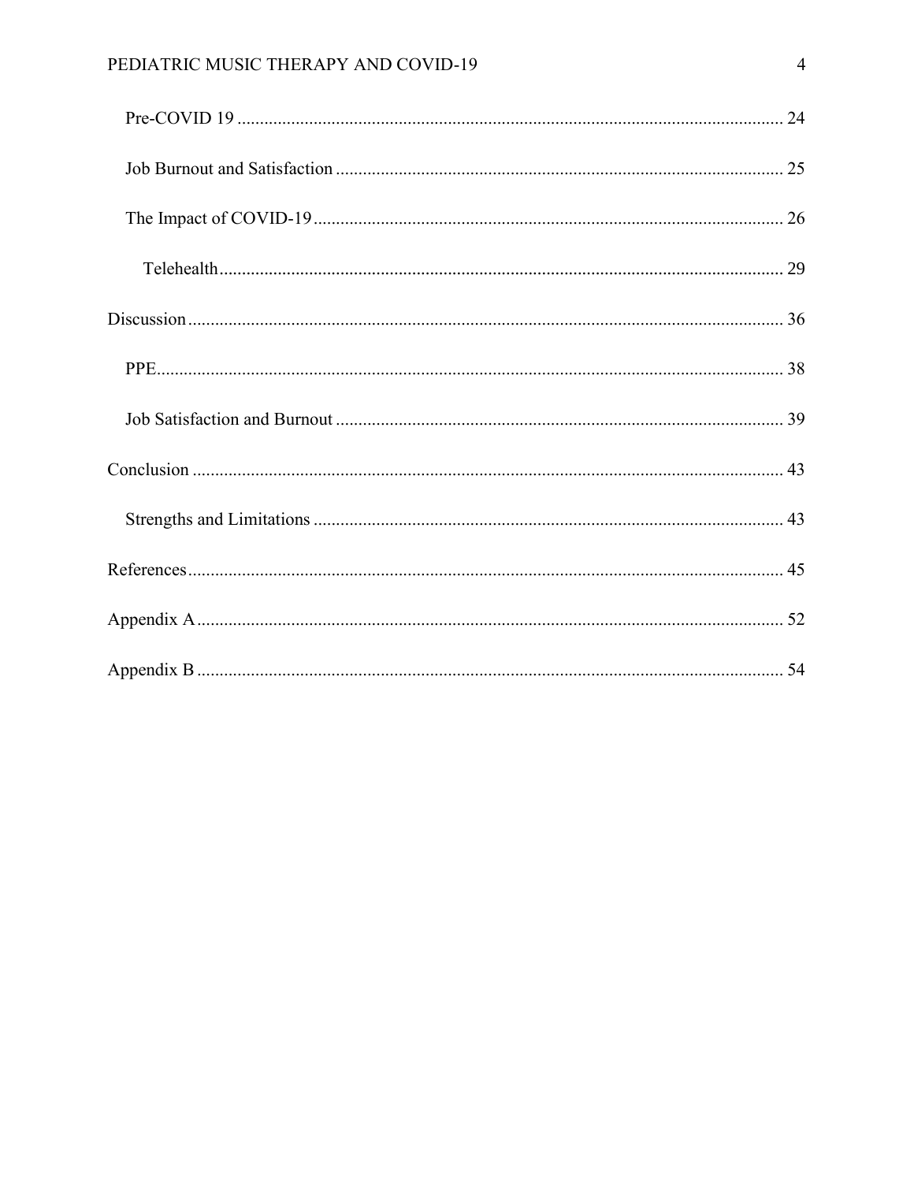Pre-COVID 19 ........................................................................................................... 24

Job Burnout and Satisfaction ..................................................................................... 25

The Impact of COVID-19 ........................................................................................... 26

Telehealth ............................................................................................................... 29

Discussion ..................................................................................................................... 36

PPE ............................................................................................................................ 38

Job Satisfaction and Burnout ...................................................................................... 39

Conclusion ..................................................................................................................... 43

Strengths and Limitations .......................................................................................... 43

References ...................................................................................................................... 45

Appendix A ..................................................................................................................... 52

Appendix B ..................................................................................................................... 54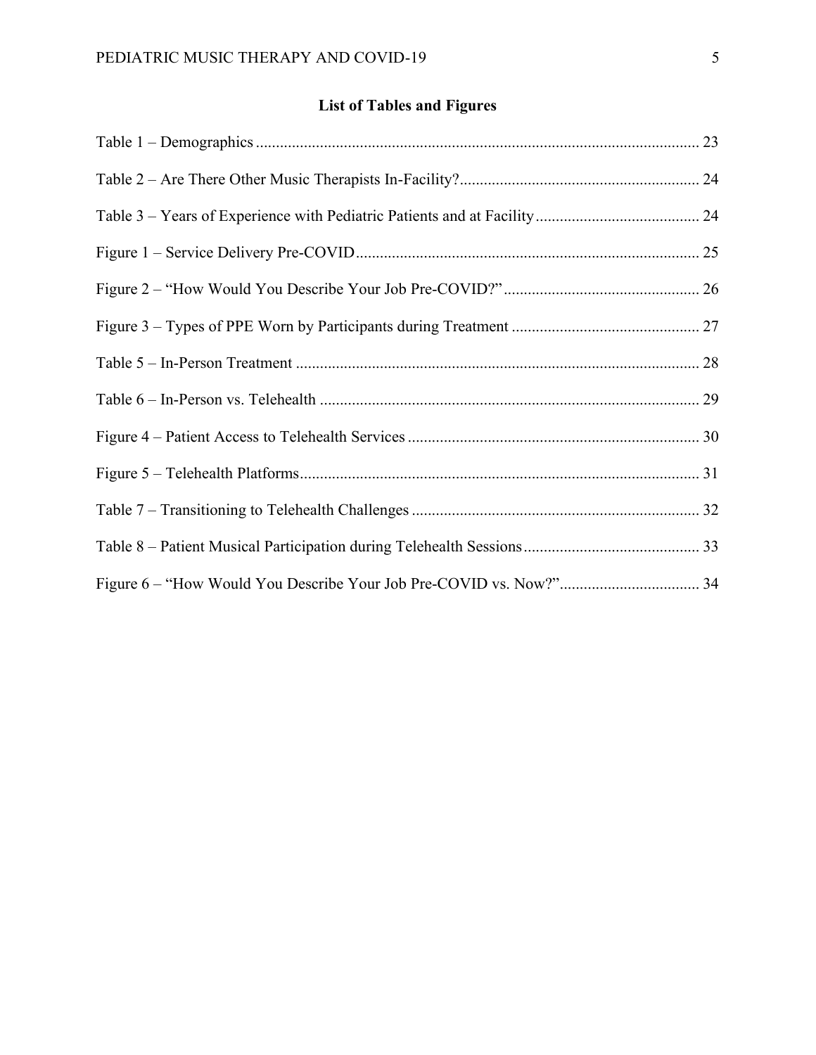## List of Tables and Figures

Table 1 – Demographics ........................................................................................................... 23

Table 2 – Are There Other Music Therapists In-Facility? ........................................................ 24

Table 3 – Years of Experience with Pediatric Patients and at Facility ...................................... 24

Figure 1 – Service Delivery Pre-COVID .................................................................................. 25

Figure 2 – "How Would You Describe Your Job Pre-COVID?" ............................................. 26

Figure 3 – Types of PPE Worn by Participants during Treatment ........................................... 27

Table 5 – In-Person Treatment ................................................................................................. 28

Table 6 – In-Person vs. Telehealth ........................................................................................... 29

Figure 4 – Patient Access to Telehealth Services ..................................................................... 30

Figure 5 – Telehealth Platforms ................................................................................................ 31

Table 7 – Transitioning to Telehealth Challenges .................................................................... 32

Table 8 – Patient Musical Participation during Telehealth Sessions ........................................ 33

Figure 6 – "How Would You Describe Your Job Pre-COVID vs. Now?" ................................ 34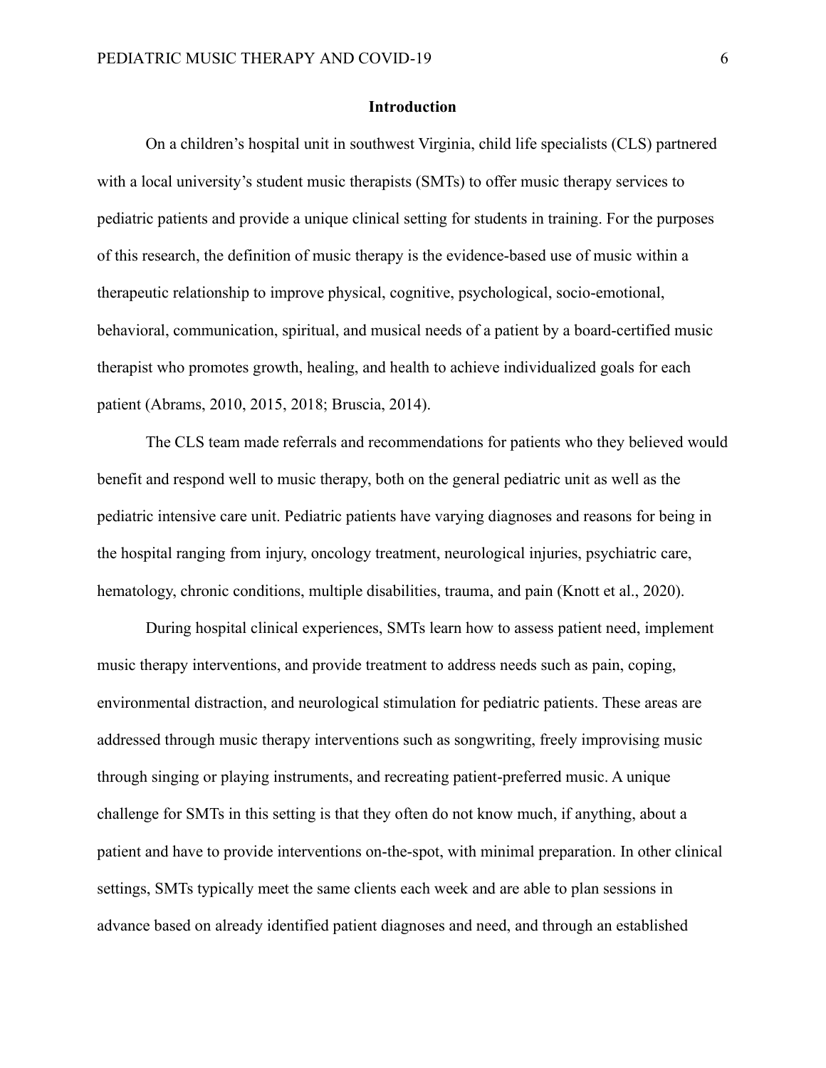## Introduction

On a children's hospital unit in southwest Virginia, child life specialists (CLS) partnered with a local university's student music therapists (SMTs) to offer music therapy services to pediatric patients and provide a unique clinical setting for students in training. For the purposes of this research, the definition of music therapy is the evidence-based use of music within a therapeutic relationship to improve physical, cognitive, psychological, socio-emotional, behavioral, communication, spiritual, and musical needs of a patient by a board-certified music therapist who promotes growth, healing, and health to achieve individualized goals for each patient (Abrams, 2010, 2015, 2018; Bruscia, 2014).

The CLS team made referrals and recommendations for patients who they believed would benefit and respond well to music therapy, both on the general pediatric unit as well as the pediatric intensive care unit. Pediatric patients have varying diagnoses and reasons for being in the hospital ranging from injury, oncology treatment, neurological injuries, psychiatric care, hematology, chronic conditions, multiple disabilities, trauma, and pain (Knott et al., 2020).

During hospital clinical experiences, SMTs learn how to assess patient need, implement music therapy interventions, and provide treatment to address needs such as pain, coping, environmental distraction, and neurological stimulation for pediatric patients. These areas are addressed through music therapy interventions such as songwriting, freely improvising music through singing or playing instruments, and recreating patient-preferred music. A unique challenge for SMTs in this setting is that they often do not know much, if anything, about a patient and have to provide interventions on-the-spot, with minimal preparation. In other clinical settings, SMTs typically meet the same clients each week and are able to plan sessions in advance based on already identified patient diagnoses and need, and through an established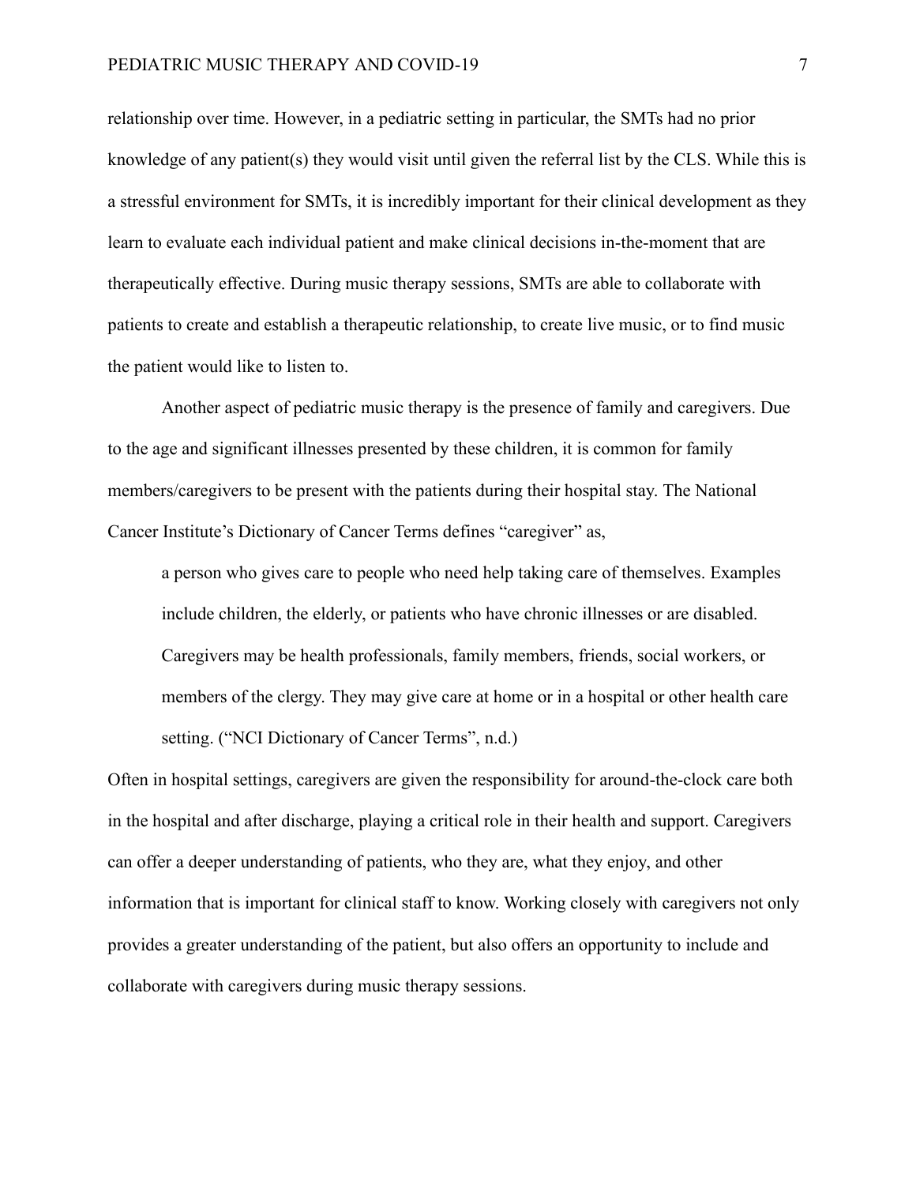relationship over time. However, in a pediatric setting in particular, the SMTs had no prior knowledge of any patient(s) they would visit until given the referral list by the CLS. While this is a stressful environment for SMTs, it is incredibly important for their clinical development as they learn to evaluate each individual patient and make clinical decisions in-the-moment that are therapeutically effective. During music therapy sessions, SMTs are able to collaborate with patients to create and establish a therapeutic relationship, to create live music, or to find music the patient would like to listen to.

Another aspect of pediatric music therapy is the presence of family and caregivers. Due to the age and significant illnesses presented by these children, it is common for family members/caregivers to be present with the patients during their hospital stay. The National Cancer Institute's Dictionary of Cancer Terms defines "caregiver" as,

> a person who gives care to people who need help taking care of themselves. Examples include children, the elderly, or patients who have chronic illnesses or are disabled. Caregivers may be health professionals, family members, friends, social workers, or members of the clergy. They may give care at home or in a hospital or other health care setting. ("NCI Dictionary of Cancer Terms", n.d.)

Often in hospital settings, caregivers are given the responsibility for around-the-clock care both in the hospital and after discharge, playing a critical role in their health and support. Caregivers can offer a deeper understanding of patients, who they are, what they enjoy, and other information that is important for clinical staff to know. Working closely with caregivers not only provides a greater understanding of the patient, but also offers an opportunity to include and collaborate with caregivers during music therapy sessions.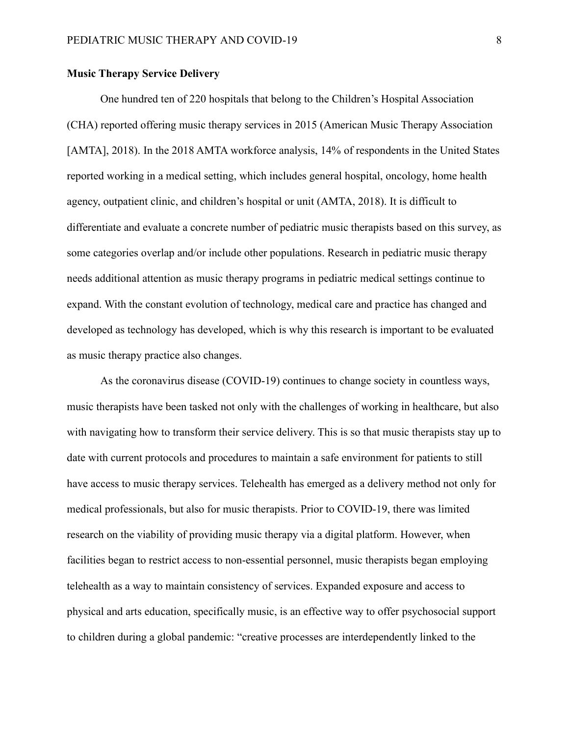**Music Therapy Service Delivery**

One hundred ten of 220 hospitals that belong to the Children's Hospital Association (CHA) reported offering music therapy services in 2015 (American Music Therapy Association [AMTA], 2018). In the 2018 AMTA workforce analysis, 14% of respondents in the United States reported working in a medical setting, which includes general hospital, oncology, home health agency, outpatient clinic, and children's hospital or unit (AMTA, 2018). It is difficult to differentiate and evaluate a concrete number of pediatric music therapists based on this survey, as some categories overlap and/or include other populations. Research in pediatric music therapy needs additional attention as music therapy programs in pediatric medical settings continue to expand. With the constant evolution of technology, medical care and practice has changed and developed as technology has developed, which is why this research is important to be evaluated as music therapy practice also changes.

As the coronavirus disease (COVID-19) continues to change society in countless ways, music therapists have been tasked not only with the challenges of working in healthcare, but also with navigating how to transform their service delivery. This is so that music therapists stay up to date with current protocols and procedures to maintain a safe environment for patients to still have access to music therapy services. Telehealth has emerged as a delivery method not only for medical professionals, but also for music therapists. Prior to COVID-19, there was limited research on the viability of providing music therapy via a digital platform. However, when facilities began to restrict access to non-essential personnel, music therapists began employing telehealth as a way to maintain consistency of services. Expanded exposure and access to physical and arts education, specifically music, is an effective way to offer psychosocial support to children during a global pandemic: "creative processes are interdependently linked to the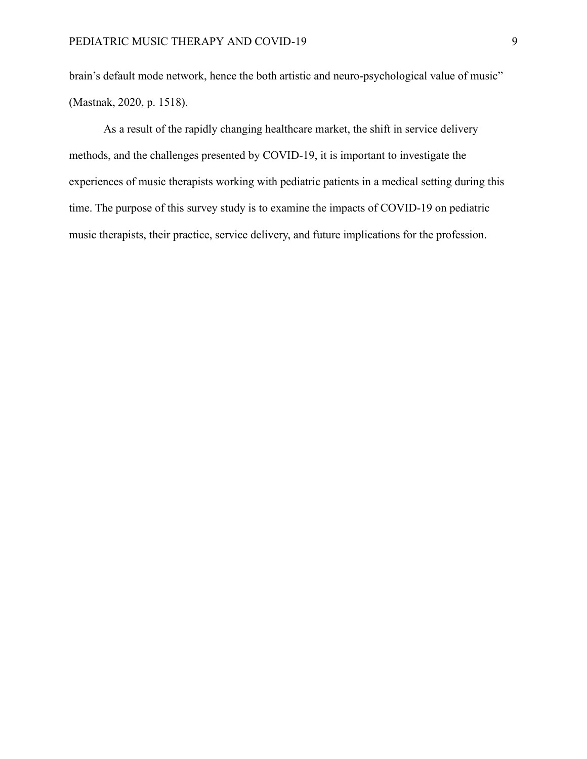brain's default mode network, hence the both artistic and neuro-psychological value of music" (Mastnak, 2020, p. 1518).

As a result of the rapidly changing healthcare market, the shift in service delivery methods, and the challenges presented by COVID-19, it is important to investigate the experiences of music therapists working with pediatric patients in a medical setting during this time. The purpose of this survey study is to examine the impacts of COVID-19 on pediatric music therapists, their practice, service delivery, and future implications for the profession.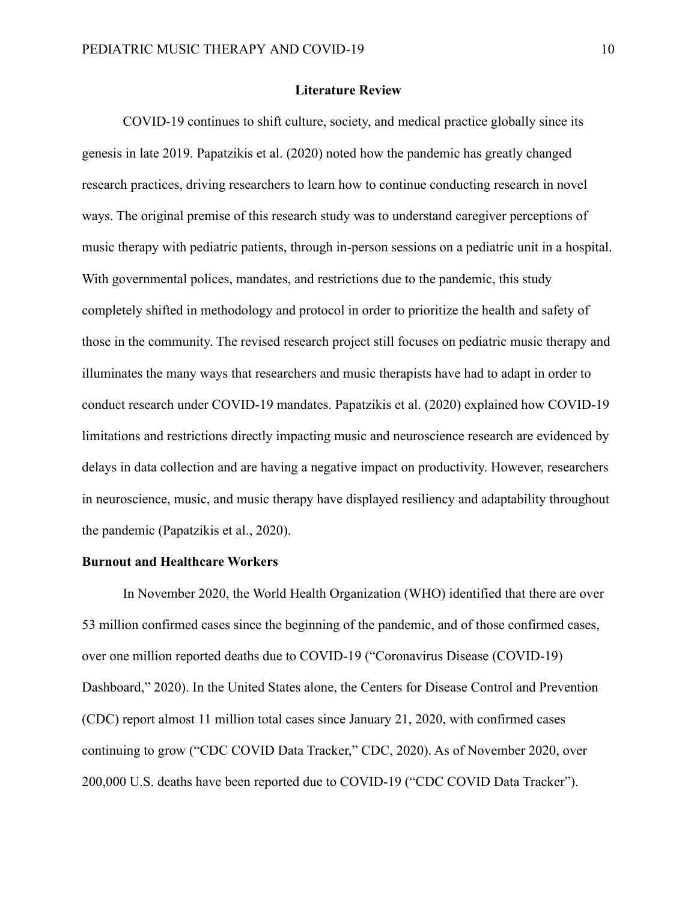## Literature Review

COVID-19 continues to shift culture, society, and medical practice globally since its genesis in late 2019. Papatzikis et al. (2020) noted how the pandemic has greatly changed research practices, driving researchers to learn how to continue conducting research in novel ways. The original premise of this research study was to understand caregiver perceptions of music therapy with pediatric patients, through in-person sessions on a pediatric unit in a hospital. With governmental polices, mandates, and restrictions due to the pandemic, this study completely shifted in methodology and protocol in order to prioritize the health and safety of those in the community. The revised research project still focuses on pediatric music therapy and illuminates the many ways that researchers and music therapists have had to adapt in order to conduct research under COVID-19 mandates. Papatzikis et al. (2020) explained how COVID-19 limitations and restrictions directly impacting music and neuroscience research are evidenced by delays in data collection and are having a negative impact on productivity. However, researchers in neuroscience, music, and music therapy have displayed resiliency and adaptability throughout the pandemic (Papatzikis et al., 2020).

### Burnout and Healthcare Workers

In November 2020, the World Health Organization (WHO) identified that there are over 53 million confirmed cases since the beginning of the pandemic, and of those confirmed cases, over one million reported deaths due to COVID-19 ("Coronavirus Disease (COVID-19) Dashboard," 2020). In the United States alone, the Centers for Disease Control and Prevention (CDC) report almost 11 million total cases since January 21, 2020, with confirmed cases continuing to grow ("CDC COVID Data Tracker," CDC, 2020). As of November 2020, over 200,000 U.S. deaths have been reported due to COVID-19 ("CDC COVID Data Tracker").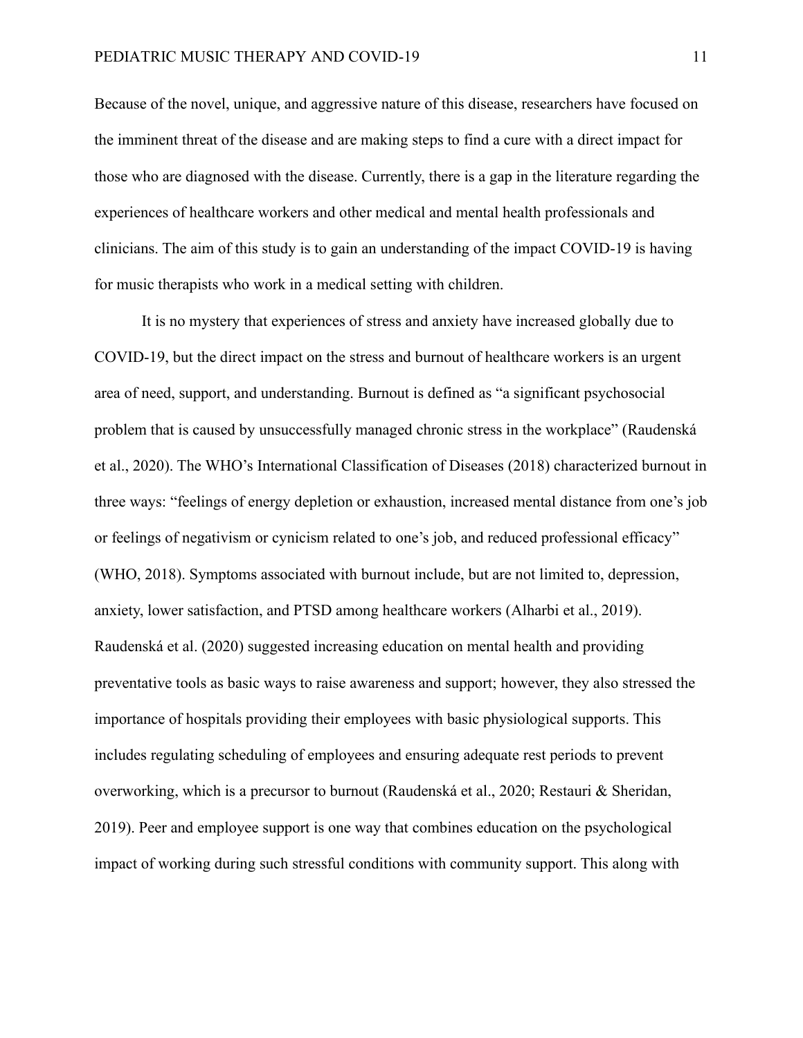Because of the novel, unique, and aggressive nature of this disease, researchers have focused on the imminent threat of the disease and are making steps to find a cure with a direct impact for those who are diagnosed with the disease. Currently, there is a gap in the literature regarding the experiences of healthcare workers and other medical and mental health professionals and clinicians. The aim of this study is to gain an understanding of the impact COVID-19 is having for music therapists who work in a medical setting with children.

It is no mystery that experiences of stress and anxiety have increased globally due to COVID-19, but the direct impact on the stress and burnout of healthcare workers is an urgent area of need, support, and understanding. Burnout is defined as "a significant psychosocial problem that is caused by unsuccessfully managed chronic stress in the workplace" (Raudenská et al., 2020). The WHO's International Classification of Diseases (2018) characterized burnout in three ways: "feelings of energy depletion or exhaustion, increased mental distance from one's job or feelings of negativism or cynicism related to one's job, and reduced professional efficacy" (WHO, 2018). Symptoms associated with burnout include, but are not limited to, depression, anxiety, lower satisfaction, and PTSD among healthcare workers (Alharbi et al., 2019). Raudenská et al. (2020) suggested increasing education on mental health and providing preventative tools as basic ways to raise awareness and support; however, they also stressed the importance of hospitals providing their employees with basic physiological supports. This includes regulating scheduling of employees and ensuring adequate rest periods to prevent overworking, which is a precursor to burnout (Raudenská et al., 2020; Restauri & Sheridan, 2019). Peer and employee support is one way that combines education on the psychological impact of working during such stressful conditions with community support. This along with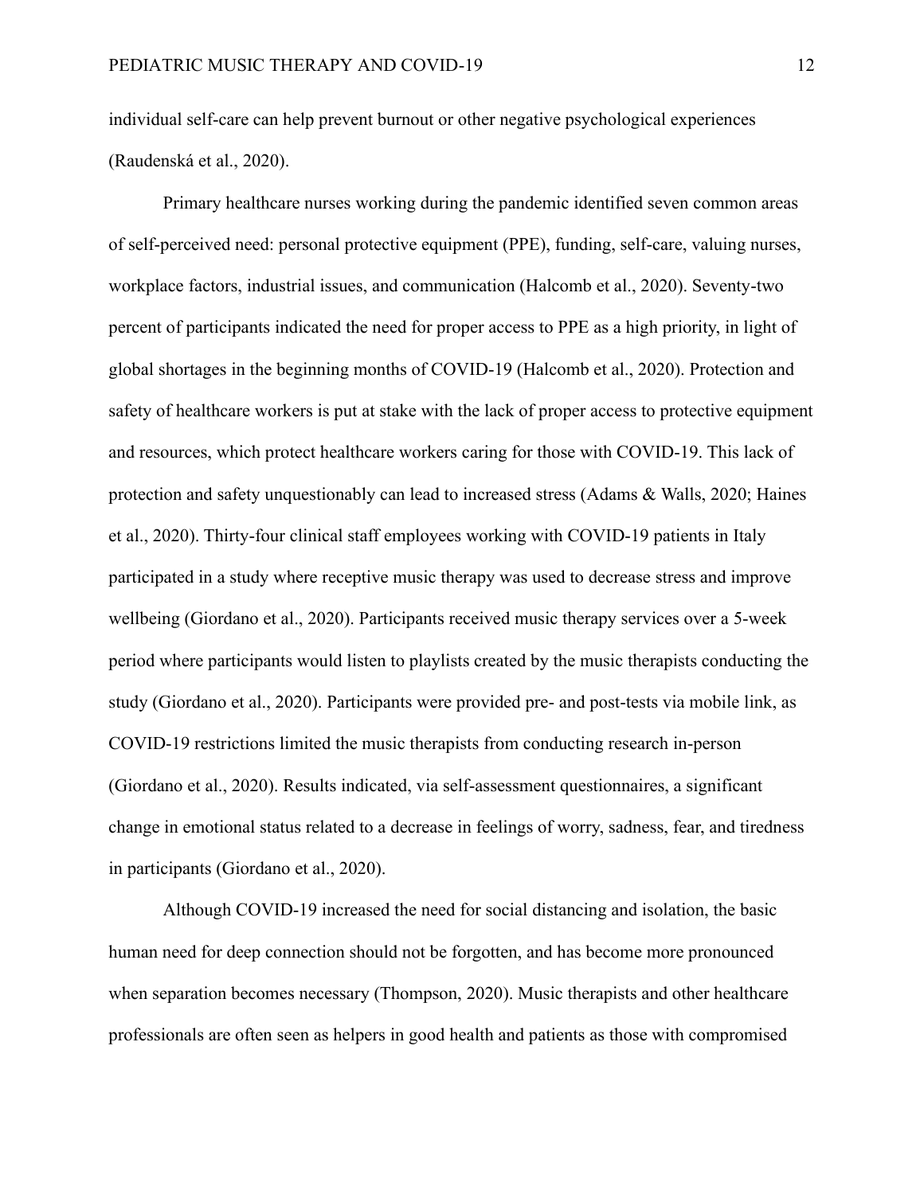individual self-care can help prevent burnout or other negative psychological experiences (Raudenská et al., 2020).

Primary healthcare nurses working during the pandemic identified seven common areas of self-perceived need: personal protective equipment (PPE), funding, self-care, valuing nurses, workplace factors, industrial issues, and communication (Halcomb et al., 2020). Seventy-two percent of participants indicated the need for proper access to PPE as a high priority, in light of global shortages in the beginning months of COVID-19 (Halcomb et al., 2020). Protection and safety of healthcare workers is put at stake with the lack of proper access to protective equipment and resources, which protect healthcare workers caring for those with COVID-19. This lack of protection and safety unquestionably can lead to increased stress (Adams & Walls, 2020; Haines et al., 2020). Thirty-four clinical staff employees working with COVID-19 patients in Italy participated in a study where receptive music therapy was used to decrease stress and improve wellbeing (Giordano et al., 2020). Participants received music therapy services over a 5-week period where participants would listen to playlists created by the music therapists conducting the study (Giordano et al., 2020). Participants were provided pre- and post-tests via mobile link, as COVID-19 restrictions limited the music therapists from conducting research in-person (Giordano et al., 2020). Results indicated, via self-assessment questionnaires, a significant change in emotional status related to a decrease in feelings of worry, sadness, fear, and tiredness in participants (Giordano et al., 2020).

Although COVID-19 increased the need for social distancing and isolation, the basic human need for deep connection should not be forgotten, and has become more pronounced when separation becomes necessary (Thompson, 2020). Music therapists and other healthcare professionals are often seen as helpers in good health and patients as those with compromised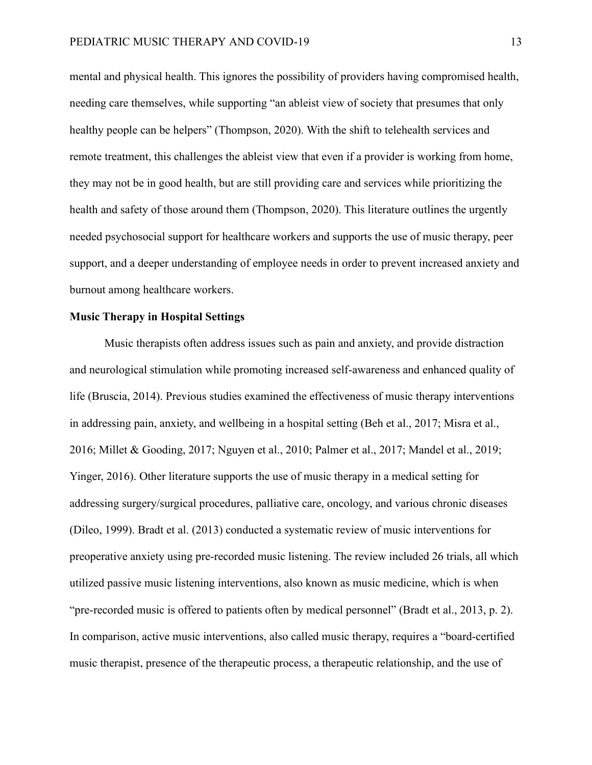mental and physical health. This ignores the possibility of providers having compromised health, needing care themselves, while supporting "an ableist view of society that presumes that only healthy people can be helpers" (Thompson, 2020). With the shift to telehealth services and remote treatment, this challenges the ableist view that even if a provider is working from home, they may not be in good health, but are still providing care and services while prioritizing the health and safety of those around them (Thompson, 2020). This literature outlines the urgently needed psychosocial support for healthcare workers and supports the use of music therapy, peer support, and a deeper understanding of employee needs in order to prevent increased anxiety and burnout among healthcare workers.

**Music Therapy in Hospital Settings**

Music therapists often address issues such as pain and anxiety, and provide distraction and neurological stimulation while promoting increased self-awareness and enhanced quality of life (Bruscia, 2014). Previous studies examined the effectiveness of music therapy interventions in addressing pain, anxiety, and wellbeing in a hospital setting (Beh et al., 2017; Misra et al., 2016; Millet & Gooding, 2017; Nguyen et al., 2010; Palmer et al., 2017; Mandel et al., 2019; Yinger, 2016). Other literature supports the use of music therapy in a medical setting for addressing surgery/surgical procedures, palliative care, oncology, and various chronic diseases (Dileo, 1999). Bradt et al. (2013) conducted a systematic review of music interventions for preoperative anxiety using pre-recorded music listening. The review included 26 trials, all which utilized passive music listening interventions, also known as music medicine, which is when "pre-recorded music is offered to patients often by medical personnel" (Bradt et al., 2013, p. 2). In comparison, active music interventions, also called music therapy, requires a "board-certified music therapist, presence of the therapeutic process, a therapeutic relationship, and the use of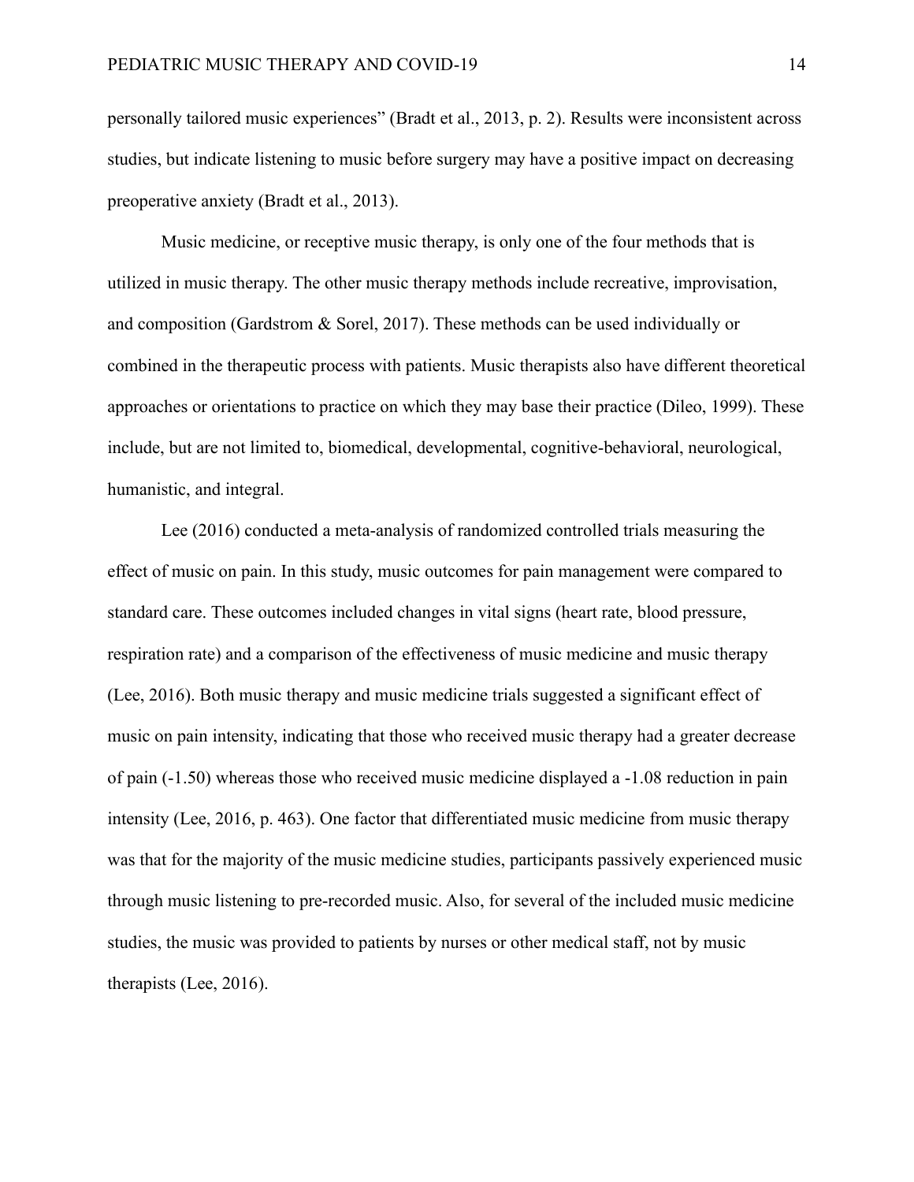personally tailored music experiences" (Bradt et al., 2013, p. 2). Results were inconsistent across studies, but indicate listening to music before surgery may have a positive impact on decreasing preoperative anxiety (Bradt et al., 2013).

Music medicine, or receptive music therapy, is only one of the four methods that is utilized in music therapy. The other music therapy methods include recreative, improvisation, and composition (Gardstrom & Sorel, 2017). These methods can be used individually or combined in the therapeutic process with patients. Music therapists also have different theoretical approaches or orientations to practice on which they may base their practice (Dileo, 1999). These include, but are not limited to, biomedical, developmental, cognitive-behavioral, neurological, humanistic, and integral.

Lee (2016) conducted a meta-analysis of randomized controlled trials measuring the effect of music on pain. In this study, music outcomes for pain management were compared to standard care. These outcomes included changes in vital signs (heart rate, blood pressure, respiration rate) and a comparison of the effectiveness of music medicine and music therapy (Lee, 2016). Both music therapy and music medicine trials suggested a significant effect of music on pain intensity, indicating that those who received music therapy had a greater decrease of pain (-1.50) whereas those who received music medicine displayed a -1.08 reduction in pain intensity (Lee, 2016, p. 463). One factor that differentiated music medicine from music therapy was that for the majority of the music medicine studies, participants passively experienced music through music listening to pre-recorded music. Also, for several of the included music medicine studies, the music was provided to patients by nurses or other medical staff, not by music therapists (Lee, 2016).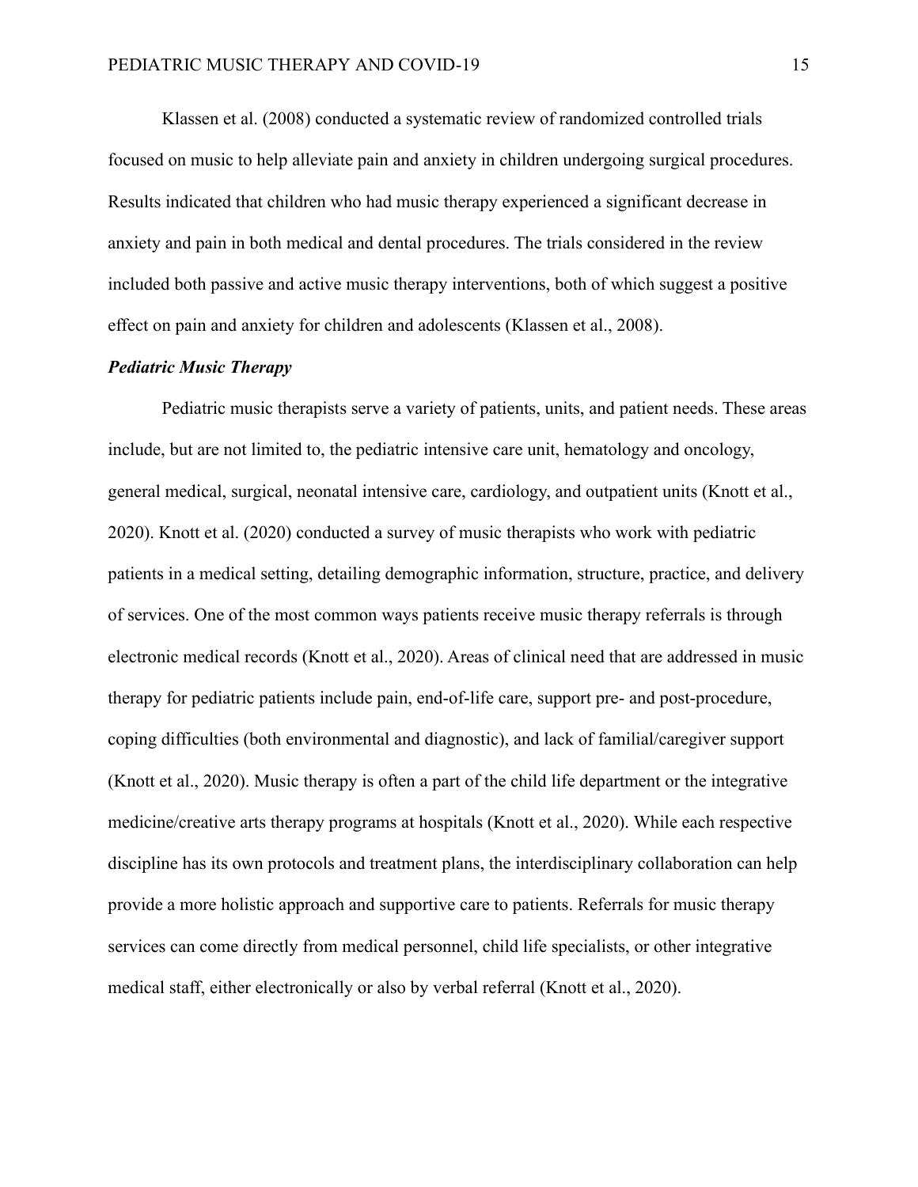Klassen et al. (2008) conducted a systematic review of randomized controlled trials focused on music to help alleviate pain and anxiety in children undergoing surgical procedures. Results indicated that children who had music therapy experienced a significant decrease in anxiety and pain in both medical and dental procedures. The trials considered in the review included both passive and active music therapy interventions, both of which suggest a positive effect on pain and anxiety for children and adolescents (Klassen et al., 2008).

### ***Pediatric Music Therapy***

Pediatric music therapists serve a variety of patients, units, and patient needs. These areas include, but are not limited to, the pediatric intensive care unit, hematology and oncology, general medical, surgical, neonatal intensive care, cardiology, and outpatient units (Knott et al., 2020). Knott et al. (2020) conducted a survey of music therapists who work with pediatric patients in a medical setting, detailing demographic information, structure, practice, and delivery of services. One of the most common ways patients receive music therapy referrals is through electronic medical records (Knott et al., 2020). Areas of clinical need that are addressed in music therapy for pediatric patients include pain, end-of-life care, support pre- and post-procedure, coping difficulties (both environmental and diagnostic), and lack of familial/caregiver support (Knott et al., 2020). Music therapy is often a part of the child life department or the integrative medicine/creative arts therapy programs at hospitals (Knott et al., 2020). While each respective discipline has its own protocols and treatment plans, the interdisciplinary collaboration can help provide a more holistic approach and supportive care to patients. Referrals for music therapy services can come directly from medical personnel, child life specialists, or other integrative medical staff, either electronically or also by verbal referral (Knott et al., 2020).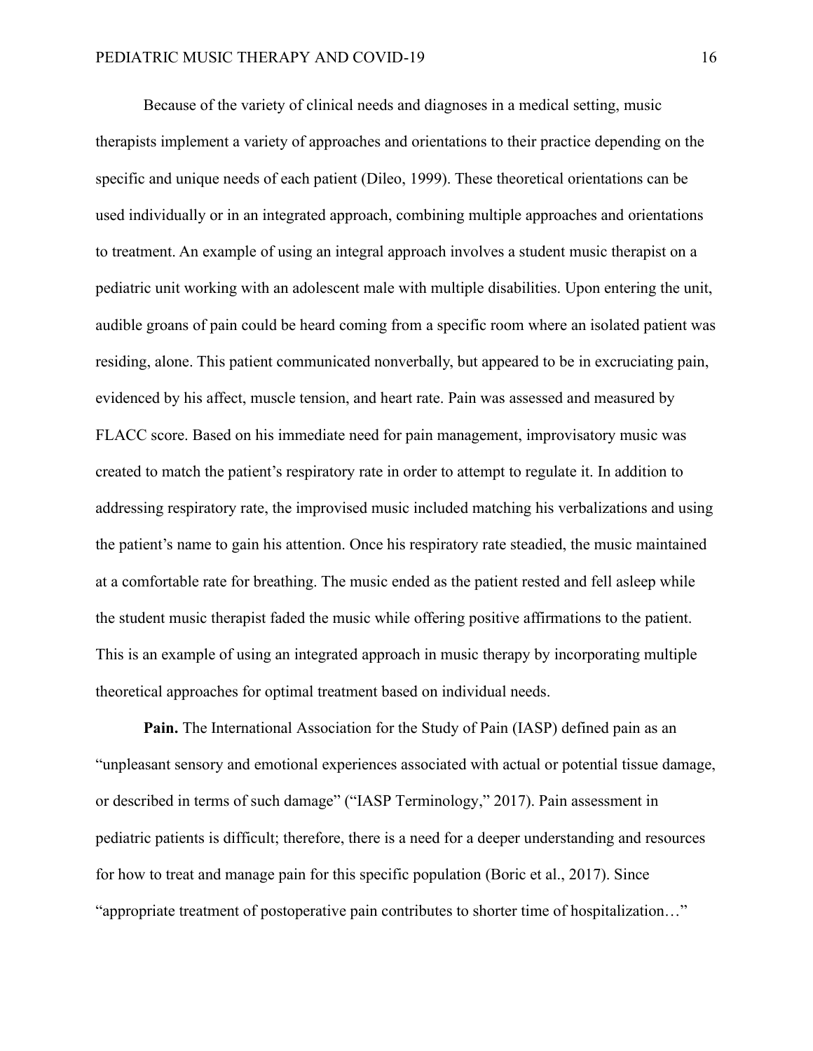Because of the variety of clinical needs and diagnoses in a medical setting, music therapists implement a variety of approaches and orientations to their practice depending on the specific and unique needs of each patient (Dileo, 1999). These theoretical orientations can be used individually or in an integrated approach, combining multiple approaches and orientations to treatment. An example of using an integral approach involves a student music therapist on a pediatric unit working with an adolescent male with multiple disabilities. Upon entering the unit, audible groans of pain could be heard coming from a specific room where an isolated patient was residing, alone. This patient communicated nonverbally, but appeared to be in excruciating pain, evidenced by his affect, muscle tension, and heart rate. Pain was assessed and measured by FLACC score. Based on his immediate need for pain management, improvisatory music was created to match the patient's respiratory rate in order to attempt to regulate it. In addition to addressing respiratory rate, the improvised music included matching his verbalizations and using the patient's name to gain his attention. Once his respiratory rate steadied, the music maintained at a comfortable rate for breathing. The music ended as the patient rested and fell asleep while the student music therapist faded the music while offering positive affirmations to the patient. This is an example of using an integrated approach in music therapy by incorporating multiple theoretical approaches for optimal treatment based on individual needs.

**Pain.** The International Association for the Study of Pain (IASP) defined pain as an "unpleasant sensory and emotional experiences associated with actual or potential tissue damage, or described in terms of such damage" ("IASP Terminology," 2017). Pain assessment in pediatric patients is difficult; therefore, there is a need for a deeper understanding and resources for how to treat and manage pain for this specific population (Boric et al., 2017). Since "appropriate treatment of postoperative pain contributes to shorter time of hospitalization…"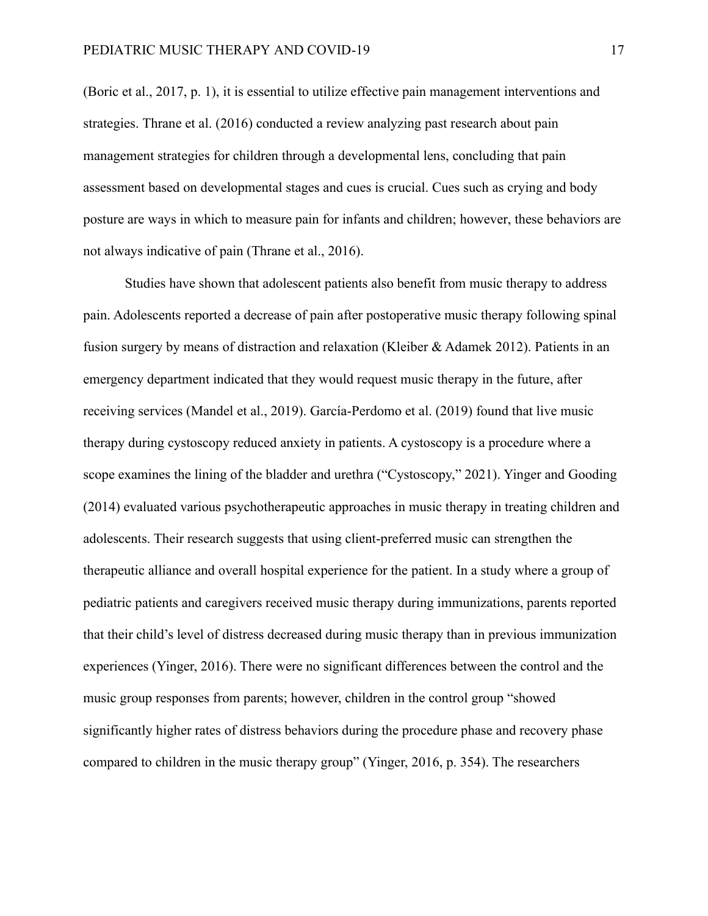(Boric et al., 2017, p. 1), it is essential to utilize effective pain management interventions and strategies. Thrane et al. (2016) conducted a review analyzing past research about pain management strategies for children through a developmental lens, concluding that pain assessment based on developmental stages and cues is crucial. Cues such as crying and body posture are ways in which to measure pain for infants and children; however, these behaviors are not always indicative of pain (Thrane et al., 2016).

Studies have shown that adolescent patients also benefit from music therapy to address pain. Adolescents reported a decrease of pain after postoperative music therapy following spinal fusion surgery by means of distraction and relaxation (Kleiber & Adamek 2012). Patients in an emergency department indicated that they would request music therapy in the future, after receiving services (Mandel et al., 2019). García-Perdomo et al. (2019) found that live music therapy during cystoscopy reduced anxiety in patients. A cystoscopy is a procedure where a scope examines the lining of the bladder and urethra ("Cystoscopy," 2021). Yinger and Gooding (2014) evaluated various psychotherapeutic approaches in music therapy in treating children and adolescents. Their research suggests that using client-preferred music can strengthen the therapeutic alliance and overall hospital experience for the patient. In a study where a group of pediatric patients and caregivers received music therapy during immunizations, parents reported that their child's level of distress decreased during music therapy than in previous immunization experiences (Yinger, 2016). There were no significant differences between the control and the music group responses from parents; however, children in the control group "showed significantly higher rates of distress behaviors during the procedure phase and recovery phase compared to children in the music therapy group" (Yinger, 2016, p. 354). The researchers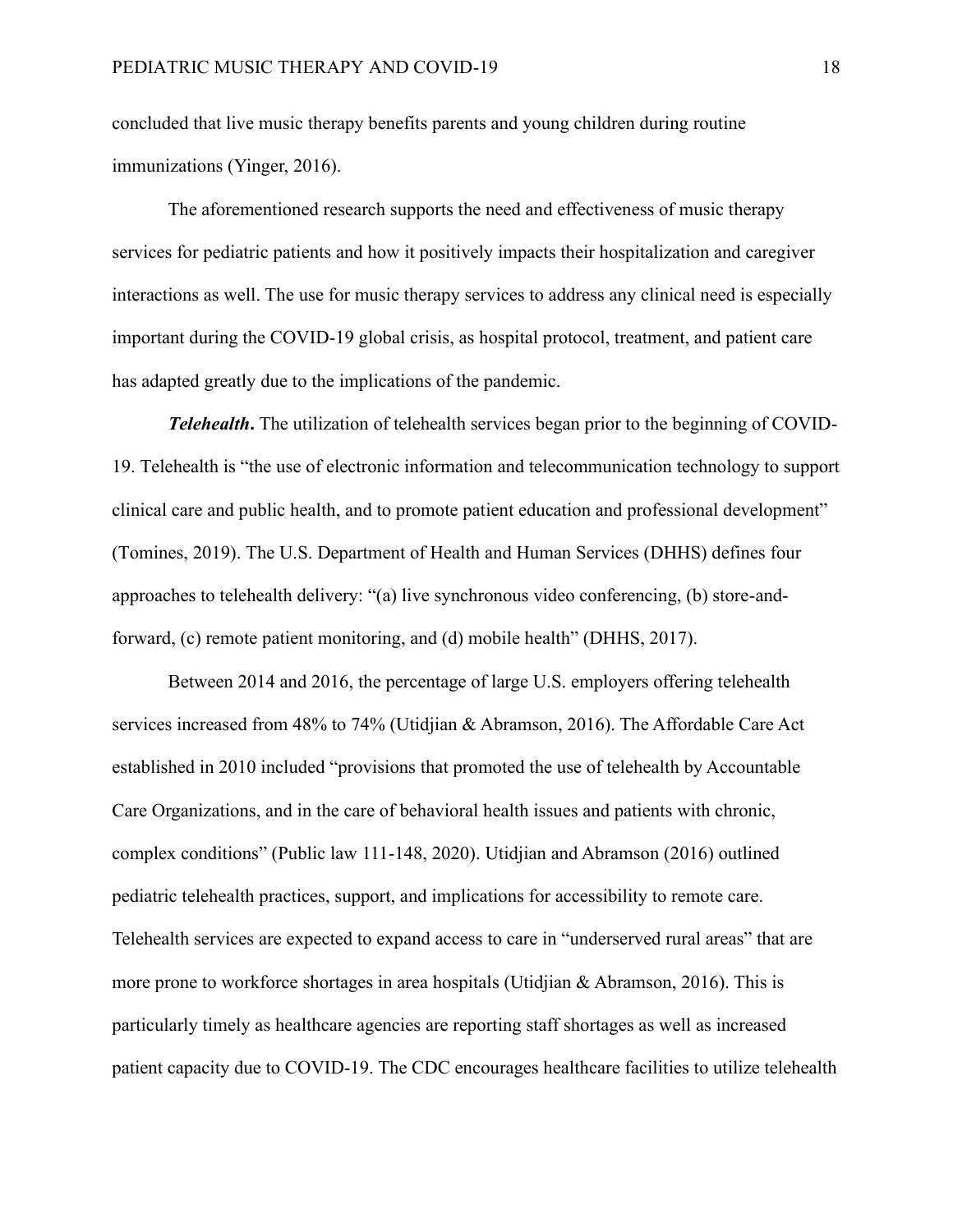concluded that live music therapy benefits parents and young children during routine immunizations (Yinger, 2016).

The aforementioned research supports the need and effectiveness of music therapy services for pediatric patients and how it positively impacts their hospitalization and caregiver interactions as well. The use for music therapy services to address any clinical need is especially important during the COVID-19 global crisis, as hospital protocol, treatment, and patient care has adapted greatly due to the implications of the pandemic.

***Telehealth*.** The utilization of telehealth services began prior to the beginning of COVID-19. Telehealth is "the use of electronic information and telecommunication technology to support clinical care and public health, and to promote patient education and professional development" (Tomines, 2019). The U.S. Department of Health and Human Services (DHHS) defines four approaches to telehealth delivery: "(a) live synchronous video conferencing, (b) store-and-forward, (c) remote patient monitoring, and (d) mobile health" (DHHS, 2017).

Between 2014 and 2016, the percentage of large U.S. employers offering telehealth services increased from 48% to 74% (Utidjian & Abramson, 2016). The Affordable Care Act established in 2010 included "provisions that promoted the use of telehealth by Accountable Care Organizations, and in the care of behavioral health issues and patients with chronic, complex conditions" (Public law 111-148, 2020). Utidjian and Abramson (2016) outlined pediatric telehealth practices, support, and implications for accessibility to remote care. Telehealth services are expected to expand access to care in "underserved rural areas" that are more prone to workforce shortages in area hospitals (Utidjian & Abramson, 2016). This is particularly timely as healthcare agencies are reporting staff shortages as well as increased patient capacity due to COVID-19. The CDC encourages healthcare facilities to utilize telehealth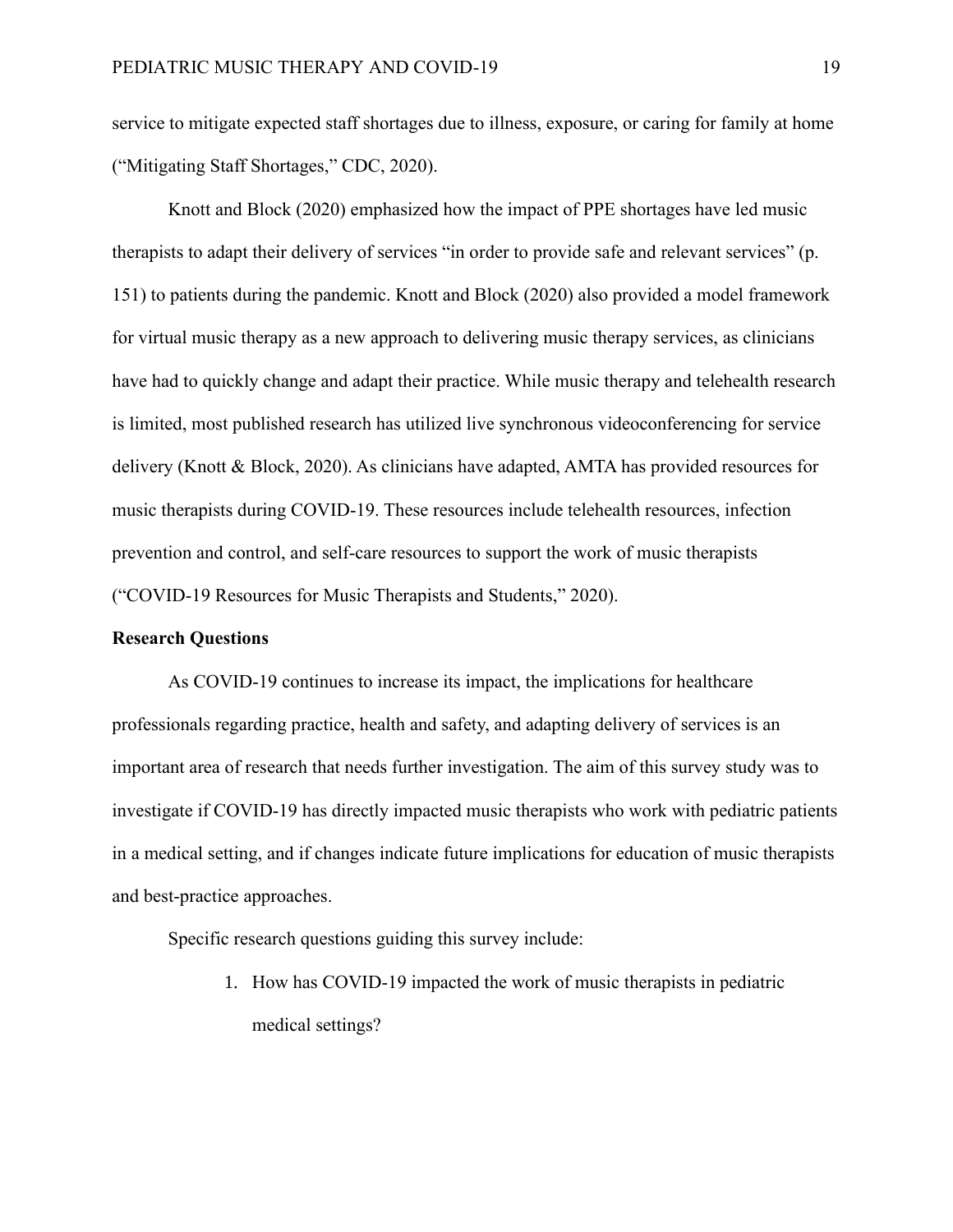service to mitigate expected staff shortages due to illness, exposure, or caring for family at home ("Mitigating Staff Shortages," CDC, 2020).

Knott and Block (2020) emphasized how the impact of PPE shortages have led music therapists to adapt their delivery of services "in order to provide safe and relevant services" (p. 151) to patients during the pandemic. Knott and Block (2020) also provided a model framework for virtual music therapy as a new approach to delivering music therapy services, as clinicians have had to quickly change and adapt their practice. While music therapy and telehealth research is limited, most published research has utilized live synchronous videoconferencing for service delivery (Knott & Block, 2020). As clinicians have adapted, AMTA has provided resources for music therapists during COVID-19. These resources include telehealth resources, infection prevention and control, and self-care resources to support the work of music therapists ("COVID-19 Resources for Music Therapists and Students," 2020).

**Research Questions**

As COVID-19 continues to increase its impact, the implications for healthcare professionals regarding practice, health and safety, and adapting delivery of services is an important area of research that needs further investigation. The aim of this survey study was to investigate if COVID-19 has directly impacted music therapists who work with pediatric patients in a medical setting, and if changes indicate future implications for education of music therapists and best-practice approaches.

Specific research questions guiding this survey include:

1. How has COVID-19 impacted the work of music therapists in pediatric medical settings?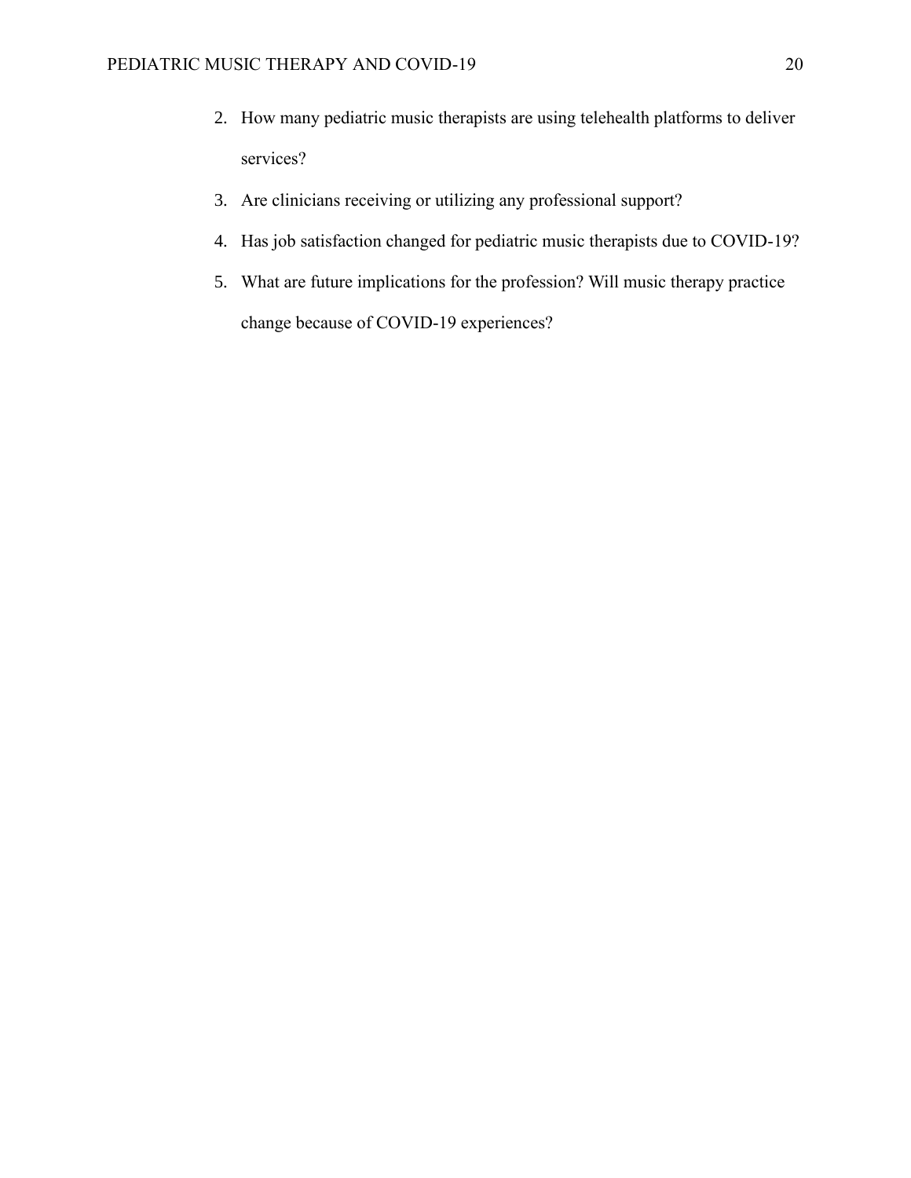2. How many pediatric music therapists are using telehealth platforms to deliver services?
3. Are clinicians receiving or utilizing any professional support?
4. Has job satisfaction changed for pediatric music therapists due to COVID-19?
5. What are future implications for the profession? Will music therapy practice change because of COVID-19 experiences?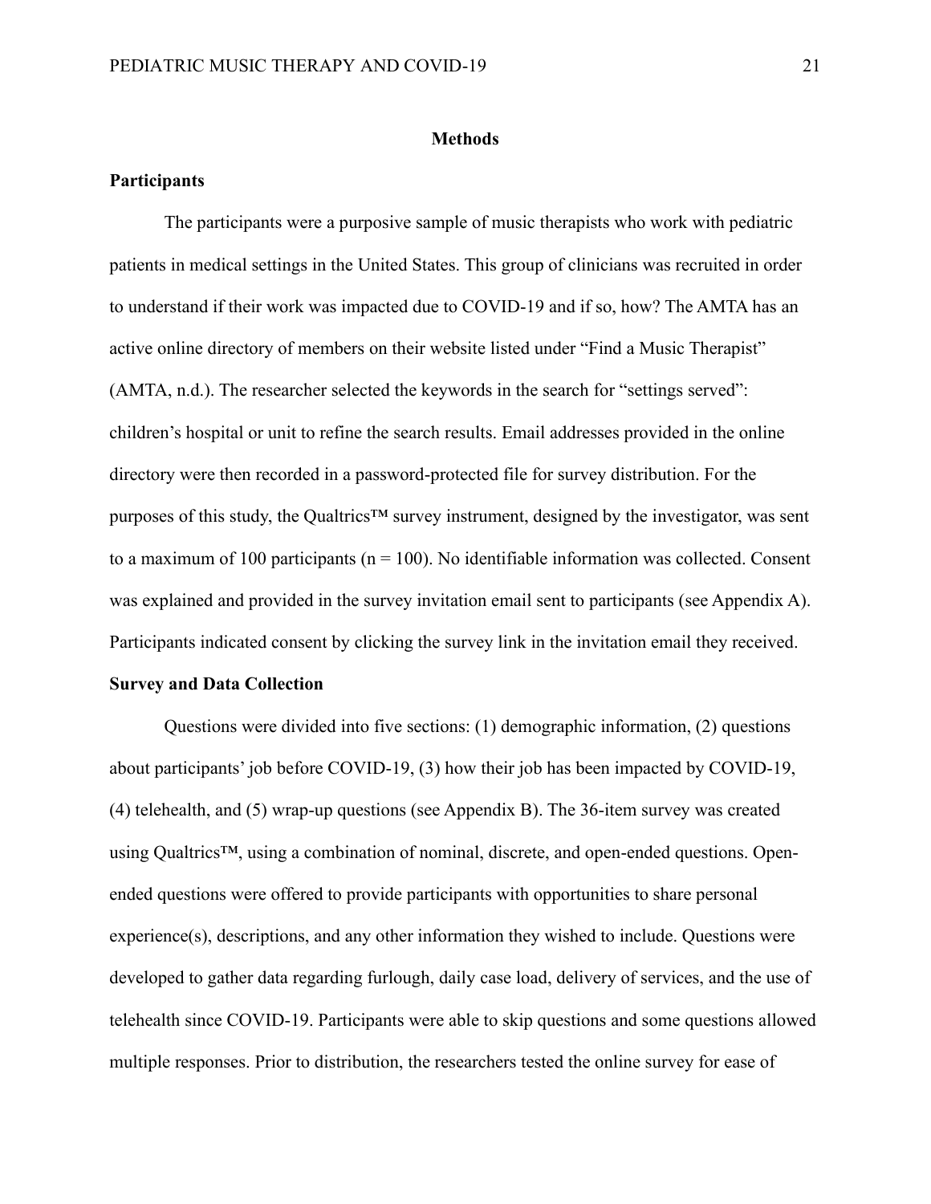## Methods

### Participants

The participants were a purposive sample of music therapists who work with pediatric patients in medical settings in the United States. This group of clinicians was recruited in order to understand if their work was impacted due to COVID-19 and if so, how? The AMTA has an active online directory of members on their website listed under "Find a Music Therapist" (AMTA, n.d.). The researcher selected the keywords in the search for "settings served": children's hospital or unit to refine the search results. Email addresses provided in the online directory were then recorded in a password-protected file for survey distribution. For the purposes of this study, the Qualtrics™ survey instrument, designed by the investigator, was sent to a maximum of 100 participants ($n = 100$). No identifiable information was collected. Consent was explained and provided in the survey invitation email sent to participants (see Appendix A). Participants indicated consent by clicking the survey link in the invitation email they received.

### Survey and Data Collection

Questions were divided into five sections: (1) demographic information, (2) questions about participants' job before COVID-19, (3) how their job has been impacted by COVID-19, (4) telehealth, and (5) wrap-up questions (see Appendix B). The 36-item survey was created using Qualtrics™, using a combination of nominal, discrete, and open-ended questions. Open-ended questions were offered to provide participants with opportunities to share personal experience(s), descriptions, and any other information they wished to include. Questions were developed to gather data regarding furlough, daily case load, delivery of services, and the use of telehealth since COVID-19. Participants were able to skip questions and some questions allowed multiple responses. Prior to distribution, the researchers tested the online survey for ease of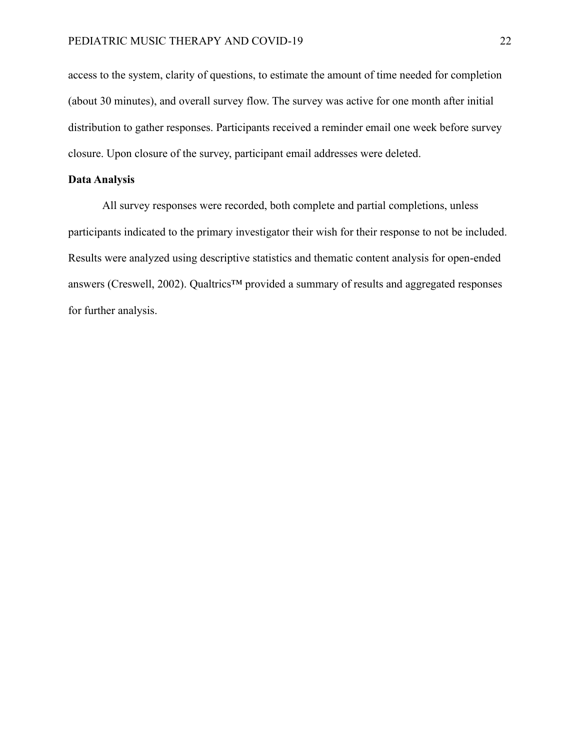access to the system, clarity of questions, to estimate the amount of time needed for completion (about 30 minutes), and overall survey flow. The survey was active for one month after initial distribution to gather responses. Participants received a reminder email one week before survey closure. Upon closure of the survey, participant email addresses were deleted.

**Data Analysis**

All survey responses were recorded, both complete and partial completions, unless participants indicated to the primary investigator their wish for their response to not be included. Results were analyzed using descriptive statistics and thematic content analysis for open-ended answers (Creswell, 2002). Qualtrics™ provided a summary of results and aggregated responses for further analysis.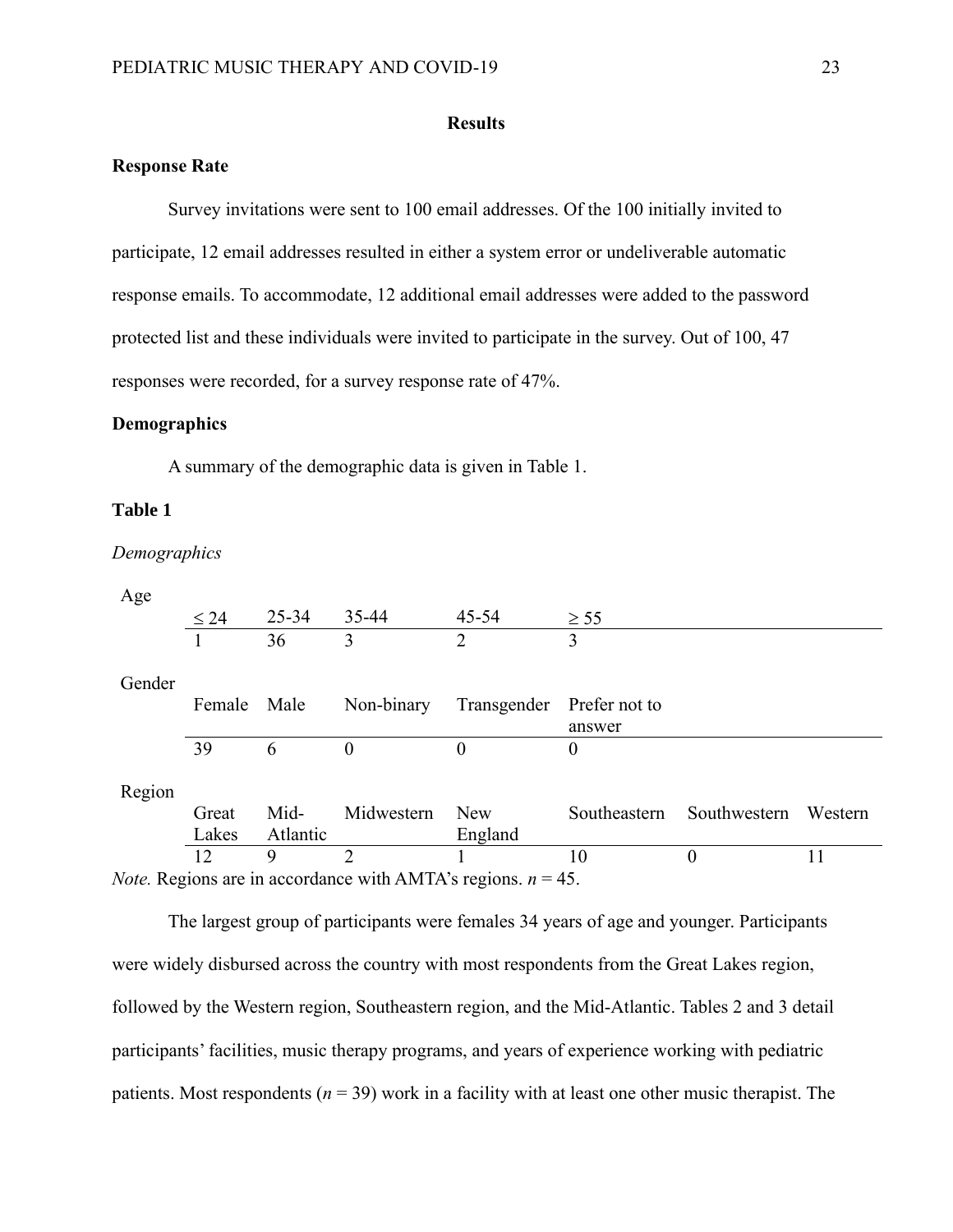## Results

### Response Rate

Survey invitations were sent to 100 email addresses. Of the 100 initially invited to participate, 12 email addresses resulted in either a system error or undeliverable automatic response emails. To accommodate, 12 additional email addresses were added to the password protected list and these individuals were invited to participate in the survey. Out of 100, 47 responses were recorded, for a survey response rate of 47%.

### Demographics

A summary of the demographic data is given in Table 1.

**Table 1**

*Demographics*

Age

| ≤ 24 | 25-34 | 35-44 | 45-54 | ≥ 55 |
|---|---|---|---|---|
| 1 | 36 | 3 | 2 | 3 |

Gender

| Female | Male | Non-binary | Transgender | Prefer not to answer |
|---|---|---|---|---|
| 39 | 6 | 0 | 0 | 0 |

Region

| Great Lakes | Mid-Atlantic | Midwestern | New England | Southeastern | Southwestern | Western |
|---|---|---|---|---|---|---|
| 12 | 9 | 2 | 1 | 10 | 0 | 11 |

*Note.* Regions are in accordance with AMTA's regions. $n = 45$.

The largest group of participants were females 34 years of age and younger. Participants were widely disbursed across the country with most respondents from the Great Lakes region, followed by the Western region, Southeastern region, and the Mid-Atlantic. Tables 2 and 3 detail participants' facilities, music therapy programs, and years of experience working with pediatric patients. Most respondents ($n = 39$) work in a facility with at least one other music therapist. The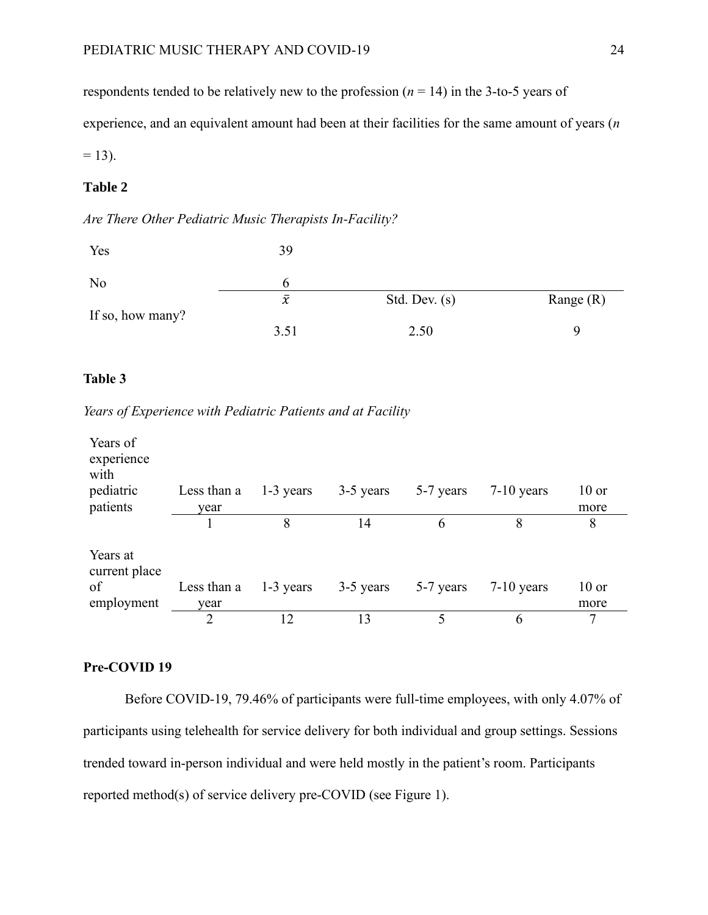respondents tended to be relatively new to the profession (*n* = 14) in the 3-to-5 years of experience, and an equivalent amount had been at their facilities for the same amount of years (*n* = 13).

**Table 2**

*Are There Other Pediatric Music Therapists In-Facility?*

| | | | |
|---|---|---|---|
| Yes | 39 | | |
| No | 6 | | |
| | $\bar{x}$ | Std. Dev. (s) | Range (R) |
| If so, how many? | 3.51 | 2.50 | 9 |

**Table 3**

*Years of Experience with Pediatric Patients and at Facility*

| Years of experience with pediatric patients | Less than a year | 1-3 years | 3-5 years | 5-7 years | 7-10 years | 10 or more |
|---|---|---|---|---|---|---|
| | 1 | 8 | 14 | 6 | 8 | 8 |
| **Years at current place of employment** | **Less than a year** | **1-3 years** | **3-5 years** | **5-7 years** | **7-10 years** | **10 or more** |
| | 2 | 12 | 13 | 5 | 6 | 7 |

## Pre-COVID 19

Before COVID-19, 79.46% of participants were full-time employees, with only 4.07% of participants using telehealth for service delivery for both individual and group settings. Sessions trended toward in-person individual and were held mostly in the patient's room. Participants reported method(s) of service delivery pre-COVID (see Figure 1).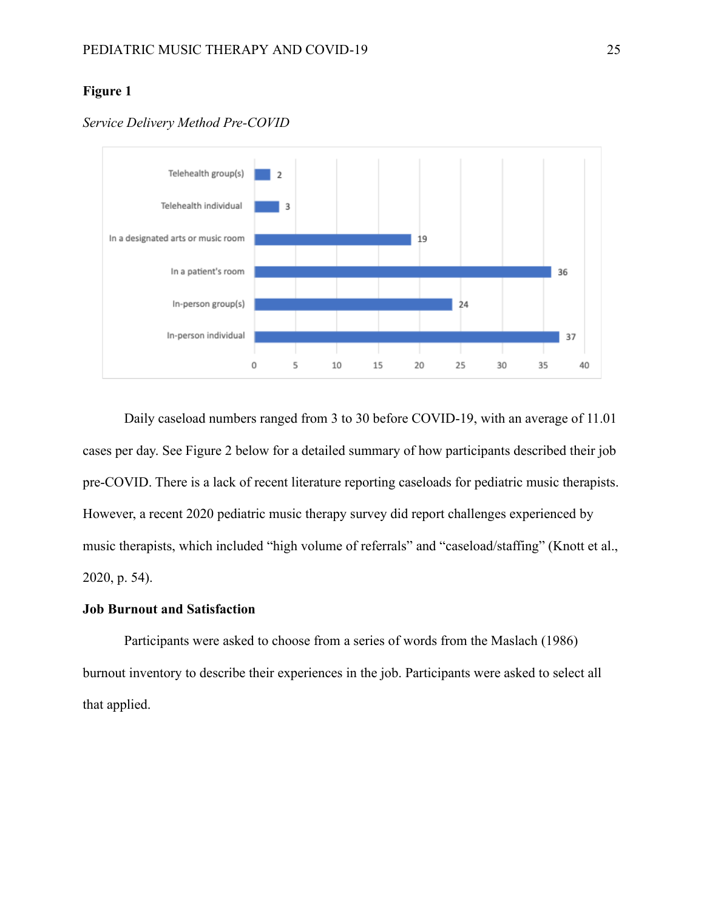**Figure 1**

*Service Delivery Method Pre-COVID*

| Service Delivery Method | Count |
|---|---|
| Telehealth group(s) | 2 |
| Telehealth individual | 3 |
| In a designated arts or music room | 19 |
| In a patient's room | 36 |
| In-person group(s) | 24 |
| In-person individual | 37 |

Daily caseload numbers ranged from 3 to 30 before COVID-19, with an average of 11.01 cases per day. See Figure 2 below for a detailed summary of how participants described their job pre-COVID. There is a lack of recent literature reporting caseloads for pediatric music therapists. However, a recent 2020 pediatric music therapy survey did report challenges experienced by music therapists, which included "high volume of referrals" and "caseload/staffing" (Knott et al., 2020, p. 54).

**Job Burnout and Satisfaction**

Participants were asked to choose from a series of words from the Maslach (1986) burnout inventory to describe their experiences in the job. Participants were asked to select all that applied.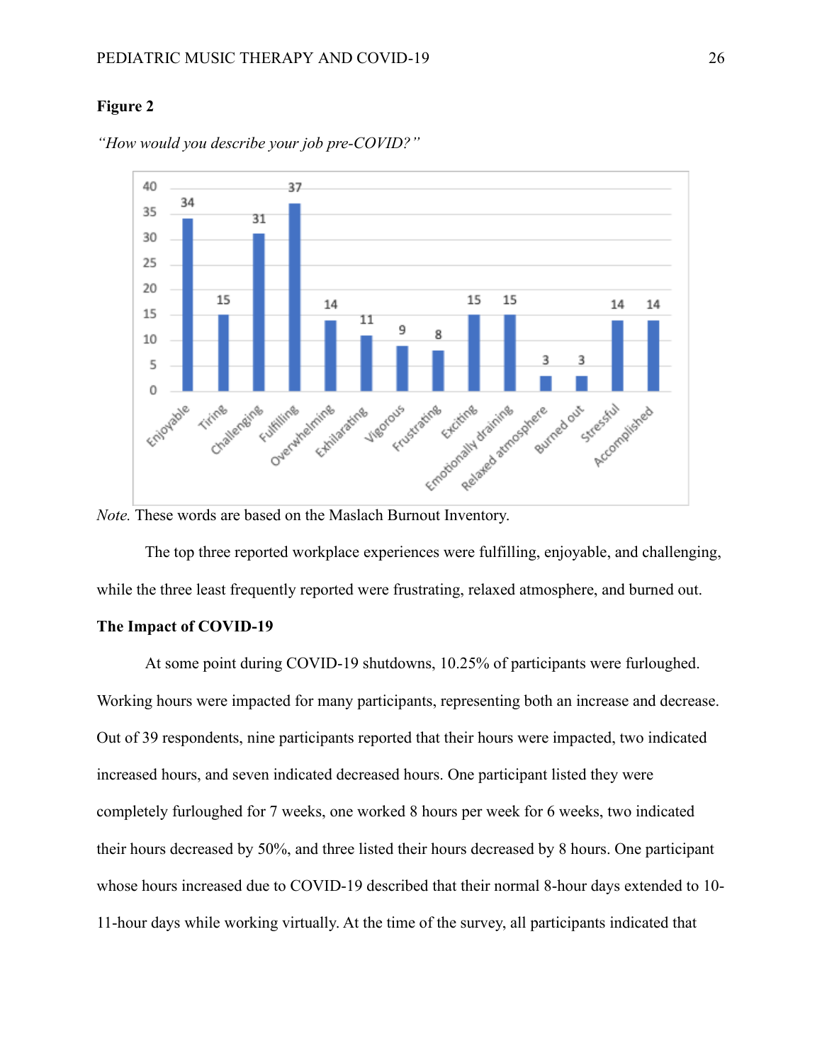**Figure 2**

*"How would you describe your job pre-COVID?"*

| Response | Count |
|---|---|
| Enjoyable | 34 |
| Tiring | 15 |
| Challenging | 31 |
| Fulfilling | 37 |
| Overwhelming | 14 |
| Exhilarating | 11 |
| Vigorous | 9 |
| Frustrating | 8 |
| Exciting | 15 |
| Emotionally draining | 15 |
| Relaxed atmosphere | 3 |
| Burned out | 3 |
| Stressful | 14 |
| Accomplished | 14 |

*Note.* These words are based on the Maslach Burnout Inventory.

The top three reported workplace experiences were fulfilling, enjoyable, and challenging, while the three least frequently reported were frustrating, relaxed atmosphere, and burned out.

**The Impact of COVID-19**

At some point during COVID-19 shutdowns, 10.25% of participants were furloughed. Working hours were impacted for many participants, representing both an increase and decrease. Out of 39 respondents, nine participants reported that their hours were impacted, two indicated increased hours, and seven indicated decreased hours. One participant listed they were completely furloughed for 7 weeks, one worked 8 hours per week for 6 weeks, two indicated their hours decreased by 50%, and three listed their hours decreased by 8 hours. One participant whose hours increased due to COVID-19 described that their normal 8-hour days extended to 10-11-hour days while working virtually. At the time of the survey, all participants indicated that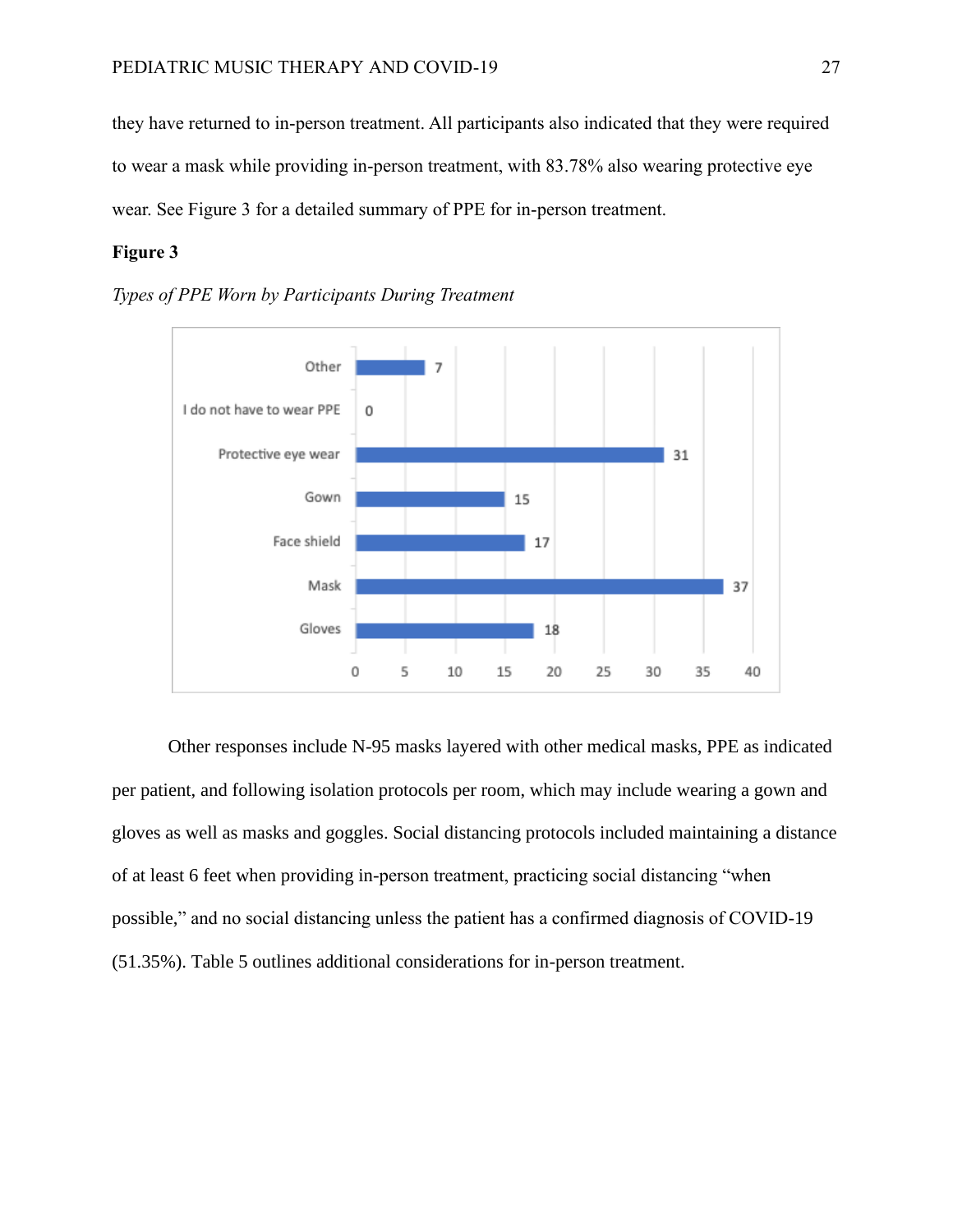they have returned to in-person treatment. All participants also indicated that they were required to wear a mask while providing in-person treatment, with 83.78% also wearing protective eye wear. See Figure 3 for a detailed summary of PPE for in-person treatment.

**Figure 3**

*Types of PPE Worn by Participants During Treatment*

| PPE Type | Count |
|---|---|
| Other | 7 |
| I do not have to wear PPE | 0 |
| Protective eye wear | 31 |
| Gown | 15 |
| Face shield | 17 |
| Mask | 37 |
| Gloves | 18 |

Other responses include N-95 masks layered with other medical masks, PPE as indicated per patient, and following isolation protocols per room, which may include wearing a gown and gloves as well as masks and goggles. Social distancing protocols included maintaining a distance of at least 6 feet when providing in-person treatment, practicing social distancing "when possible," and no social distancing unless the patient has a confirmed diagnosis of COVID-19 (51.35%). Table 5 outlines additional considerations for in-person treatment.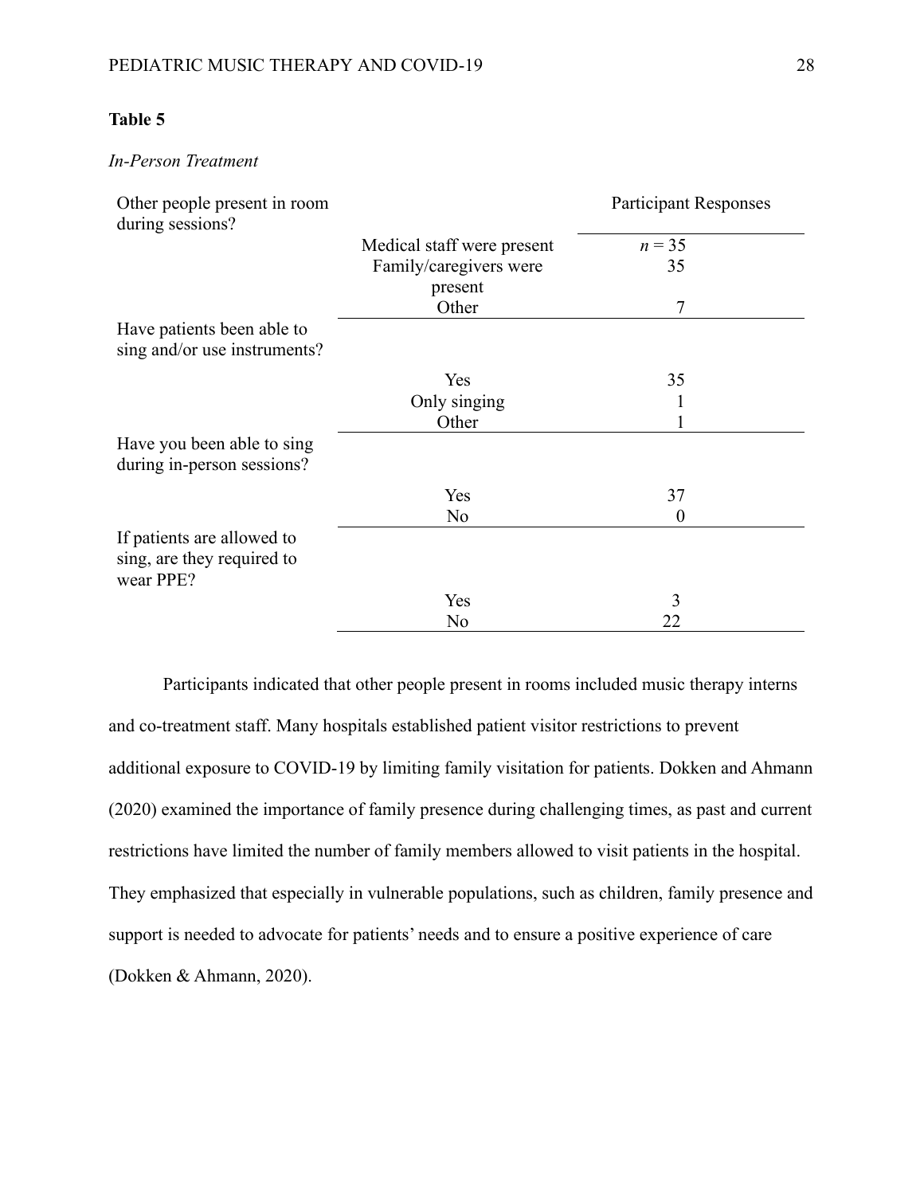**Table 5**

*In-Person Treatment*

| | | Participant Responses |
|---|---|---|
| Other people present in room during sessions? | | |
| | Medical staff were present | *n* = 35 |
| | Family/caregivers were present | 35 |
| | Other | 7 |
| Have patients been able to sing and/or use instruments? | | |
| | Yes | 35 |
| | Only singing | 1 |
| | Other | 1 |
| Have you been able to sing during in-person sessions? | | |
| | Yes | 37 |
| | No | 0 |
| If patients are allowed to sing, are they required to wear PPE? | | |
| | Yes | 3 |
| | No | 22 |

Participants indicated that other people present in rooms included music therapy interns and co-treatment staff. Many hospitals established patient visitor restrictions to prevent additional exposure to COVID-19 by limiting family visitation for patients. Dokken and Ahmann (2020) examined the importance of family presence during challenging times, as past and current restrictions have limited the number of family members allowed to visit patients in the hospital. They emphasized that especially in vulnerable populations, such as children, family presence and support is needed to advocate for patients' needs and to ensure a positive experience of care (Dokken & Ahmann, 2020).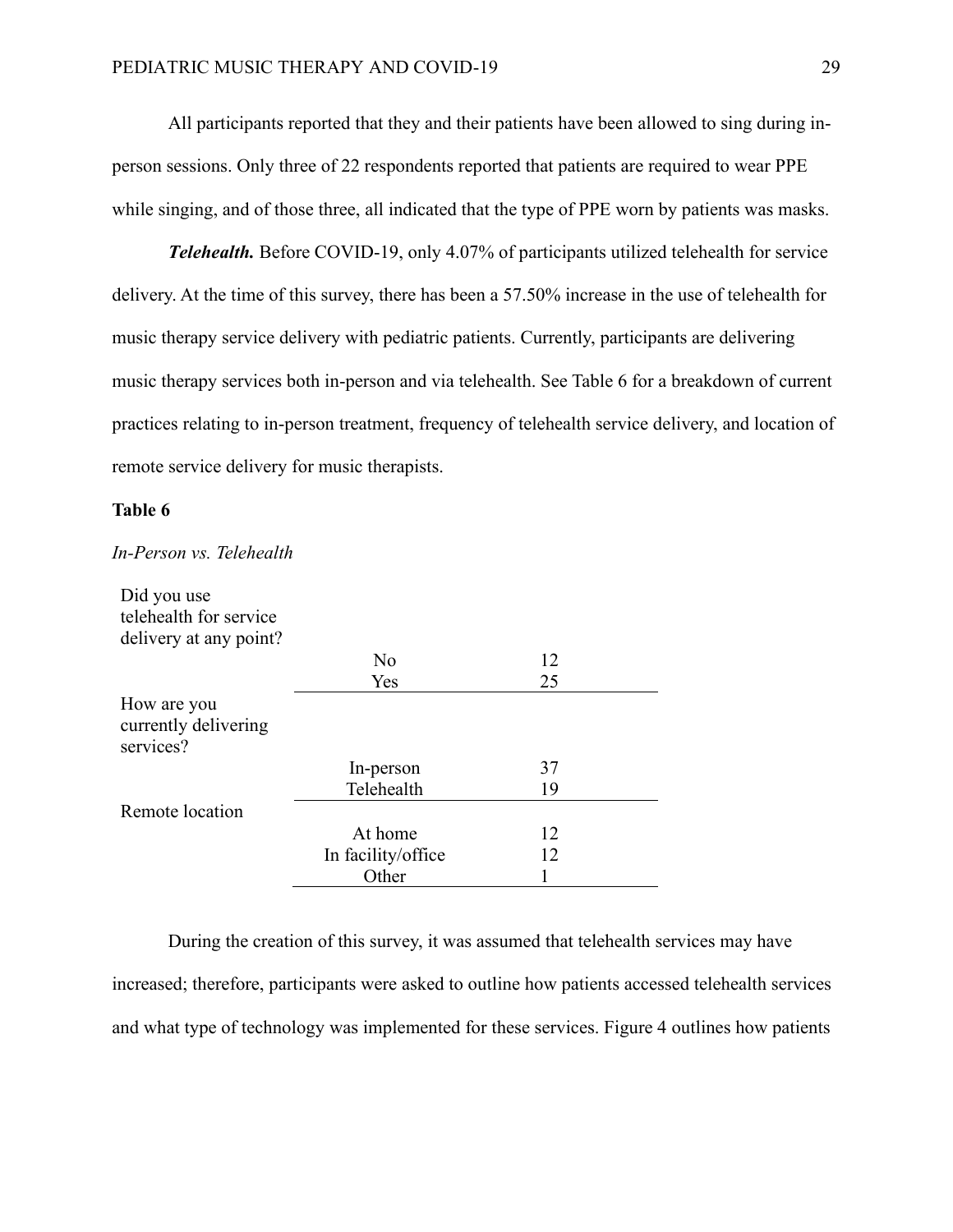All participants reported that they and their patients have been allowed to sing during in-person sessions. Only three of 22 respondents reported that patients are required to wear PPE while singing, and of those three, all indicated that the type of PPE worn by patients was masks.

***Telehealth.*** Before COVID-19, only 4.07% of participants utilized telehealth for service delivery. At the time of this survey, there has been a 57.50% increase in the use of telehealth for music therapy service delivery with pediatric patients. Currently, participants are delivering music therapy services both in-person and via telehealth. See Table 6 for a breakdown of current practices relating to in-person treatment, frequency of telehealth service delivery, and location of remote service delivery for music therapists.

**Table 6**

*In-Person vs. Telehealth*

| | | |
|---|---|---|
| Did you use telehealth for service delivery at any point? | | |
| | No | 12 |
| | Yes | 25 |
| How are you currently delivering services? | | |
| | In-person | 37 |
| | Telehealth | 19 |
| Remote location | | |
| | At home | 12 |
| | In facility/office | 12 |
| | Other | 1 |

During the creation of this survey, it was assumed that telehealth services may have increased; therefore, participants were asked to outline how patients accessed telehealth services and what type of technology was implemented for these services. Figure 4 outlines how patients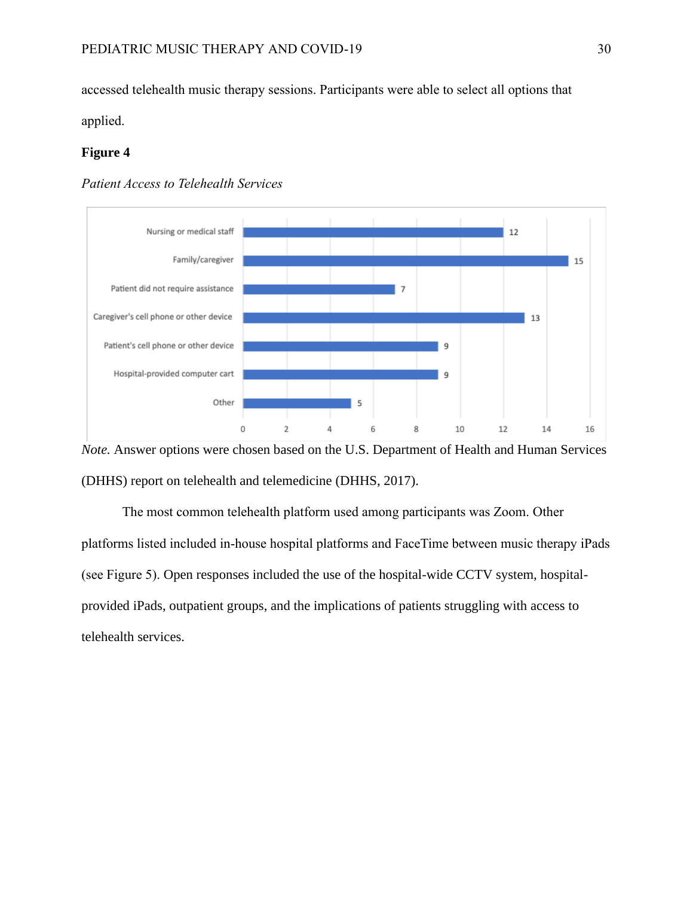accessed telehealth music therapy sessions. Participants were able to select all options that applied.

**Figure 4**

*Patient Access to Telehealth Services*

| Category | Count |
| --- | --- |
| Nursing or medical staff | 12 |
| Family/caregiver | 15 |
| Patient did not require assistance | 7 |
| Caregiver's cell phone or other device | 13 |
| Patient's cell phone or other device | 9 |
| Hospital-provided computer cart | 9 |
| Other | 5 |

*Note.* Answer options were chosen based on the U.S. Department of Health and Human Services (DHHS) report on telehealth and telemedicine (DHHS, 2017).

The most common telehealth platform used among participants was Zoom. Other platforms listed included in-house hospital platforms and FaceTime between music therapy iPads (see Figure 5). Open responses included the use of the hospital-wide CCTV system, hospital-provided iPads, outpatient groups, and the implications of patients struggling with access to telehealth services.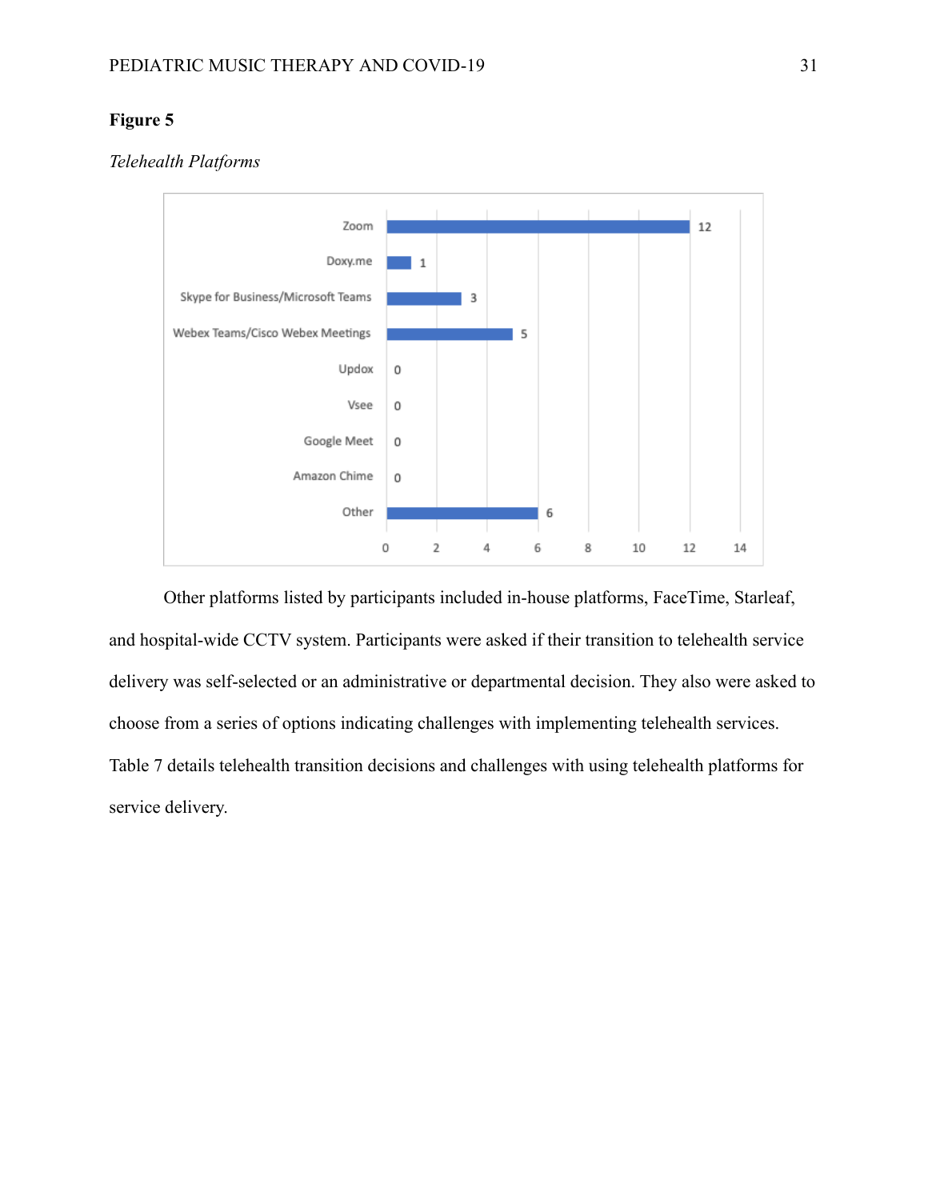**Figure 5**

*Telehealth Platforms*

| Platform | Count |
|---|---|
| Zoom | 12 |
| Doxy.me | 1 |
| Skype for Business/Microsoft Teams | 3 |
| Webex Teams/Cisco Webex Meetings | 5 |
| Updox | 0 |
| Vsee | 0 |
| Google Meet | 0 |
| Amazon Chime | 0 |
| Other | 6 |

Other platforms listed by participants included in-house platforms, FaceTime, Starleaf, and hospital-wide CCTV system. Participants were asked if their transition to telehealth service delivery was self-selected or an administrative or departmental decision. They also were asked to choose from a series of options indicating challenges with implementing telehealth services. Table 7 details telehealth transition decisions and challenges with using telehealth platforms for service delivery.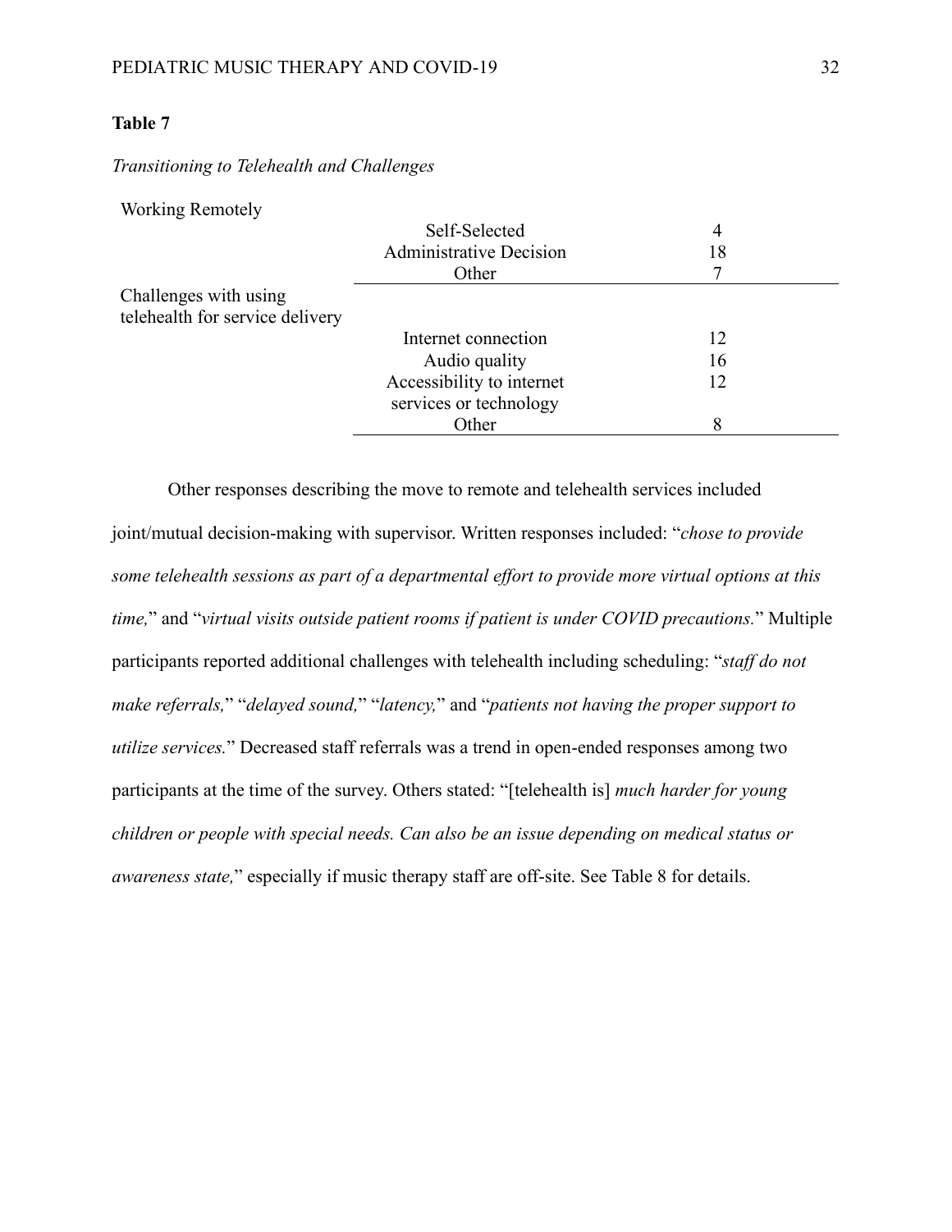**Table 7**

*Transitioning to Telehealth and Challenges*

| | | |
|---|---|---|
| Working Remotely | | |
| | Self-Selected | 4 |
| | Administrative Decision | 18 |
| | Other | 7 |
| Challenges with using telehealth for service delivery | | |
| | Internet connection | 12 |
| | Audio quality | 16 |
| | Accessibility to internet services or technology | 12 |
| | Other | 8 |

Other responses describing the move to remote and telehealth services included joint/mutual decision-making with supervisor. Written responses included: "*chose to provide some telehealth sessions as part of a departmental effort to provide more virtual options at this time,*" and "*virtual visits outside patient rooms if patient is under COVID precautions.*" Multiple participants reported additional challenges with telehealth including scheduling: "*staff do not make referrals,*" "*delayed sound,*" "*latency,*" and "*patients not having the proper support to utilize services.*" Decreased staff referrals was a trend in open-ended responses among two participants at the time of the survey. Others stated: "[telehealth is] *much harder for young children or people with special needs. Can also be an issue depending on medical status or awareness state,*" especially if music therapy staff are off-site. See Table 8 for details.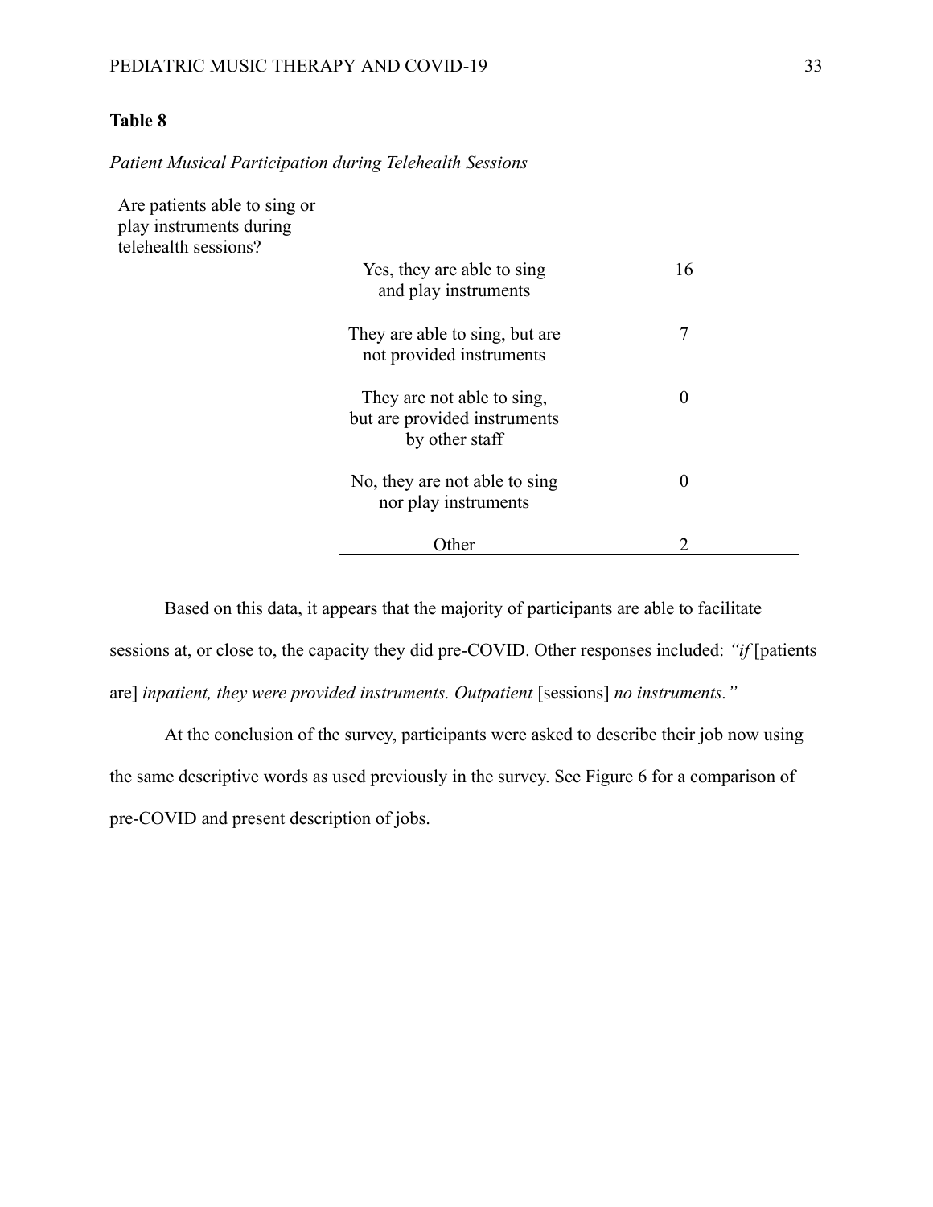**Table 8**

*Patient Musical Participation during Telehealth Sessions*

| Are patients able to sing or play instruments during telehealth sessions? | | |
|---|---|---|
| | Yes, they are able to sing and play instruments | 16 |
| | They are able to sing, but are not provided instruments | 7 |
| | They are not able to sing, but are provided instruments by other staff | 0 |
| | No, they are not able to sing nor play instruments | 0 |
| | Other | 2 |

Based on this data, it appears that the majority of participants are able to facilitate sessions at, or close to, the capacity they did pre-COVID. Other responses included: *"if* [patients are] *inpatient, they were provided instruments. Outpatient* [sessions] *no instruments."*

At the conclusion of the survey, participants were asked to describe their job now using the same descriptive words as used previously in the survey. See Figure 6 for a comparison of pre-COVID and present description of jobs.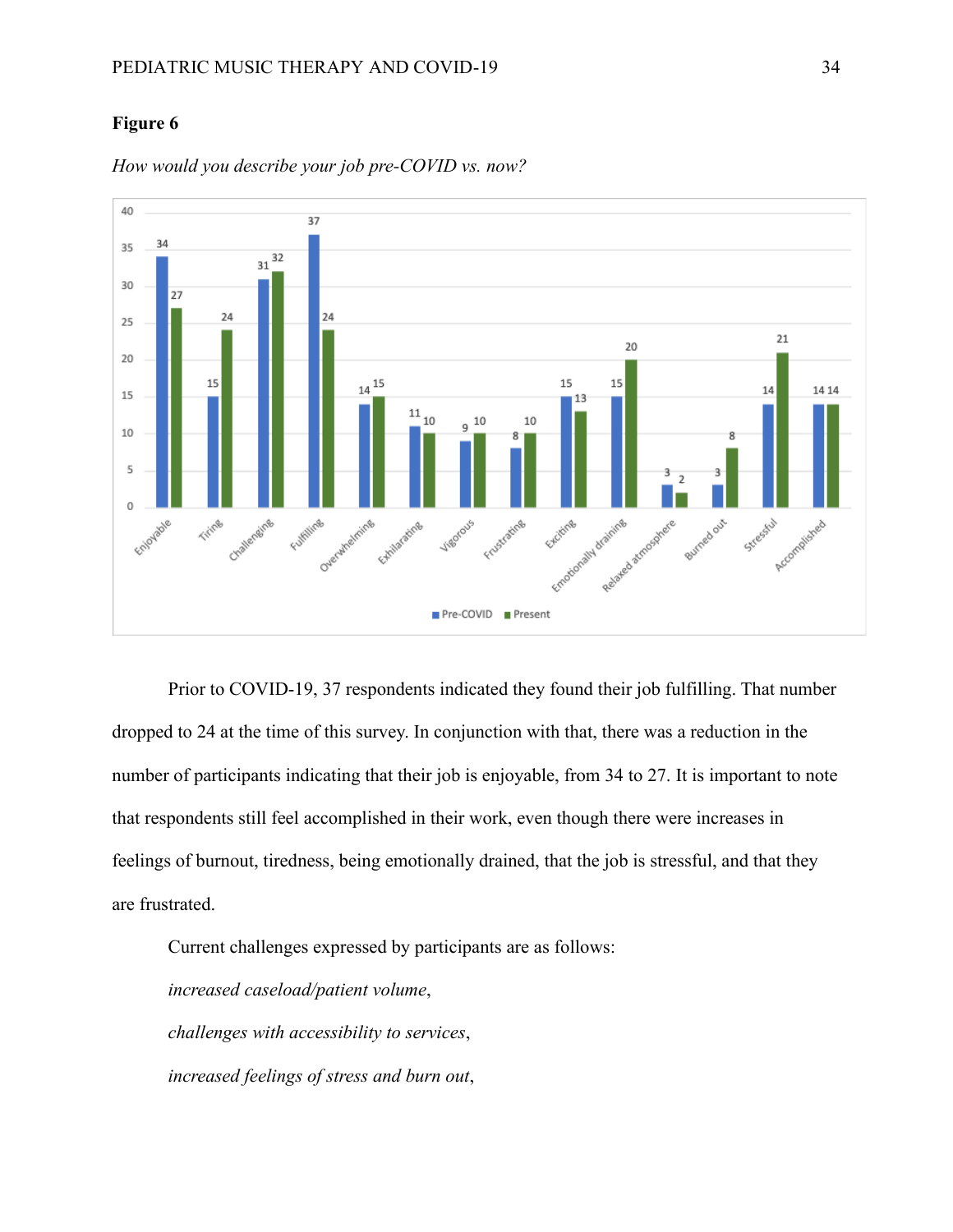**Figure 6**

*How would you describe your job pre-COVID vs. now?*

Prior to COVID-19, 37 respondents indicated they found their job fulfilling. That number dropped to 24 at the time of this survey. In conjunction with that, there was a reduction in the number of participants indicating that their job is enjoyable, from 34 to 27. It is important to note that respondents still feel accomplished in their work, even though there were increases in feelings of burnout, tiredness, being emotionally drained, that the job is stressful, and that they are frustrated.

Current challenges expressed by participants are as follows:

*increased caseload/patient volume*,

*challenges with accessibility to services*,

*increased feelings of stress and burn out*,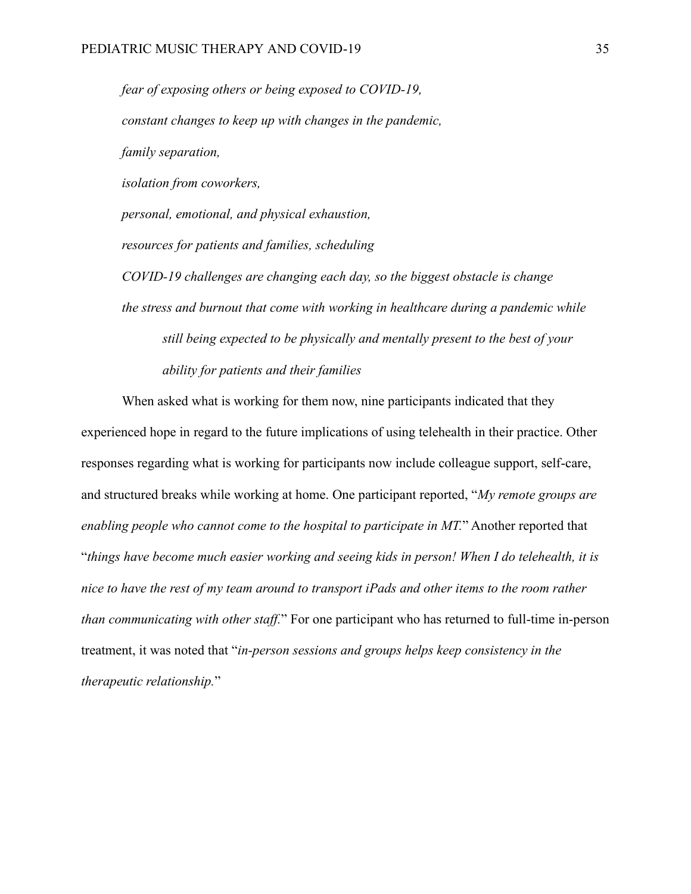*fear of exposing others or being exposed to COVID-19,*

*constant changes to keep up with changes in the pandemic,*

*family separation,*

*isolation from coworkers,*

*personal, emotional, and physical exhaustion,*

*resources for patients and families, scheduling*

*COVID-19 challenges are changing each day, so the biggest obstacle is change*

*the stress and burnout that come with working in healthcare during a pandemic while still being expected to be physically and mentally present to the best of your ability for patients and their families*

When asked what is working for them now, nine participants indicated that they experienced hope in regard to the future implications of using telehealth in their practice. Other responses regarding what is working for participants now include colleague support, self-care, and structured breaks while working at home. One participant reported, "*My remote groups are enabling people who cannot come to the hospital to participate in MT.*" Another reported that "*things have become much easier working and seeing kids in person! When I do telehealth, it is nice to have the rest of my team around to transport iPads and other items to the room rather than communicating with other staff.*" For one participant who has returned to full-time in-person treatment, it was noted that "*in-person sessions and groups helps keep consistency in the therapeutic relationship.*"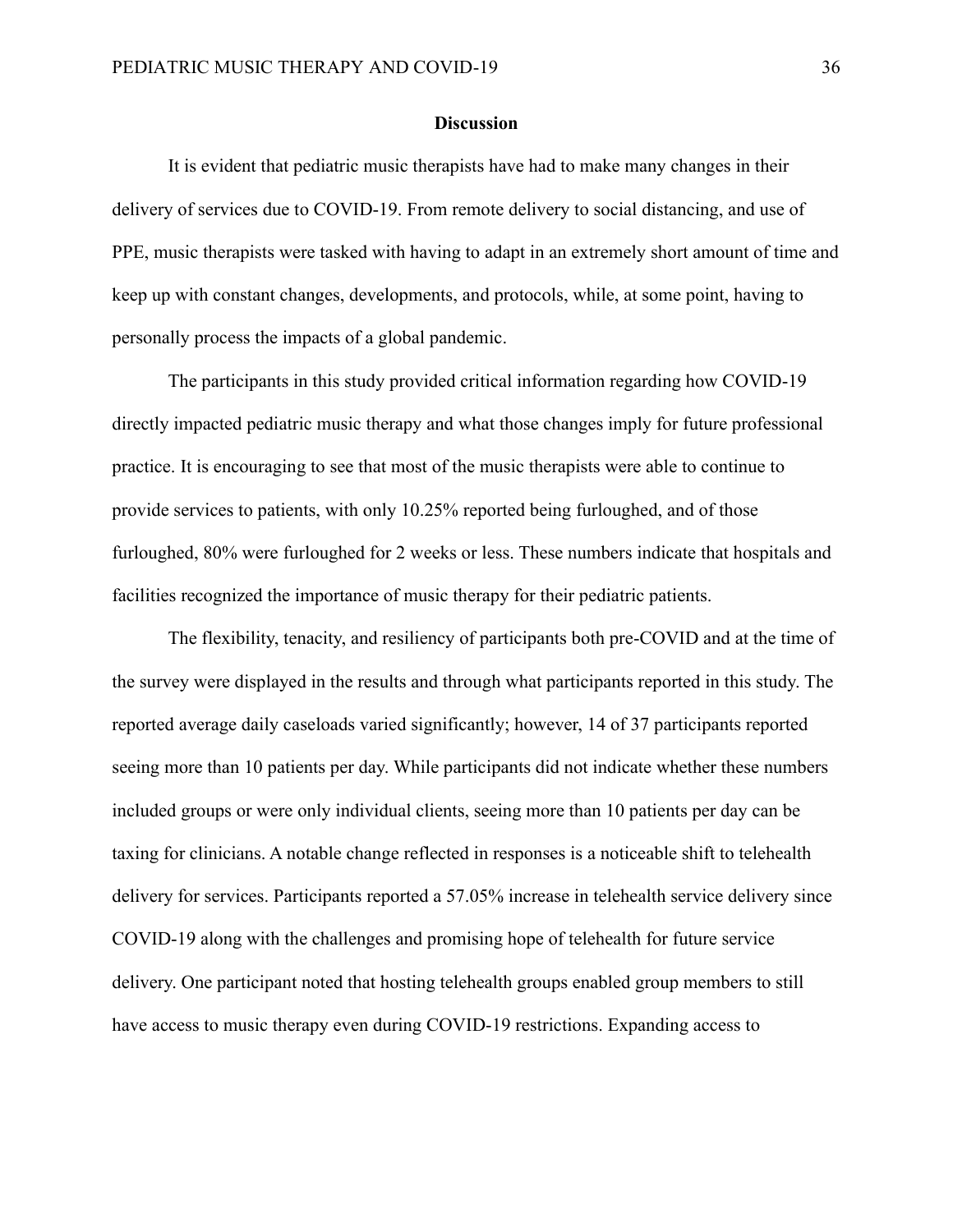## Discussion

It is evident that pediatric music therapists have had to make many changes in their delivery of services due to COVID-19. From remote delivery to social distancing, and use of PPE, music therapists were tasked with having to adapt in an extremely short amount of time and keep up with constant changes, developments, and protocols, while, at some point, having to personally process the impacts of a global pandemic.

The participants in this study provided critical information regarding how COVID-19 directly impacted pediatric music therapy and what those changes imply for future professional practice. It is encouraging to see that most of the music therapists were able to continue to provide services to patients, with only 10.25% reported being furloughed, and of those furloughed, 80% were furloughed for 2 weeks or less. These numbers indicate that hospitals and facilities recognized the importance of music therapy for their pediatric patients.

The flexibility, tenacity, and resiliency of participants both pre-COVID and at the time of the survey were displayed in the results and through what participants reported in this study. The reported average daily caseloads varied significantly; however, 14 of 37 participants reported seeing more than 10 patients per day. While participants did not indicate whether these numbers included groups or were only individual clients, seeing more than 10 patients per day can be taxing for clinicians. A notable change reflected in responses is a noticeable shift to telehealth delivery for services. Participants reported a 57.05% increase in telehealth service delivery since COVID-19 along with the challenges and promising hope of telehealth for future service delivery. One participant noted that hosting telehealth groups enabled group members to still have access to music therapy even during COVID-19 restrictions. Expanding access to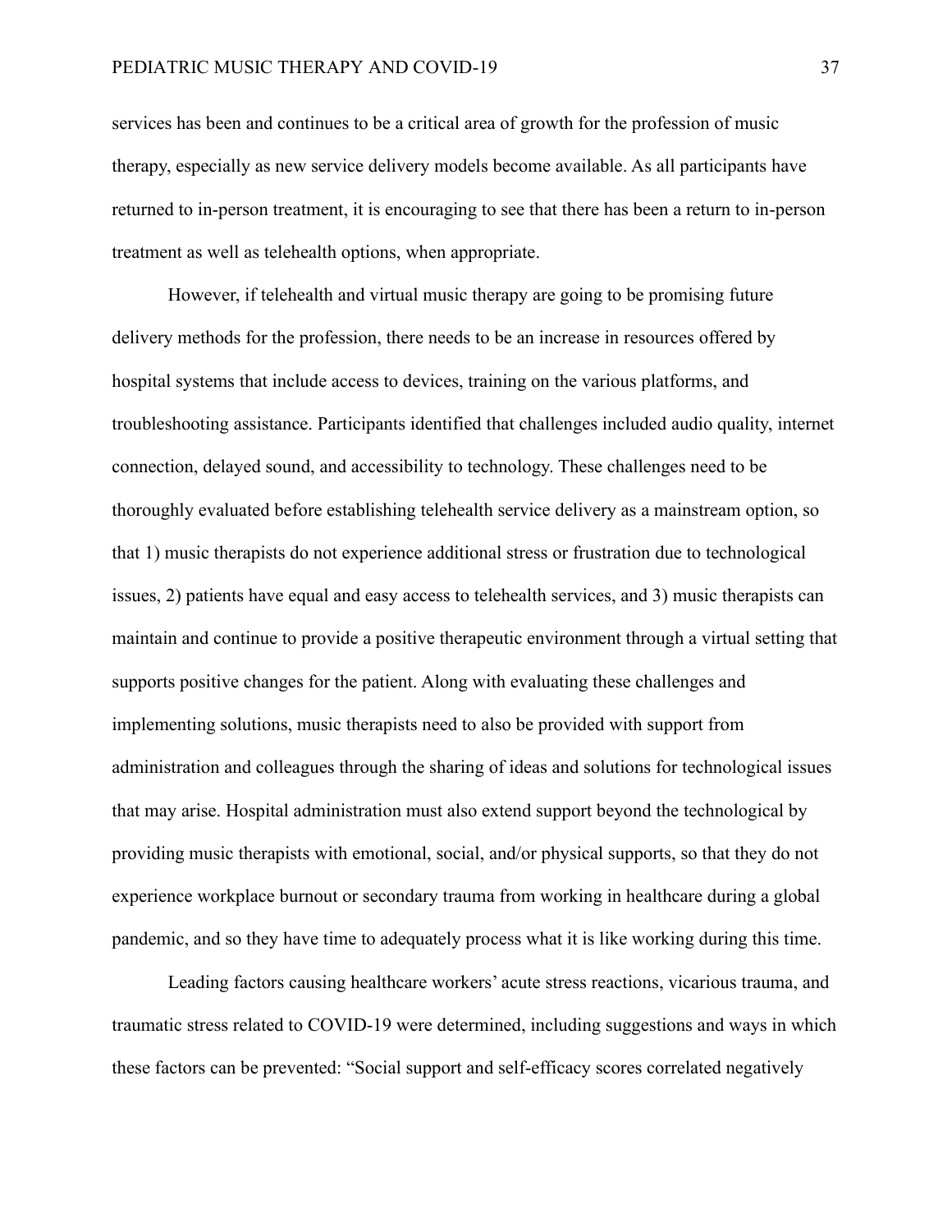services has been and continues to be a critical area of growth for the profession of music therapy, especially as new service delivery models become available. As all participants have returned to in-person treatment, it is encouraging to see that there has been a return to in-person treatment as well as telehealth options, when appropriate.

However, if telehealth and virtual music therapy are going to be promising future delivery methods for the profession, there needs to be an increase in resources offered by hospital systems that include access to devices, training on the various platforms, and troubleshooting assistance. Participants identified that challenges included audio quality, internet connection, delayed sound, and accessibility to technology. These challenges need to be thoroughly evaluated before establishing telehealth service delivery as a mainstream option, so that 1) music therapists do not experience additional stress or frustration due to technological issues, 2) patients have equal and easy access to telehealth services, and 3) music therapists can maintain and continue to provide a positive therapeutic environment through a virtual setting that supports positive changes for the patient. Along with evaluating these challenges and implementing solutions, music therapists need to also be provided with support from administration and colleagues through the sharing of ideas and solutions for technological issues that may arise. Hospital administration must also extend support beyond the technological by providing music therapists with emotional, social, and/or physical supports, so that they do not experience workplace burnout or secondary trauma from working in healthcare during a global pandemic, and so they have time to adequately process what it is like working during this time.

Leading factors causing healthcare workers' acute stress reactions, vicarious trauma, and traumatic stress related to COVID-19 were determined, including suggestions and ways in which these factors can be prevented: "Social support and self-efficacy scores correlated negatively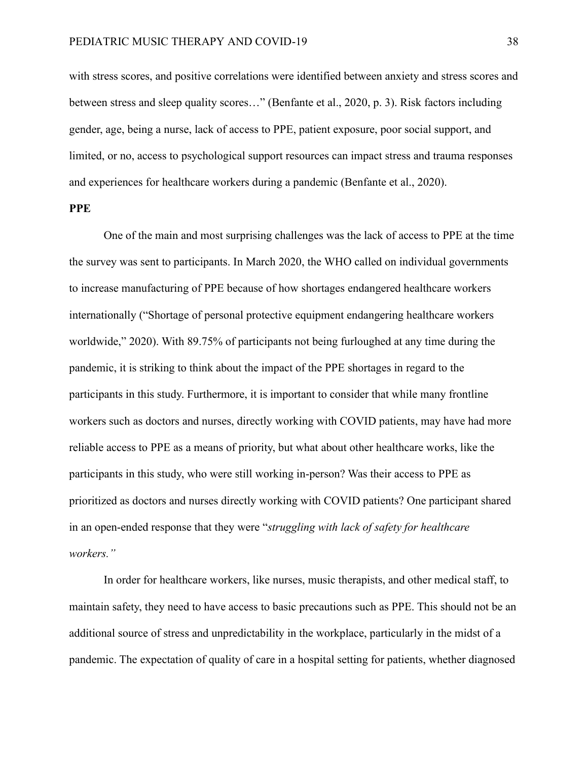with stress scores, and positive correlations were identified between anxiety and stress scores and between stress and sleep quality scores…" (Benfante et al., 2020, p. 3). Risk factors including gender, age, being a nurse, lack of access to PPE, patient exposure, poor social support, and limited, or no, access to psychological support resources can impact stress and trauma responses and experiences for healthcare workers during a pandemic (Benfante et al., 2020).

**PPE**

One of the main and most surprising challenges was the lack of access to PPE at the time the survey was sent to participants. In March 2020, the WHO called on individual governments to increase manufacturing of PPE because of how shortages endangered healthcare workers internationally ("Shortage of personal protective equipment endangering healthcare workers worldwide," 2020). With 89.75% of participants not being furloughed at any time during the pandemic, it is striking to think about the impact of the PPE shortages in regard to the participants in this study. Furthermore, it is important to consider that while many frontline workers such as doctors and nurses, directly working with COVID patients, may have had more reliable access to PPE as a means of priority, but what about other healthcare works, like the participants in this study, who were still working in-person? Was their access to PPE as prioritized as doctors and nurses directly working with COVID patients? One participant shared in an open-ended response that they were "*struggling with lack of safety for healthcare workers."*

In order for healthcare workers, like nurses, music therapists, and other medical staff, to maintain safety, they need to have access to basic precautions such as PPE. This should not be an additional source of stress and unpredictability in the workplace, particularly in the midst of a pandemic. The expectation of quality of care in a hospital setting for patients, whether diagnosed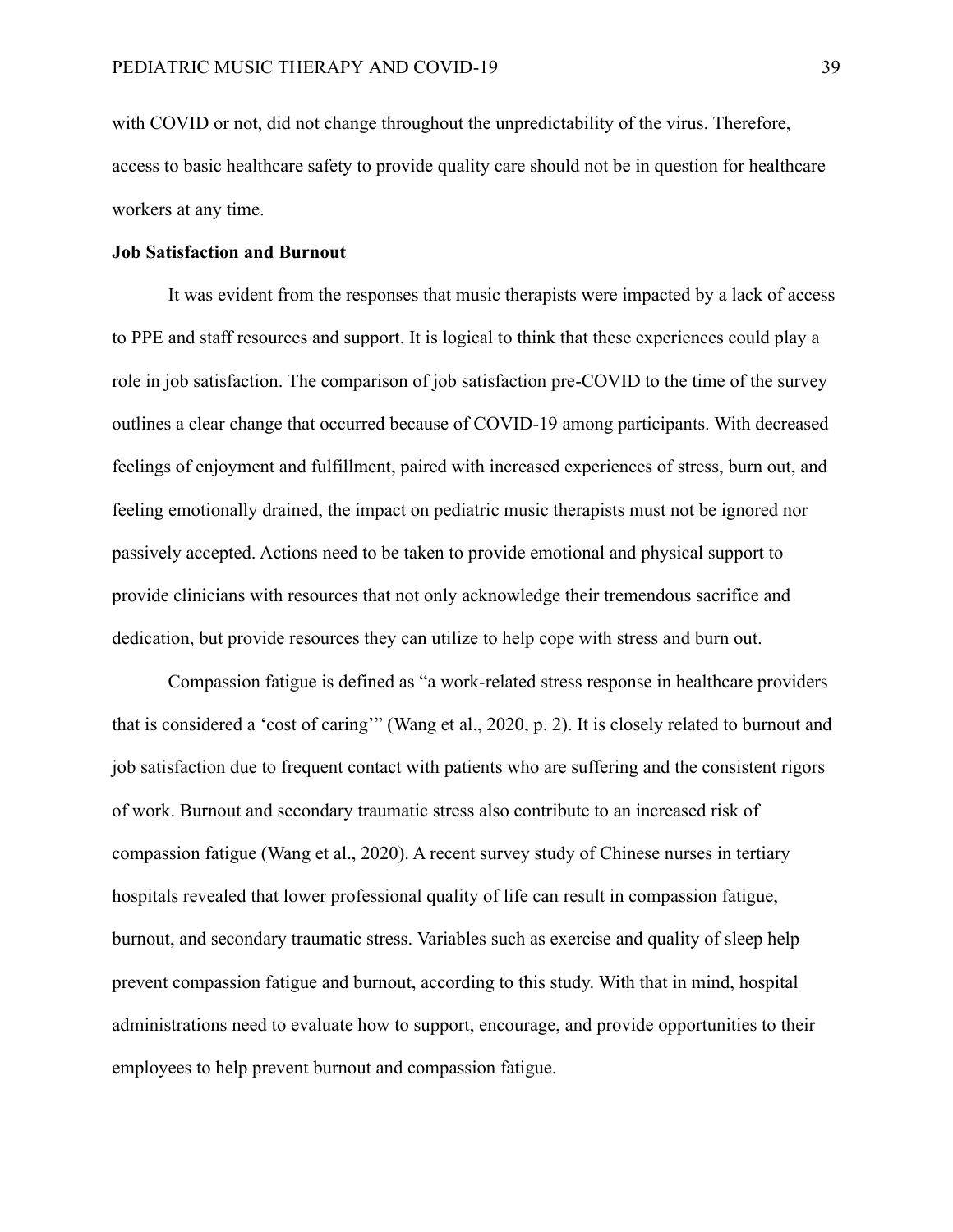with COVID or not, did not change throughout the unpredictability of the virus. Therefore, access to basic healthcare safety to provide quality care should not be in question for healthcare workers at any time.

**Job Satisfaction and Burnout**

It was evident from the responses that music therapists were impacted by a lack of access to PPE and staff resources and support. It is logical to think that these experiences could play a role in job satisfaction. The comparison of job satisfaction pre-COVID to the time of the survey outlines a clear change that occurred because of COVID-19 among participants. With decreased feelings of enjoyment and fulfillment, paired with increased experiences of stress, burn out, and feeling emotionally drained, the impact on pediatric music therapists must not be ignored nor passively accepted. Actions need to be taken to provide emotional and physical support to provide clinicians with resources that not only acknowledge their tremendous sacrifice and dedication, but provide resources they can utilize to help cope with stress and burn out.

Compassion fatigue is defined as "a work-related stress response in healthcare providers that is considered a 'cost of caring'" (Wang et al., 2020, p. 2). It is closely related to burnout and job satisfaction due to frequent contact with patients who are suffering and the consistent rigors of work. Burnout and secondary traumatic stress also contribute to an increased risk of compassion fatigue (Wang et al., 2020). A recent survey study of Chinese nurses in tertiary hospitals revealed that lower professional quality of life can result in compassion fatigue, burnout, and secondary traumatic stress. Variables such as exercise and quality of sleep help prevent compassion fatigue and burnout, according to this study. With that in mind, hospital administrations need to evaluate how to support, encourage, and provide opportunities to their employees to help prevent burnout and compassion fatigue.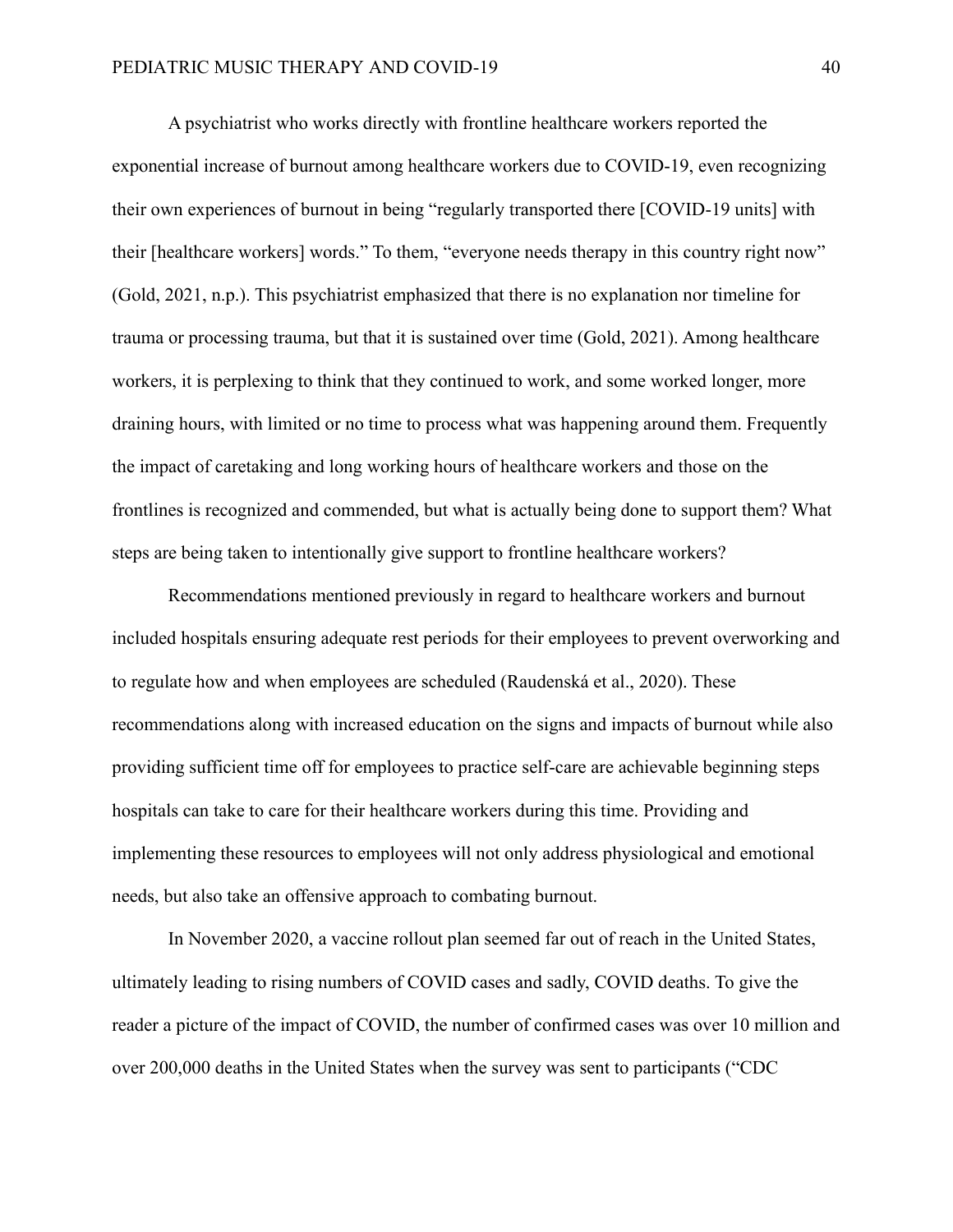A psychiatrist who works directly with frontline healthcare workers reported the exponential increase of burnout among healthcare workers due to COVID-19, even recognizing their own experiences of burnout in being "regularly transported there [COVID-19 units] with their [healthcare workers] words." To them, "everyone needs therapy in this country right now" (Gold, 2021, n.p.). This psychiatrist emphasized that there is no explanation nor timeline for trauma or processing trauma, but that it is sustained over time (Gold, 2021). Among healthcare workers, it is perplexing to think that they continued to work, and some worked longer, more draining hours, with limited or no time to process what was happening around them. Frequently the impact of caretaking and long working hours of healthcare workers and those on the frontlines is recognized and commended, but what is actually being done to support them? What steps are being taken to intentionally give support to frontline healthcare workers?

Recommendations mentioned previously in regard to healthcare workers and burnout included hospitals ensuring adequate rest periods for their employees to prevent overworking and to regulate how and when employees are scheduled (Raudenská et al., 2020). These recommendations along with increased education on the signs and impacts of burnout while also providing sufficient time off for employees to practice self-care are achievable beginning steps hospitals can take to care for their healthcare workers during this time. Providing and implementing these resources to employees will not only address physiological and emotional needs, but also take an offensive approach to combating burnout.

In November 2020, a vaccine rollout plan seemed far out of reach in the United States, ultimately leading to rising numbers of COVID cases and sadly, COVID deaths. To give the reader a picture of the impact of COVID, the number of confirmed cases was over 10 million and over 200,000 deaths in the United States when the survey was sent to participants ("CDC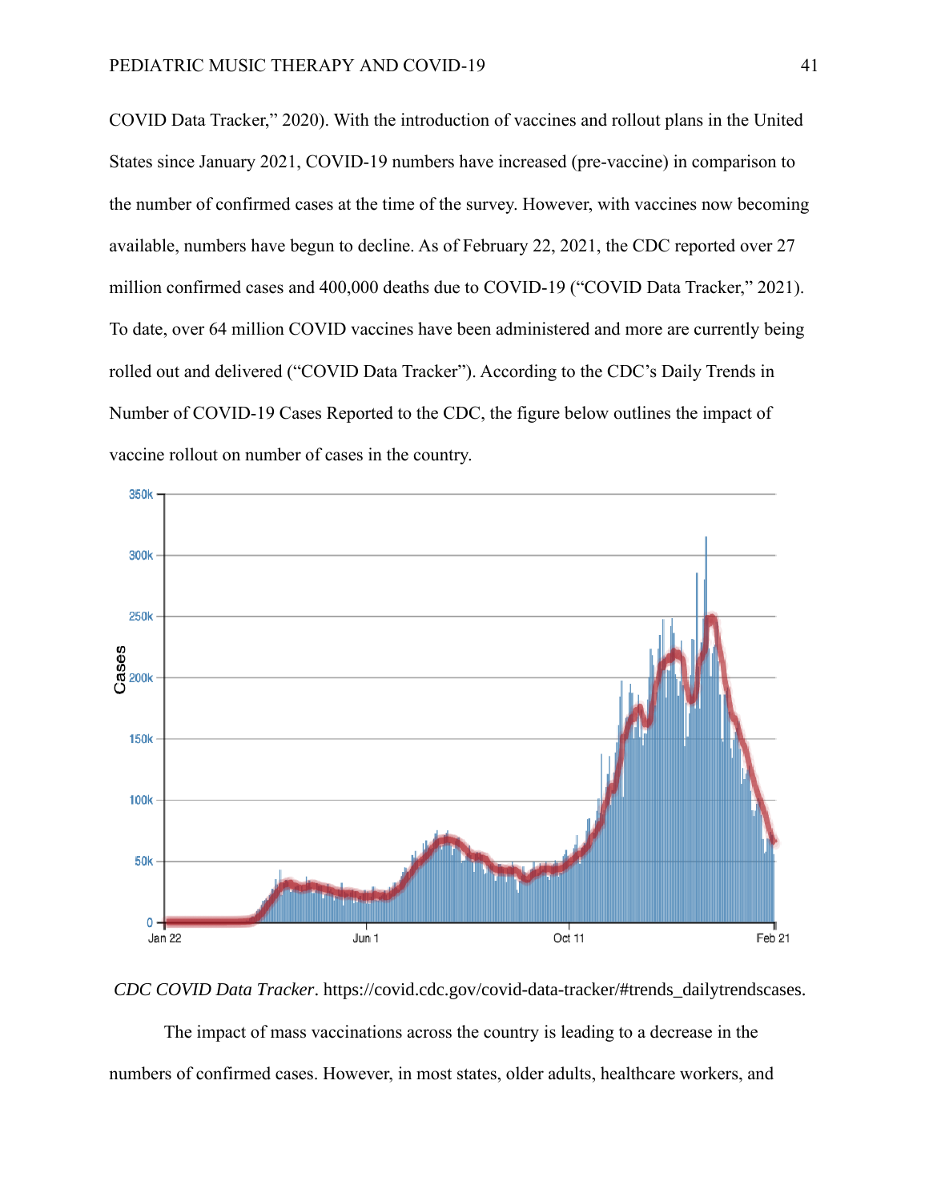COVID Data Tracker," 2020). With the introduction of vaccines and rollout plans in the United States since January 2021, COVID-19 numbers have increased (pre-vaccine) in comparison to the number of confirmed cases at the time of the survey. However, with vaccines now becoming available, numbers have begun to decline. As of February 22, 2021, the CDC reported over 27 million confirmed cases and 400,000 deaths due to COVID-19 ("COVID Data Tracker," 2021). To date, over 64 million COVID vaccines have been administered and more are currently being rolled out and delivered ("COVID Data Tracker"). According to the CDC's Daily Trends in Number of COVID-19 Cases Reported to the CDC, the figure below outlines the impact of vaccine rollout on number of cases in the country.

*CDC COVID Data Tracker*. https://covid.cdc.gov/covid-data-tracker/#trends_dailytrendscases.

The impact of mass vaccinations across the country is leading to a decrease in the numbers of confirmed cases. However, in most states, older adults, healthcare workers, and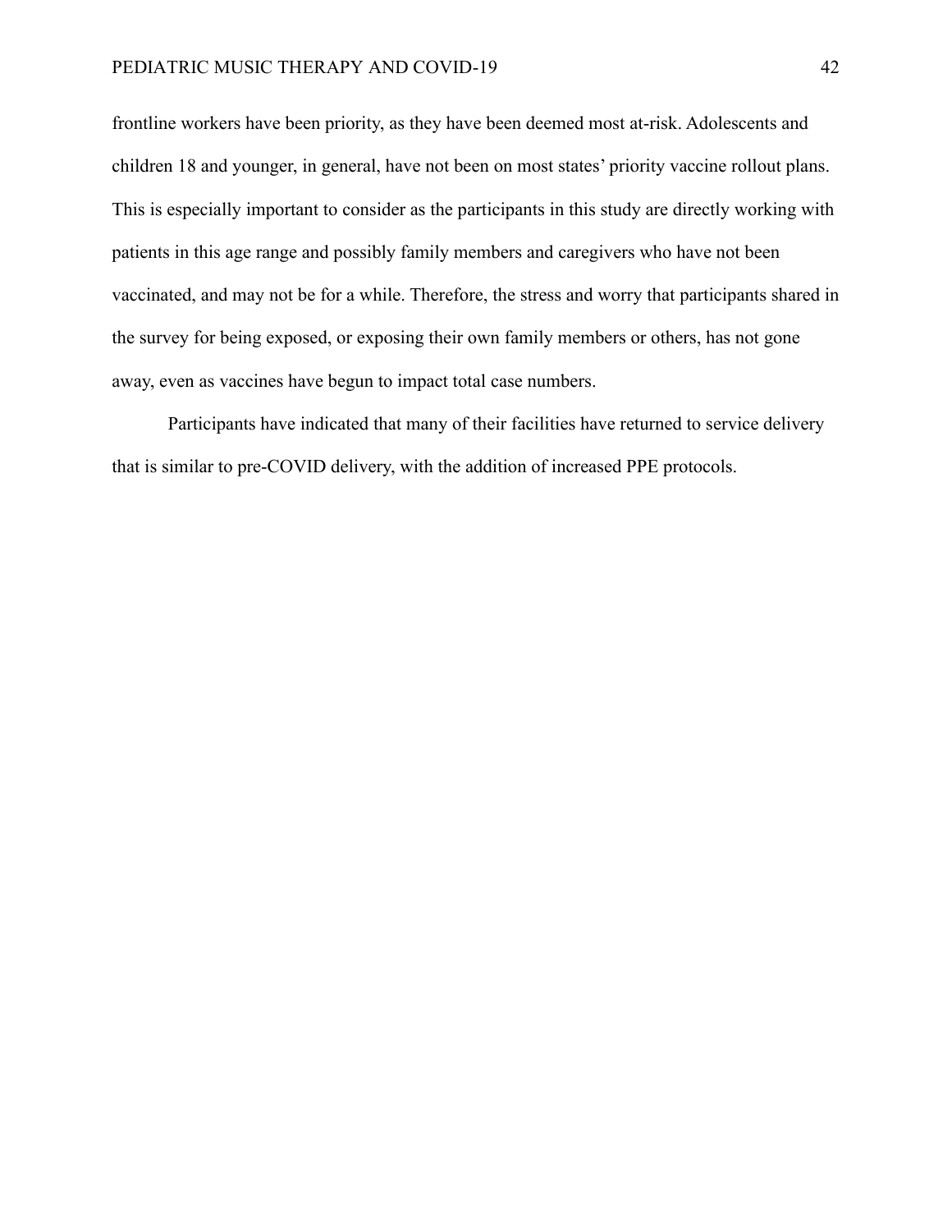frontline workers have been priority, as they have been deemed most at-risk. Adolescents and children 18 and younger, in general, have not been on most states' priority vaccine rollout plans. This is especially important to consider as the participants in this study are directly working with patients in this age range and possibly family members and caregivers who have not been vaccinated, and may not be for a while. Therefore, the stress and worry that participants shared in the survey for being exposed, or exposing their own family members or others, has not gone away, even as vaccines have begun to impact total case numbers.

Participants have indicated that many of their facilities have returned to service delivery that is similar to pre-COVID delivery, with the addition of increased PPE protocols.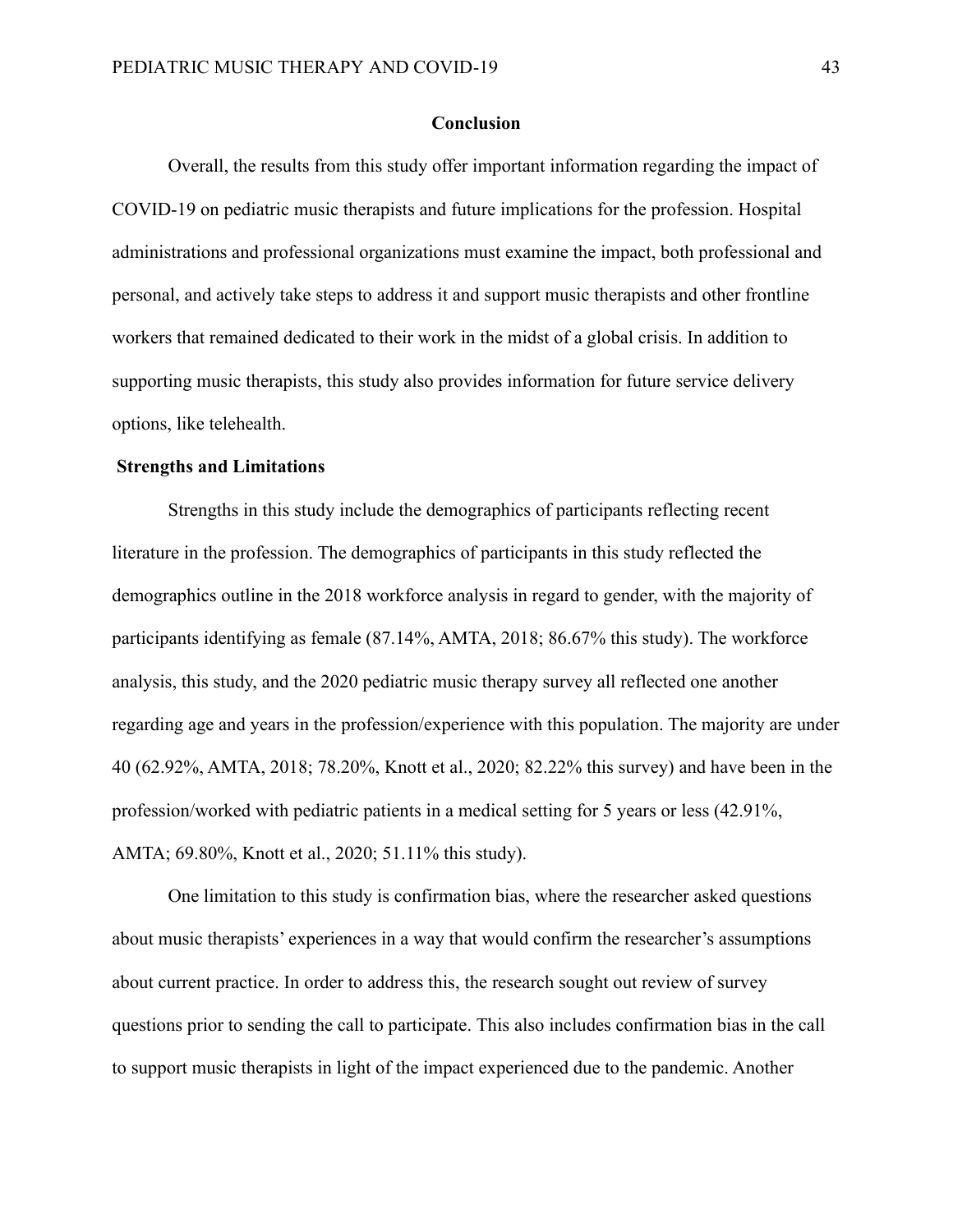## Conclusion

Overall, the results from this study offer important information regarding the impact of COVID-19 on pediatric music therapists and future implications for the profession. Hospital administrations and professional organizations must examine the impact, both professional and personal, and actively take steps to address it and support music therapists and other frontline workers that remained dedicated to their work in the midst of a global crisis. In addition to supporting music therapists, this study also provides information for future service delivery options, like telehealth.

### Strengths and Limitations

Strengths in this study include the demographics of participants reflecting recent literature in the profession. The demographics of participants in this study reflected the demographics outline in the 2018 workforce analysis in regard to gender, with the majority of participants identifying as female (87.14%, AMTA, 2018; 86.67% this study). The workforce analysis, this study, and the 2020 pediatric music therapy survey all reflected one another regarding age and years in the profession/experience with this population. The majority are under 40 (62.92%, AMTA, 2018; 78.20%, Knott et al., 2020; 82.22% this survey) and have been in the profession/worked with pediatric patients in a medical setting for 5 years or less (42.91%, AMTA; 69.80%, Knott et al., 2020; 51.11% this study).

One limitation to this study is confirmation bias, where the researcher asked questions about music therapists' experiences in a way that would confirm the researcher's assumptions about current practice. In order to address this, the research sought out review of survey questions prior to sending the call to participate. This also includes confirmation bias in the call to support music therapists in light of the impact experienced due to the pandemic. Another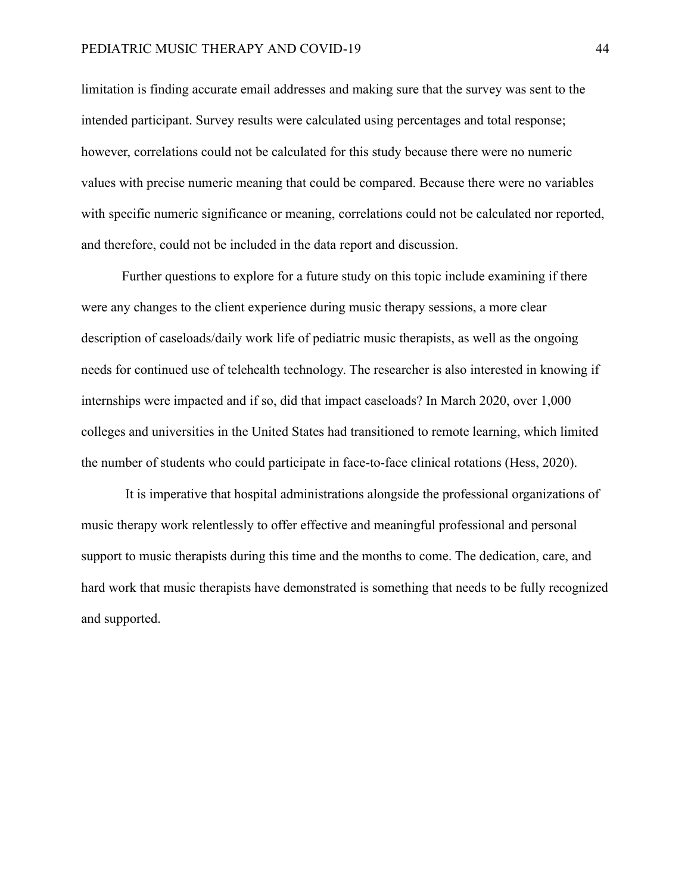limitation is finding accurate email addresses and making sure that the survey was sent to the intended participant. Survey results were calculated using percentages and total response; however, correlations could not be calculated for this study because there were no numeric values with precise numeric meaning that could be compared. Because there were no variables with specific numeric significance or meaning, correlations could not be calculated nor reported, and therefore, could not be included in the data report and discussion.

Further questions to explore for a future study on this topic include examining if there were any changes to the client experience during music therapy sessions, a more clear description of caseloads/daily work life of pediatric music therapists, as well as the ongoing needs for continued use of telehealth technology. The researcher is also interested in knowing if internships were impacted and if so, did that impact caseloads? In March 2020, over 1,000 colleges and universities in the United States had transitioned to remote learning, which limited the number of students who could participate in face-to-face clinical rotations (Hess, 2020).

It is imperative that hospital administrations alongside the professional organizations of music therapy work relentlessly to offer effective and meaningful professional and personal support to music therapists during this time and the months to come. The dedication, care, and hard work that music therapists have demonstrated is something that needs to be fully recognized and supported.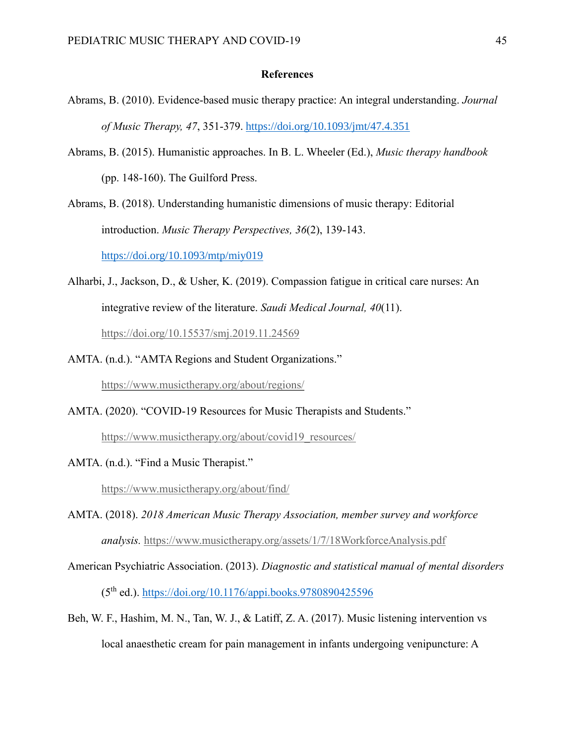**References**

Abrams, B. (2010). Evidence-based music therapy practice: An integral understanding. *Journal of Music Therapy, 47*, 351-379. https://doi.org/10.1093/jmt/47.4.351

Abrams, B. (2015). Humanistic approaches. In B. L. Wheeler (Ed.), *Music therapy handbook* (pp. 148-160). The Guilford Press.

Abrams, B. (2018). Understanding humanistic dimensions of music therapy: Editorial introduction. *Music Therapy Perspectives, 36*(2), 139-143. https://doi.org/10.1093/mtp/miy019

Alharbi, J., Jackson, D., & Usher, K. (2019). Compassion fatigue in critical care nurses: An integrative review of the literature. *Saudi Medical Journal, 40*(11). https://doi.org/10.15537/smj.2019.11.24569

AMTA. (n.d.). "AMTA Regions and Student Organizations." https://www.musictherapy.org/about/regions/

AMTA. (2020). "COVID-19 Resources for Music Therapists and Students." https://www.musictherapy.org/about/covid19_resources/

AMTA. (n.d.). "Find a Music Therapist." https://www.musictherapy.org/about/find/

AMTA. (2018). *2018 American Music Therapy Association, member survey and workforce analysis*. https://www.musictherapy.org/assets/1/7/18WorkforceAnalysis.pdf

American Psychiatric Association. (2013). *Diagnostic and statistical manual of mental disorders* (5th ed.). https://doi.org/10.1176/appi.books.9780890425596

Beh, W. F., Hashim, M. N., Tan, W. J., & Latiff, Z. A. (2017). Music listening intervention vs local anaesthetic cream for pain management in infants undergoing venipuncture: A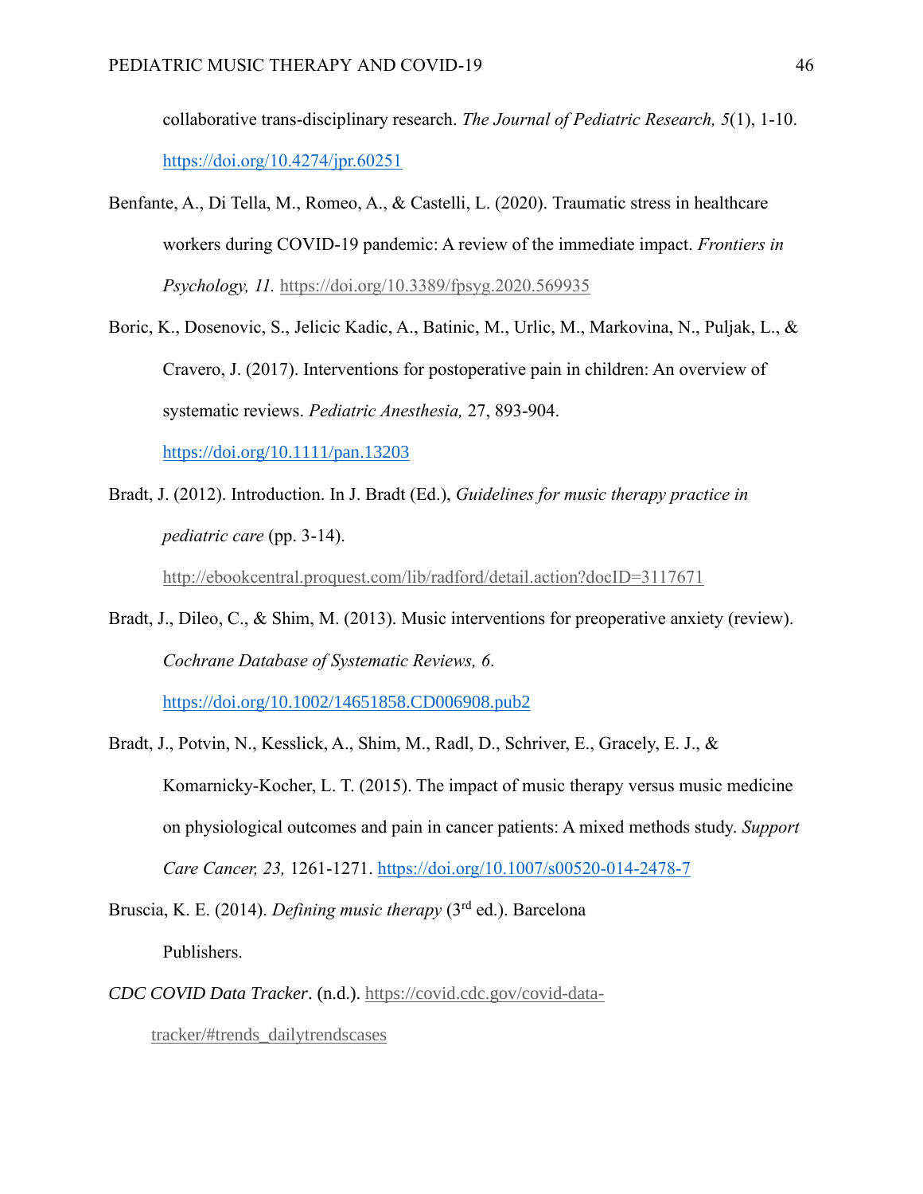collaborative trans-disciplinary research. *The Journal of Pediatric Research, 5*(1), 1-10. https://doi.org/10.4274/jpr.60251

Benfante, A., Di Tella, M., Romeo, A., & Castelli, L. (2020). Traumatic stress in healthcare workers during COVID-19 pandemic: A review of the immediate impact. *Frontiers in Psychology, 11*. https://doi.org/10.3389/fpsyg.2020.569935

Boric, K., Dosenovic, S., Jelicic Kadic, A., Batinic, M., Urlic, M., Markovina, N., Puljak, L., & Cravero, J. (2017). Interventions for postoperative pain in children: An overview of systematic reviews. *Pediatric Anesthesia,* 27, 893-904. https://doi.org/10.1111/pan.13203

Bradt, J. (2012). Introduction. In J. Bradt (Ed.), *Guidelines for music therapy practice in pediatric care* (pp. 3-14). http://ebookcentral.proquest.com/lib/radford/detail.action?docID=3117671

Bradt, J., Dileo, C., & Shim, M. (2013). Music interventions for preoperative anxiety (review). *Cochrane Database of Systematic Reviews, 6*. https://doi.org/10.1002/14651858.CD006908.pub2

Bradt, J., Potvin, N., Kesslick, A., Shim, M., Radl, D., Schriver, E., Gracely, E. J., & Komarnicky-Kocher, L. T. (2015). The impact of music therapy versus music medicine on physiological outcomes and pain in cancer patients: A mixed methods study. *Support Care Cancer, 23,* 1261-1271. https://doi.org/10.1007/s00520-014-2478-7

Bruscia, K. E. (2014). *Defining music therapy* (3rd ed.). Barcelona Publishers.

*CDC COVID Data Tracker*. (n.d.). https://covid.cdc.gov/covid-data-tracker/#trends_dailytrendscases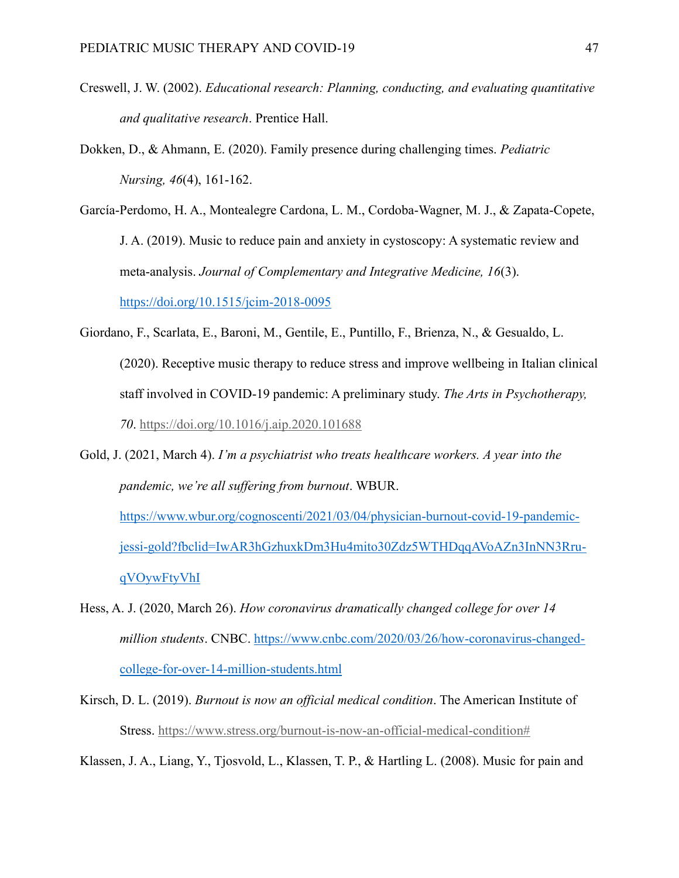Creswell, J. W. (2002). *Educational research: Planning, conducting, and evaluating quantitative and qualitative research*. Prentice Hall.

Dokken, D., & Ahmann, E. (2020). Family presence during challenging times. *Pediatric Nursing, 46*(4), 161-162.

García-Perdomo, H. A., Montealegre Cardona, L. M., Cordoba-Wagner, M. J., & Zapata-Copete, J. A. (2019). Music to reduce pain and anxiety in cystoscopy: A systematic review and meta-analysis. *Journal of Complementary and Integrative Medicine, 16*(3). https://doi.org/10.1515/jcim-2018-0095

Giordano, F., Scarlata, E., Baroni, M., Gentile, E., Puntillo, F., Brienza, N., & Gesualdo, L. (2020). Receptive music therapy to reduce stress and improve wellbeing in Italian clinical staff involved in COVID-19 pandemic: A preliminary study. *The Arts in Psychotherapy, 70*. https://doi.org/10.1016/j.aip.2020.101688

Gold, J. (2021, March 4). *I'm a psychiatrist who treats healthcare workers. A year into the pandemic, we're all suffering from burnout*. WBUR. https://www.wbur.org/cognoscenti/2021/03/04/physician-burnout-covid-19-pandemic-jessi-gold?fbclid=IwAR3hGzhuxkDm3Hu4mito30Zdz5WTHDqqAVoAZn3InNN3Rru-qVOywFtyVhI

Hess, A. J. (2020, March 26). *How coronavirus dramatically changed college for over 14 million students*. CNBC. https://www.cnbc.com/2020/03/26/how-coronavirus-changed-college-for-over-14-million-students.html

Kirsch, D. L. (2019). *Burnout is now an official medical condition*. The American Institute of Stress. https://www.stress.org/burnout-is-now-an-official-medical-condition#

Klassen, J. A., Liang, Y., Tjosvold, L., Klassen, T. P., & Hartling L. (2008). Music for pain and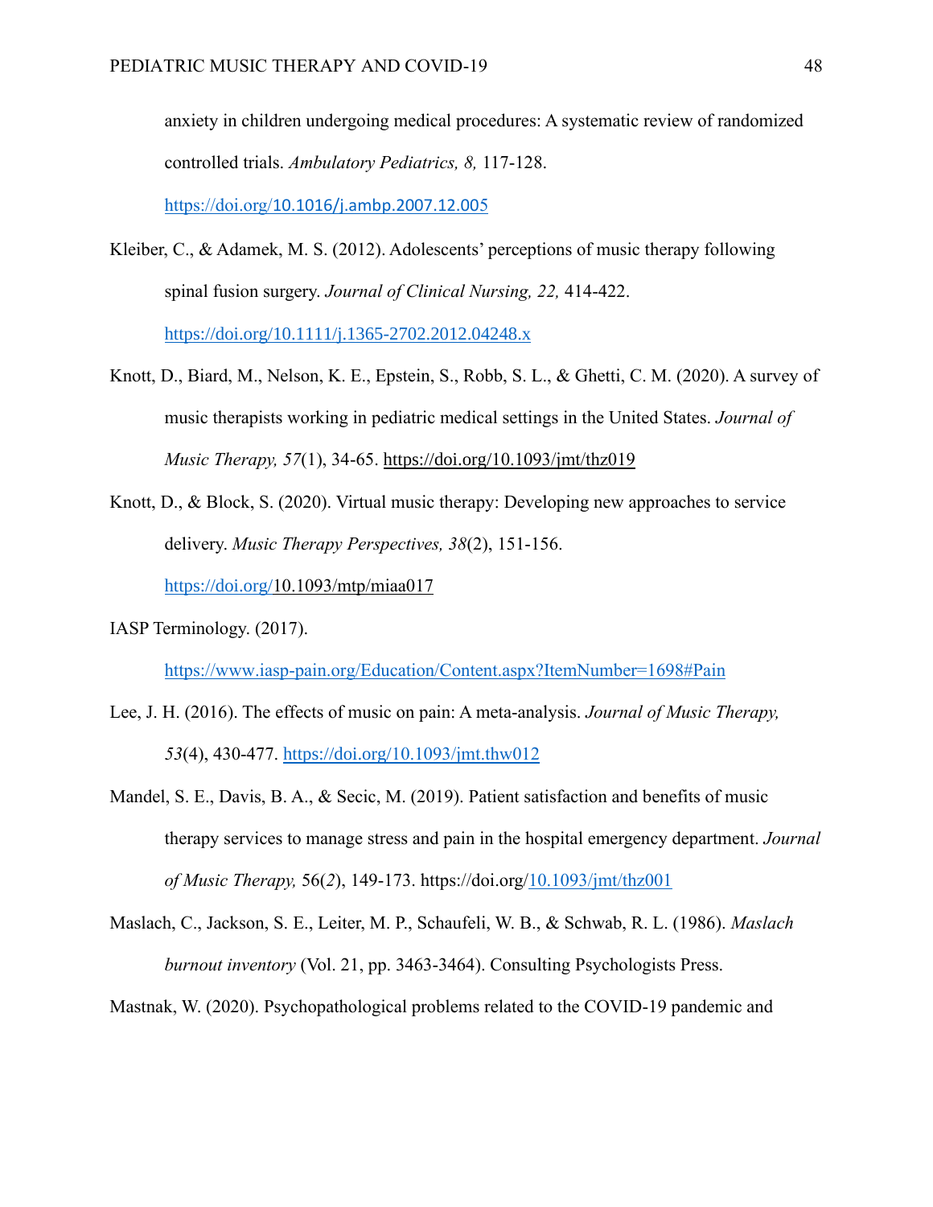anxiety in children undergoing medical procedures: A systematic review of randomized controlled trials. *Ambulatory Pediatrics, 8,* 117-128. https://doi.org/10.1016/j.ambp.2007.12.005

Kleiber, C., & Adamek, M. S. (2012). Adolescents' perceptions of music therapy following spinal fusion surgery. *Journal of Clinical Nursing, 22,* 414-422. https://doi.org/10.1111/j.1365-2702.2012.04248.x

Knott, D., Biard, M., Nelson, K. E., Epstein, S., Robb, S. L., & Ghetti, C. M. (2020). A survey of music therapists working in pediatric medical settings in the United States. *Journal of Music Therapy, 57*(1), 34-65. https://doi.org/10.1093/jmt/thz019

Knott, D., & Block, S. (2020). Virtual music therapy: Developing new approaches to service delivery. *Music Therapy Perspectives, 38*(2), 151-156. https://doi.org/10.1093/mtp/miaa017

IASP Terminology. (2017). https://www.iasp-pain.org/Education/Content.aspx?ItemNumber=1698#Pain

Lee, J. H. (2016). The effects of music on pain: A meta-analysis. *Journal of Music Therapy, 53*(4), 430-477. https://doi.org/10.1093/jmt.thw012

Mandel, S. E., Davis, B. A., & Secic, M. (2019). Patient satisfaction and benefits of music therapy services to manage stress and pain in the hospital emergency department. *Journal of Music Therapy,* 56(*2*), 149-173. https://doi.org/10.1093/jmt/thz001

Maslach, C., Jackson, S. E., Leiter, M. P., Schaufeli, W. B., & Schwab, R. L. (1986). *Maslach burnout inventory* (Vol. 21, pp. 3463-3464). Consulting Psychologists Press.

Mastnak, W. (2020). Psychopathological problems related to the COVID-19 pandemic and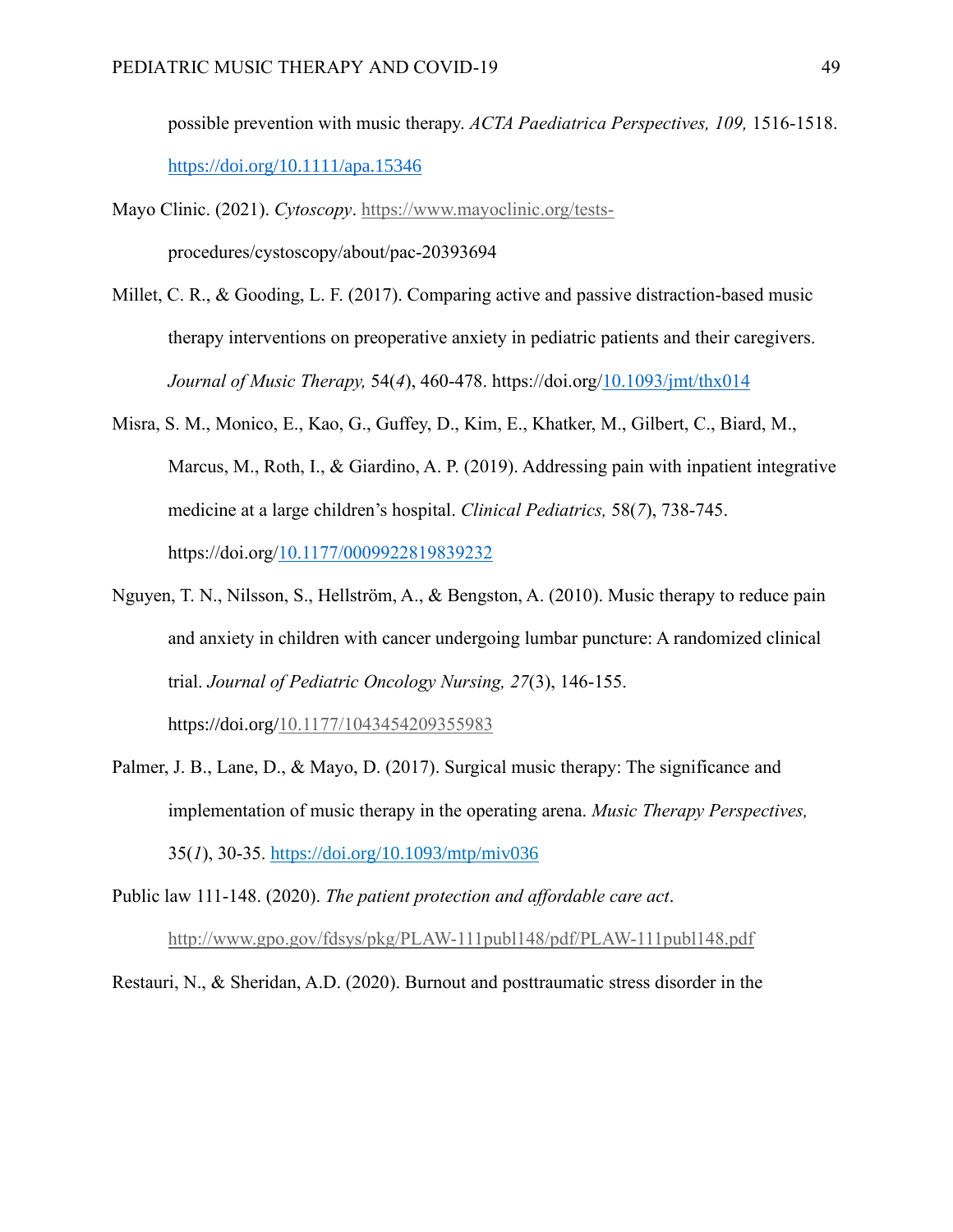possible prevention with music therapy. *ACTA Paediatrica Perspectives, 109,* 1516-1518. https://doi.org/10.1111/apa.15346

Mayo Clinic. (2021). *Cytoscopy*. https://www.mayoclinic.org/tests-procedures/cystoscopy/about/pac-20393694

Millet, C. R., & Gooding, L. F. (2017). Comparing active and passive distraction-based music therapy interventions on preoperative anxiety in pediatric patients and their caregivers. *Journal of Music Therapy,* 54(*4*), 460-478. https://doi.org/10.1093/jmt/thx014

Misra, S. M., Monico, E., Kao, G., Guffey, D., Kim, E., Khatker, M., Gilbert, C., Biard, M., Marcus, M., Roth, I., & Giardino, A. P. (2019). Addressing pain with inpatient integrative medicine at a large children's hospital. *Clinical Pediatrics,* 58(*7*), 738-745. https://doi.org/10.1177/0009922819839232

Nguyen, T. N., Nilsson, S., Hellström, A., & Bengston, A. (2010). Music therapy to reduce pain and anxiety in children with cancer undergoing lumbar puncture: A randomized clinical trial. *Journal of Pediatric Oncology Nursing, 27*(3), 146-155. https://doi.org/10.1177/1043454209355983

Palmer, J. B., Lane, D., & Mayo, D. (2017). Surgical music therapy: The significance and implementation of music therapy in the operating arena. *Music Therapy Perspectives,* 35(*1*), 30-35. https://doi.org/10.1093/mtp/miv036

Public law 111-148. (2020). *The patient protection and affordable care act*. http://www.gpo.gov/fdsys/pkg/PLAW-111publ148/pdf/PLAW-111publ148.pdf

Restauri, N., & Sheridan, A.D. (2020). Burnout and posttraumatic stress disorder in the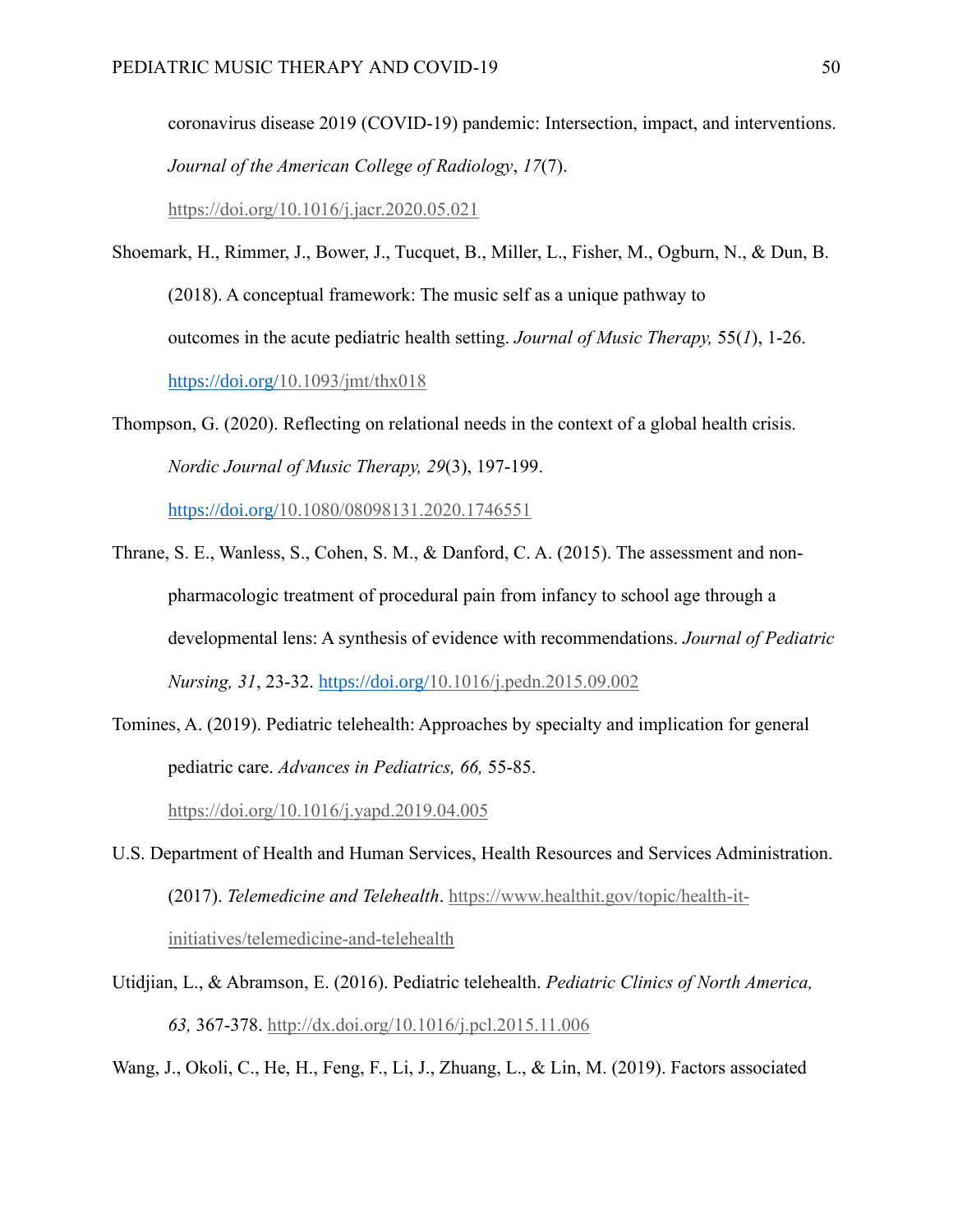coronavirus disease 2019 (COVID-19) pandemic: Intersection, impact, and interventions. *Journal of the American College of Radiology*, *17*(7). https://doi.org/10.1016/j.jacr.2020.05.021

Shoemark, H., Rimmer, J., Bower, J., Tucquet, B., Miller, L., Fisher, M., Ogburn, N., & Dun, B. (2018). A conceptual framework: The music self as a unique pathway to outcomes in the acute pediatric health setting. *Journal of Music Therapy,* 55(*1*), 1-26. https://doi.org/10.1093/jmt/thx018

Thompson, G. (2020). Reflecting on relational needs in the context of a global health crisis. *Nordic Journal of Music Therapy, 29*(3), 197-199. https://doi.org/10.1080/08098131.2020.1746551

Thrane, S. E., Wanless, S., Cohen, S. M., & Danford, C. A. (2015). The assessment and non-pharmacologic treatment of procedural pain from infancy to school age through a developmental lens: A synthesis of evidence with recommendations. *Journal of Pediatric Nursing, 31*, 23-32. https://doi.org/10.1016/j.pedn.2015.09.002

Tomines, A. (2019). Pediatric telehealth: Approaches by specialty and implication for general pediatric care. *Advances in Pediatrics, 66,* 55-85. https://doi.org/10.1016/j.yapd.2019.04.005

U.S. Department of Health and Human Services, Health Resources and Services Administration. (2017). *Telemedicine and Telehealth*. https://www.healthit.gov/topic/health-it-initiatives/telemedicine-and-telehealth

Utidjian, L., & Abramson, E. (2016). Pediatric telehealth. *Pediatric Clinics of North America, 63,* 367-378. http://dx.doi.org/10.1016/j.pcl.2015.11.006

Wang, J., Okoli, C., He, H., Feng, F., Li, J., Zhuang, L., & Lin, M. (2019). Factors associated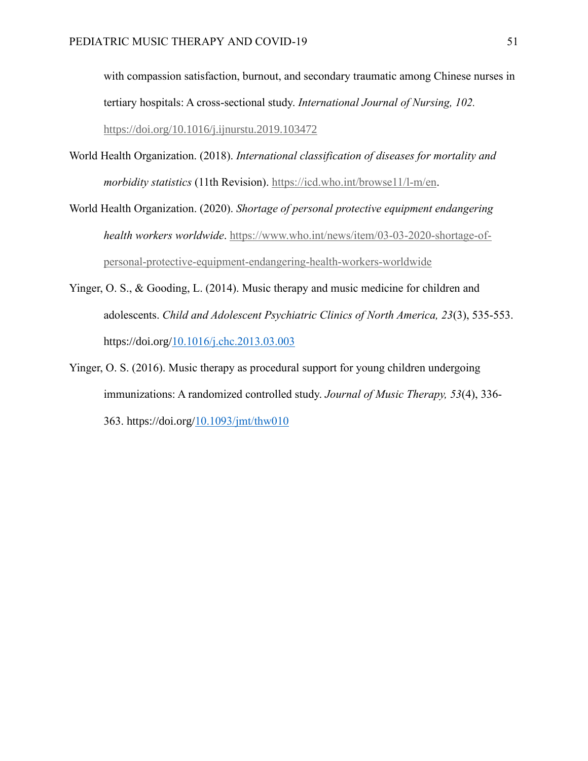with compassion satisfaction, burnout, and secondary traumatic among Chinese nurses in tertiary hospitals: A cross-sectional study. *International Journal of Nursing, 102.* https://doi.org/10.1016/j.ijnurstu.2019.103472

World Health Organization. (2018). *International classification of diseases for mortality and morbidity statistics* (11th Revision). https://icd.who.int/browse11/l-m/en.

World Health Organization. (2020). *Shortage of personal protective equipment endangering health workers worldwide*. https://www.who.int/news/item/03-03-2020-shortage-of-personal-protective-equipment-endangering-health-workers-worldwide

Yinger, O. S., & Gooding, L. (2014). Music therapy and music medicine for children and adolescents. *Child and Adolescent Psychiatric Clinics of North America, 23*(3), 535-553. https://doi.org/10.1016/j.chc.2013.03.003

Yinger, O. S. (2016). Music therapy as procedural support for young children undergoing immunizations: A randomized controlled study. *Journal of Music Therapy, 53*(4), 336-363. https://doi.org/10.1093/jmt/thw010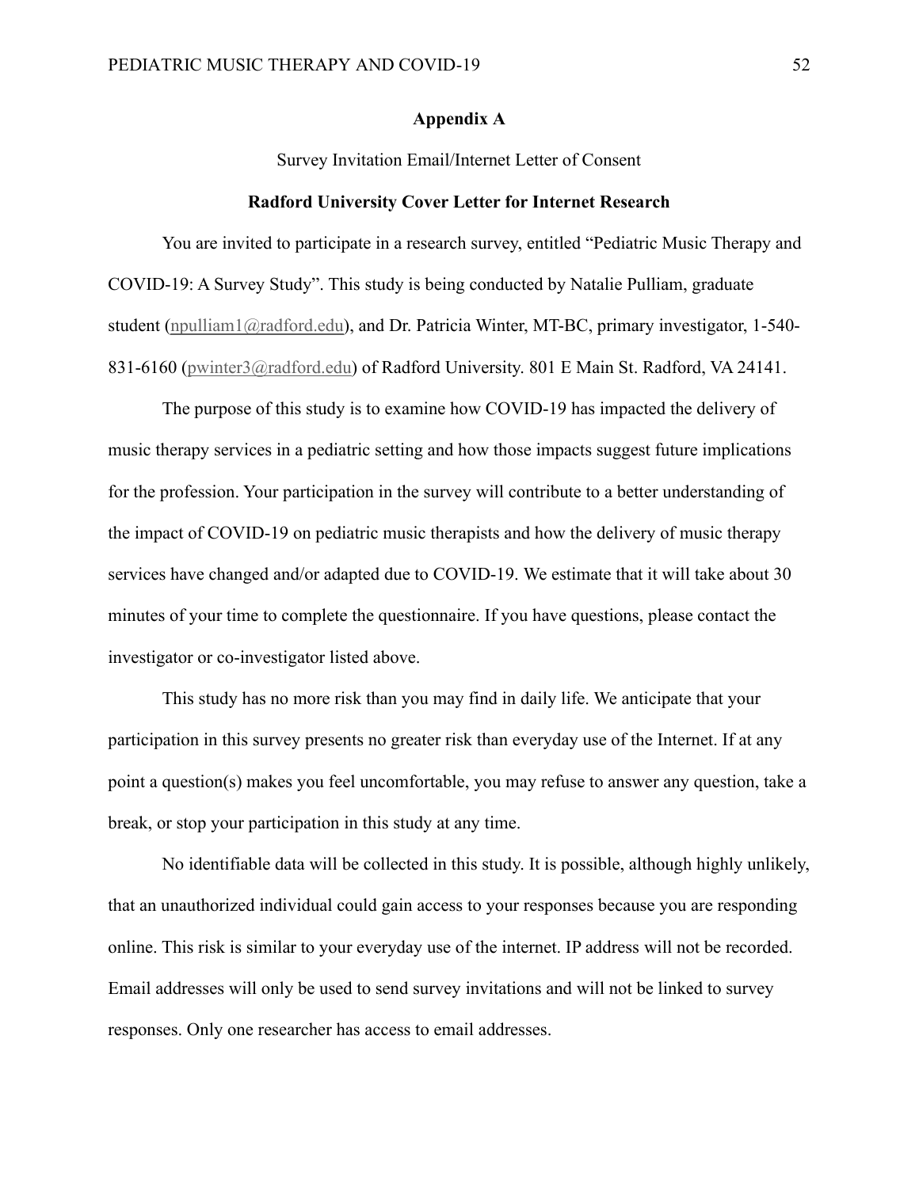## Appendix A

Survey Invitation Email/Internet Letter of Consent

**Radford University Cover Letter for Internet Research**

You are invited to participate in a research survey, entitled "Pediatric Music Therapy and COVID-19: A Survey Study". This study is being conducted by Natalie Pulliam, graduate student (npulliam1@radford.edu), and Dr. Patricia Winter, MT-BC, primary investigator, 1-540-831-6160 (pwinter3@radford.edu) of Radford University. 801 E Main St. Radford, VA 24141.

The purpose of this study is to examine how COVID-19 has impacted the delivery of music therapy services in a pediatric setting and how those impacts suggest future implications for the profession. Your participation in the survey will contribute to a better understanding of the impact of COVID-19 on pediatric music therapists and how the delivery of music therapy services have changed and/or adapted due to COVID-19. We estimate that it will take about 30 minutes of your time to complete the questionnaire. If you have questions, please contact the investigator or co-investigator listed above.

This study has no more risk than you may find in daily life. We anticipate that your participation in this survey presents no greater risk than everyday use of the Internet. If at any point a question(s) makes you feel uncomfortable, you may refuse to answer any question, take a break, or stop your participation in this study at any time.

No identifiable data will be collected in this study. It is possible, although highly unlikely, that an unauthorized individual could gain access to your responses because you are responding online. This risk is similar to your everyday use of the internet. IP address will not be recorded. Email addresses will only be used to send survey invitations and will not be linked to survey responses. Only one researcher has access to email addresses.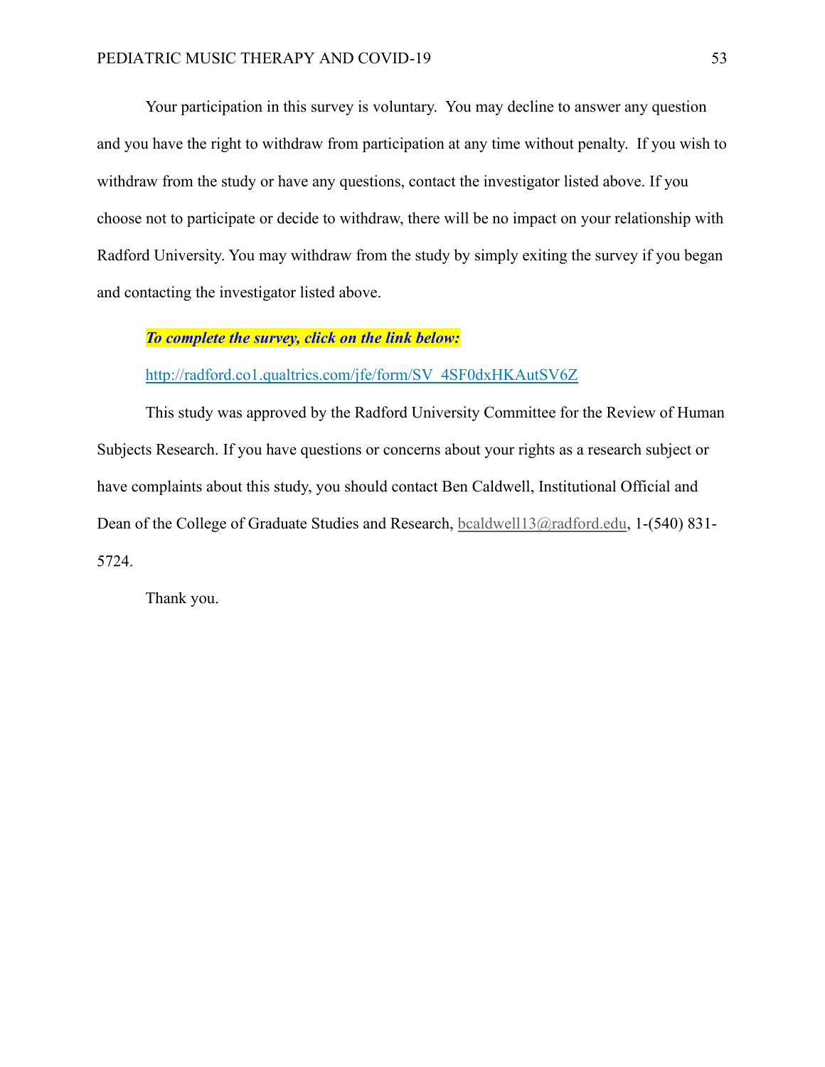Your participation in this survey is voluntary.  You may decline to answer any question and you have the right to withdraw from participation at any time without penalty.  If you wish to withdraw from the study or have any questions, contact the investigator listed above. If you choose not to participate or decide to withdraw, there will be no impact on your relationship with Radford University. You may withdraw from the study by simply exiting the survey if you began and contacting the investigator listed above.

***To complete the survey, click on the link below:***

http://radford.co1.qualtrics.com/jfe/form/SV_4SF0dxHKAutSV6Z

This study was approved by the Radford University Committee for the Review of Human Subjects Research. If you have questions or concerns about your rights as a research subject or have complaints about this study, you should contact Ben Caldwell, Institutional Official and Dean of the College of Graduate Studies and Research, bcaldwell13@radford.edu, 1-(540) 831-5724.

Thank you.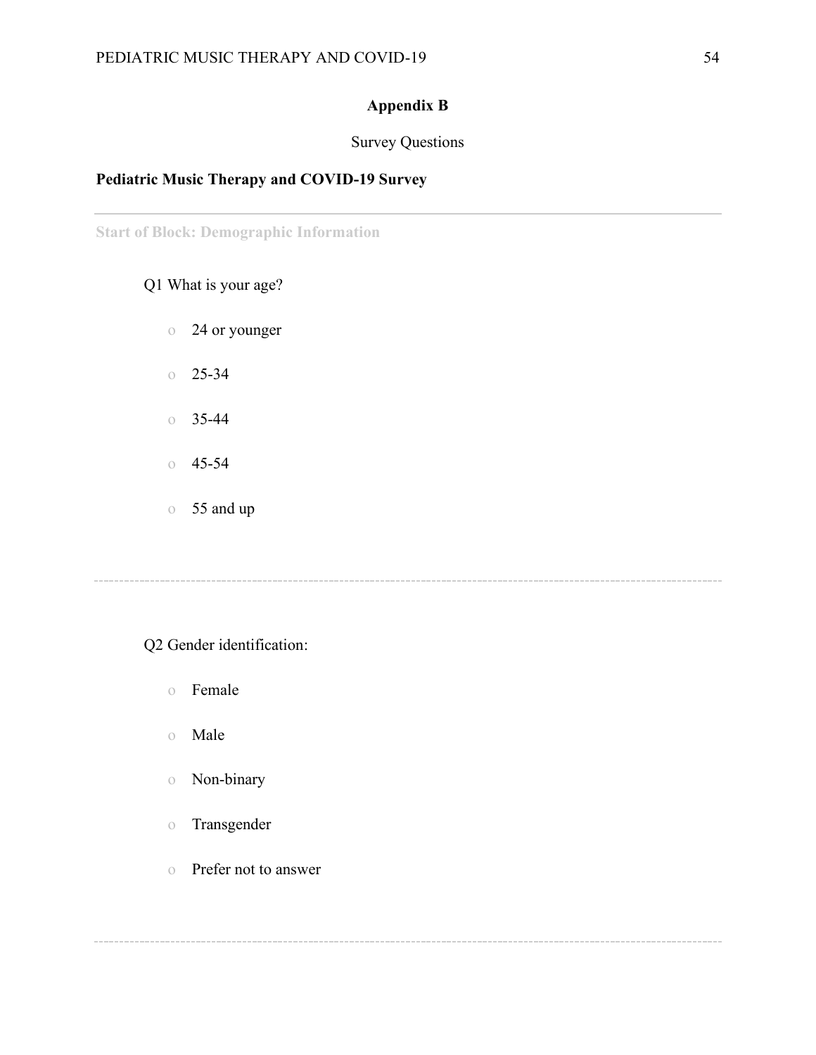## Appendix B

Survey Questions

**Pediatric Music Therapy and COVID-19 Survey**

---

Start of Block: Demographic Information

Q1 What is your age?

- 24 or younger
- 25-34
- 35-44
- 45-54
- 55 and up

---

Q2 Gender identification:

- Female
- Male
- Non-binary
- Transgender
- Prefer not to answer

---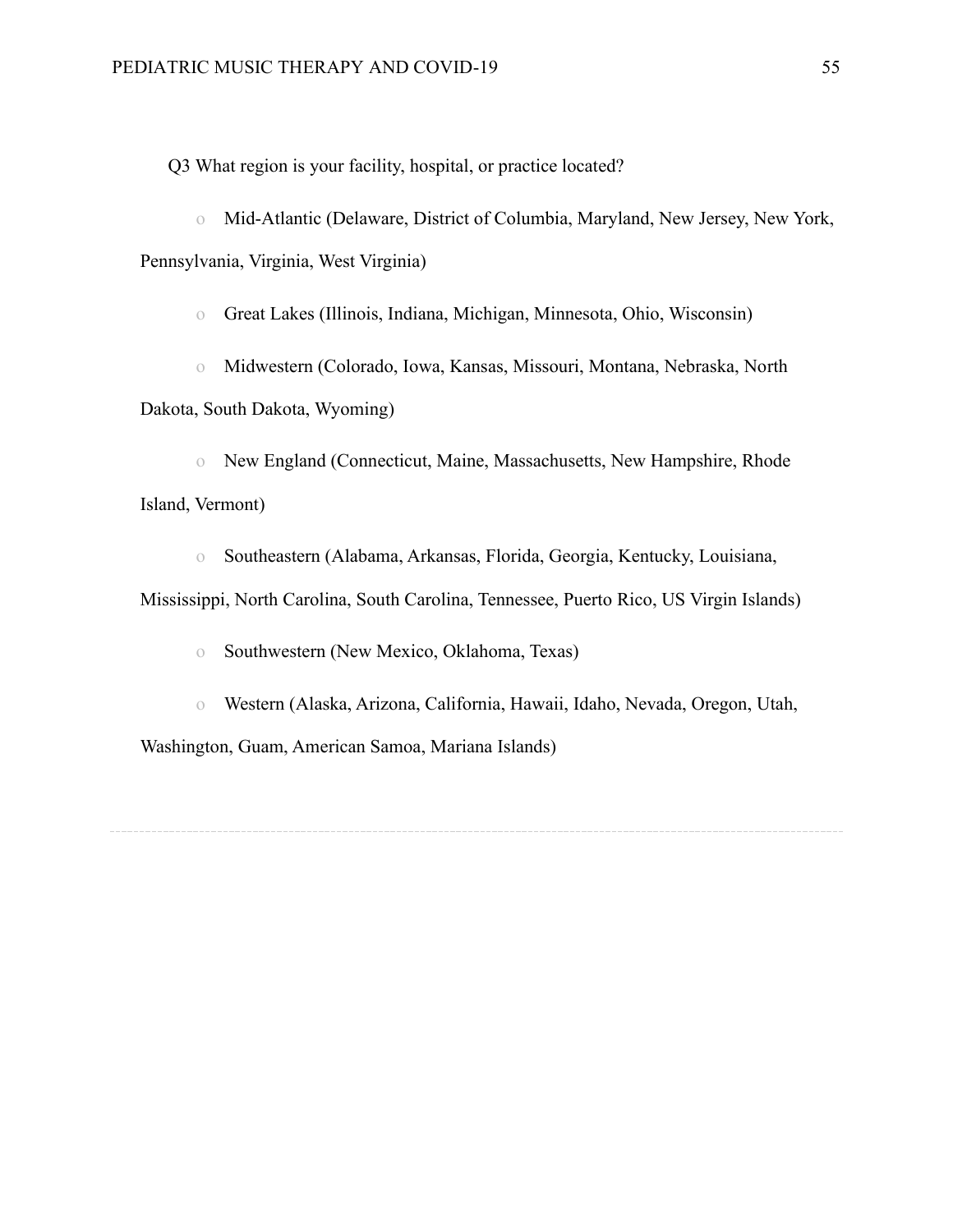Q3 What region is your facility, hospital, or practice located?

- Mid-Atlantic (Delaware, District of Columbia, Maryland, New Jersey, New York, Pennsylvania, Virginia, West Virginia)
- Great Lakes (Illinois, Indiana, Michigan, Minnesota, Ohio, Wisconsin)
- Midwestern (Colorado, Iowa, Kansas, Missouri, Montana, Nebraska, North Dakota, South Dakota, Wyoming)
- New England (Connecticut, Maine, Massachusetts, New Hampshire, Rhode Island, Vermont)
- Southeastern (Alabama, Arkansas, Florida, Georgia, Kentucky, Louisiana, Mississippi, North Carolina, South Carolina, Tennessee, Puerto Rico, US Virgin Islands)
- Southwestern (New Mexico, Oklahoma, Texas)
- Western (Alaska, Arizona, California, Hawaii, Idaho, Nevada, Oregon, Utah, Washington, Guam, American Samoa, Mariana Islands)

---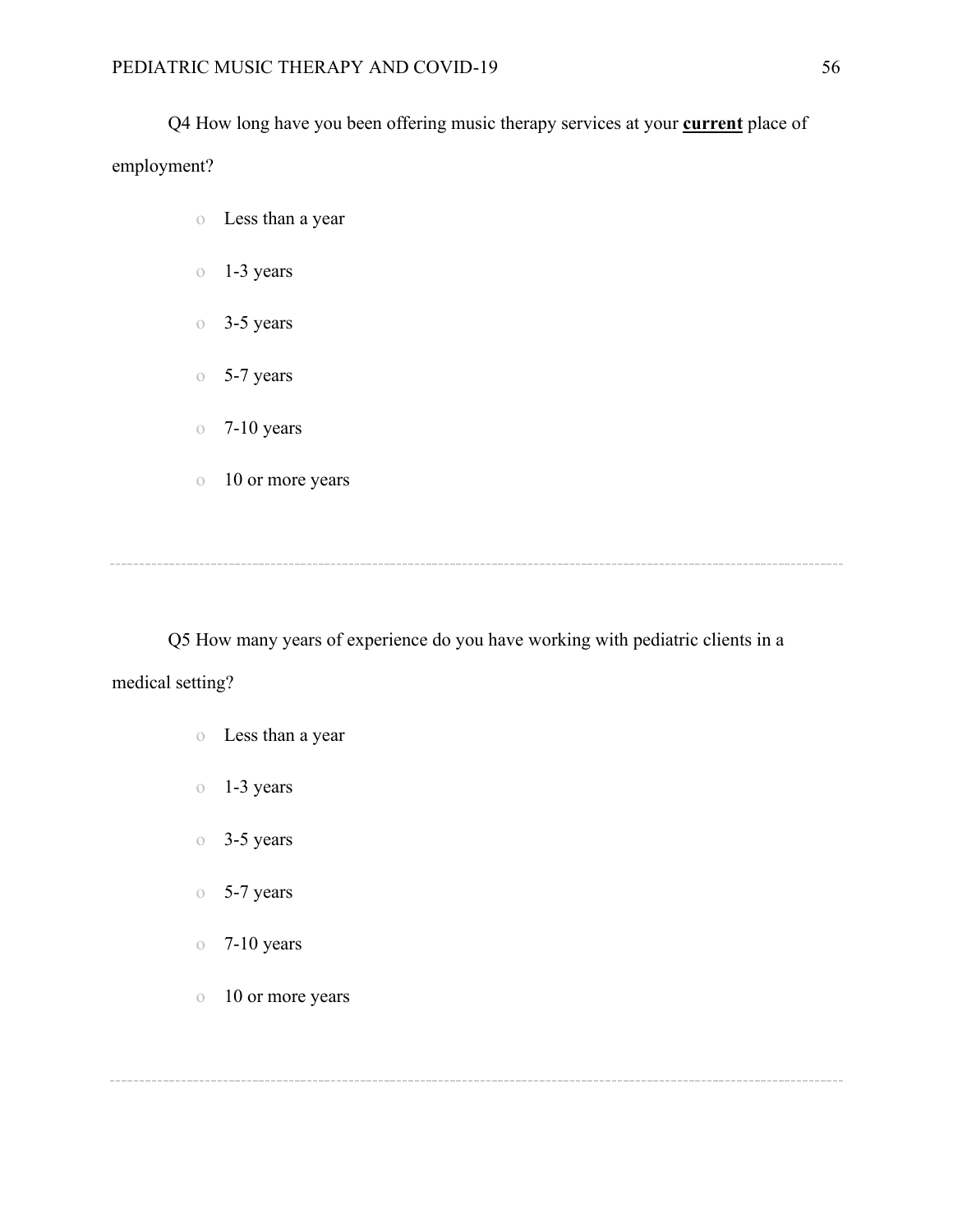Q4 How long have you been offering music therapy services at your **current** place of employment?

- Less than a year
- 1-3 years
- 3-5 years
- 5-7 years
- 7-10 years
- 10 or more years

---

Q5 How many years of experience do you have working with pediatric clients in a medical setting?

- Less than a year
- 1-3 years
- 3-5 years
- 5-7 years
- 7-10 years
- 10 or more years

---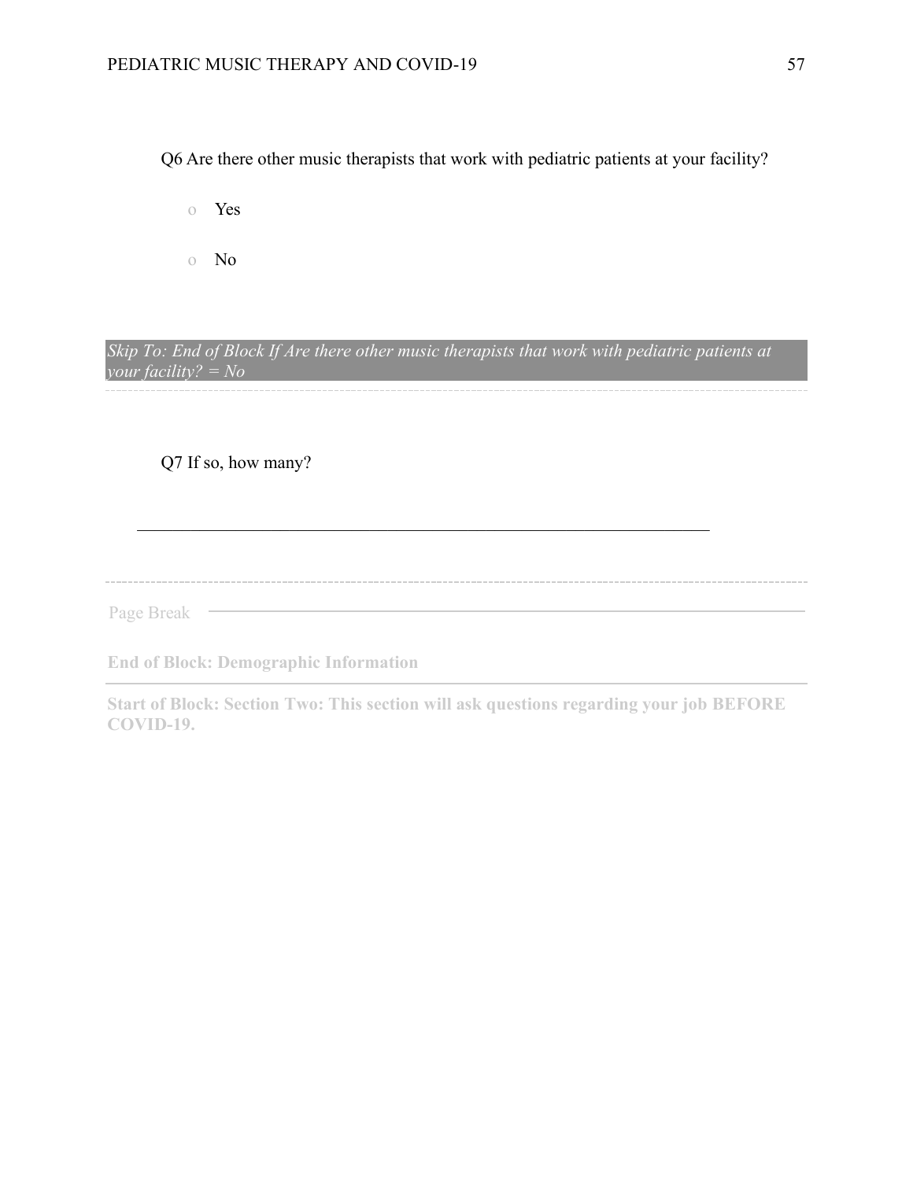Q6 Are there other music therapists that work with pediatric patients at your facility?

- Yes
- No

*Skip To: End of Block If Are there other music therapists that work with pediatric patients at your facility? = No*

---

Q7 If so, how many?

________________________________________________________________

---

Page Break

**End of Block: Demographic Information**

**Start of Block: Section Two: This section will ask questions regarding your job BEFORE COVID-19.**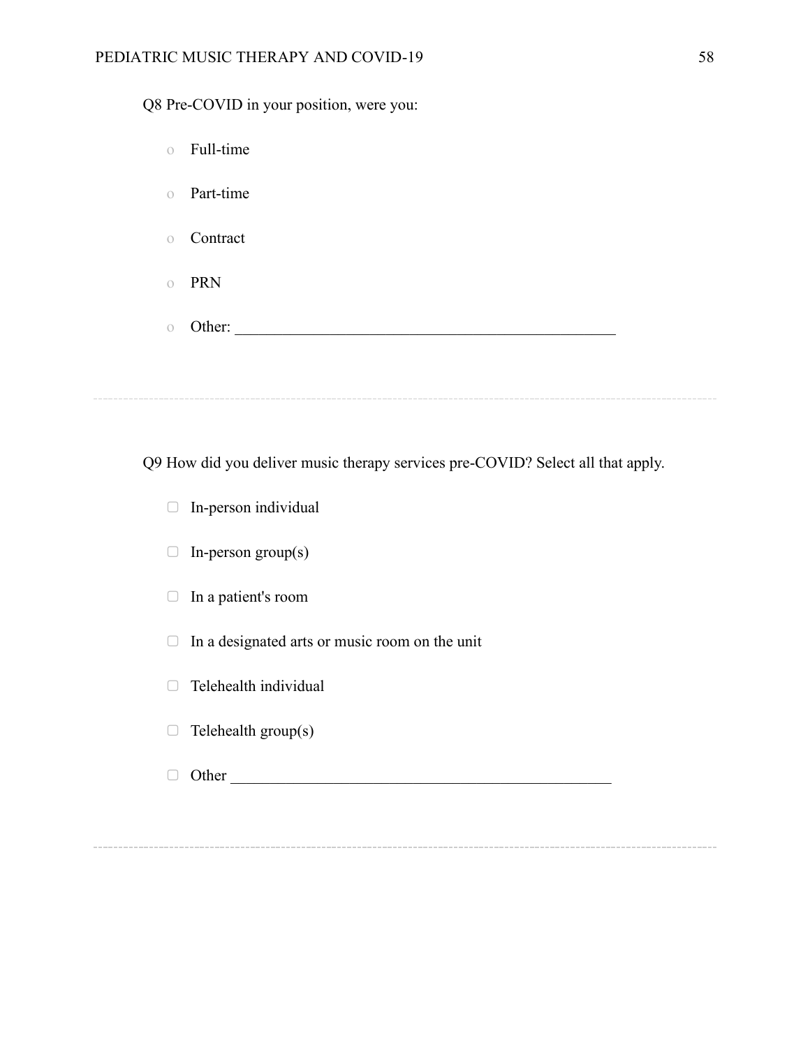Q8 Pre-COVID in your position, were you:

- Full-time
- Part-time
- Contract
- PRN
- Other: ________________________________________________

---

Q9 How did you deliver music therapy services pre-COVID? Select all that apply.

- ▢ In-person individual
- ▢ In-person group(s)
- ▢ In a patient's room
- ▢ In a designated arts or music room on the unit
- ▢ Telehealth individual
- ▢ Telehealth group(s)
- ▢ Other ________________________________________________

---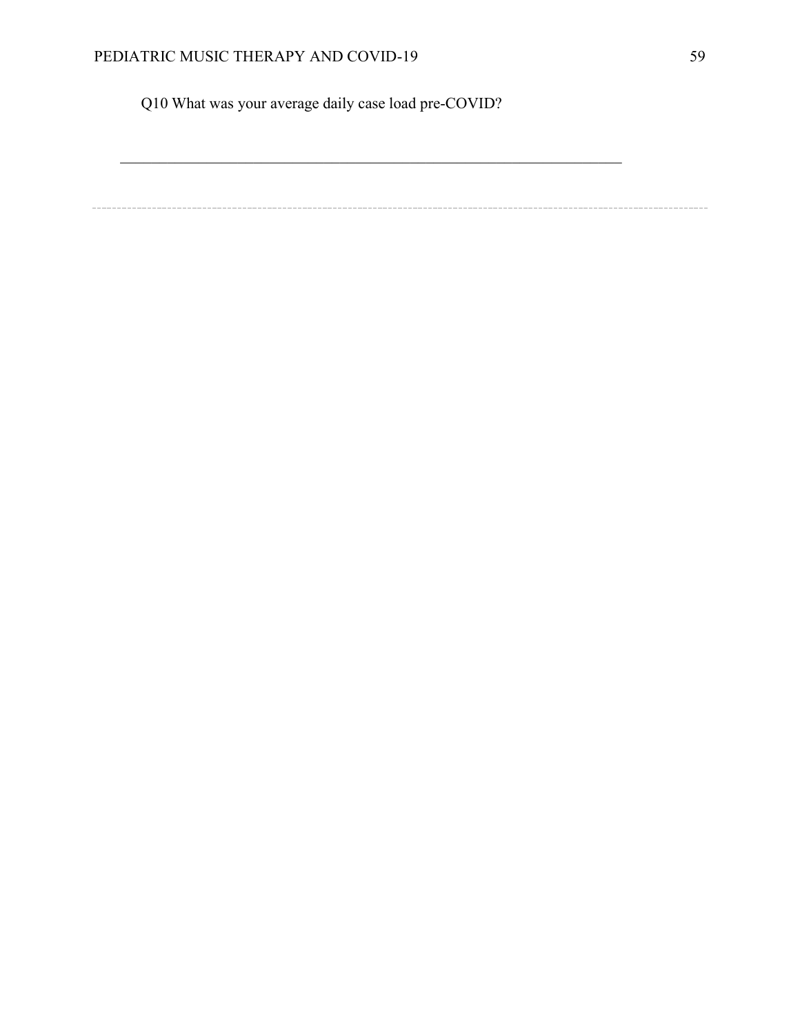Q10 What was your average daily case load pre-COVID?

________________________________________________________________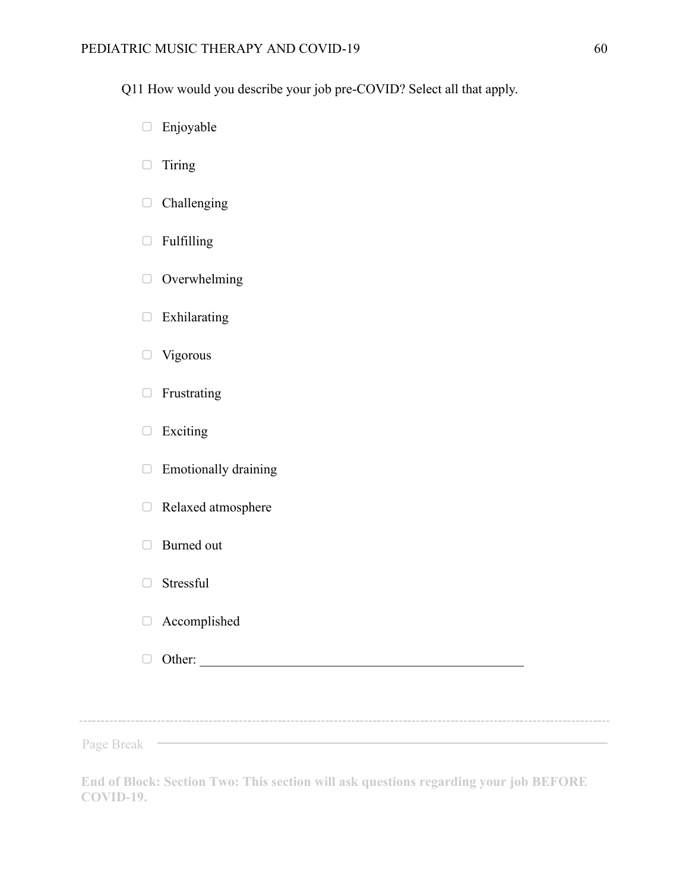Q11 How would you describe your job pre-COVID? Select all that apply.

- ▢ Enjoyable
- ▢ Tiring
- ▢ Challenging
- ▢ Fulfilling
- ▢ Overwhelming
- ▢ Exhilarating
- ▢ Vigorous
- ▢ Frustrating
- ▢ Exciting
- ▢ Emotionally draining
- ▢ Relaxed atmosphere
- ▢ Burned out
- ▢ Stressful
- ▢ Accomplished
- ▢ Other: ________________________________________________

---

Page Break

**End of Block: Section Two: This section will ask questions regarding your job BEFORE COVID-19.**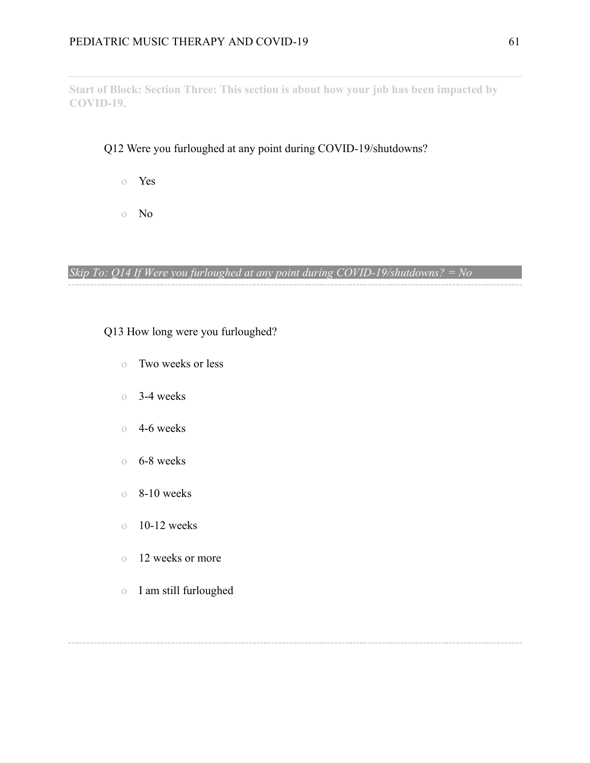**Start of Block: Section Three: This section is about how your job has been impacted by COVID-19.**

Q12 Were you furloughed at any point during COVID-19/shutdowns?

- Yes
- No

*Skip To: Q14 If Were you furloughed at any point during COVID-19/shutdowns? = No*

Q13 How long were you furloughed?

- Two weeks or less
- 3-4 weeks
- 4-6 weeks
- 6-8 weeks
- 8-10 weeks
- 10-12 weeks
- 12 weeks or more
- I am still furloughed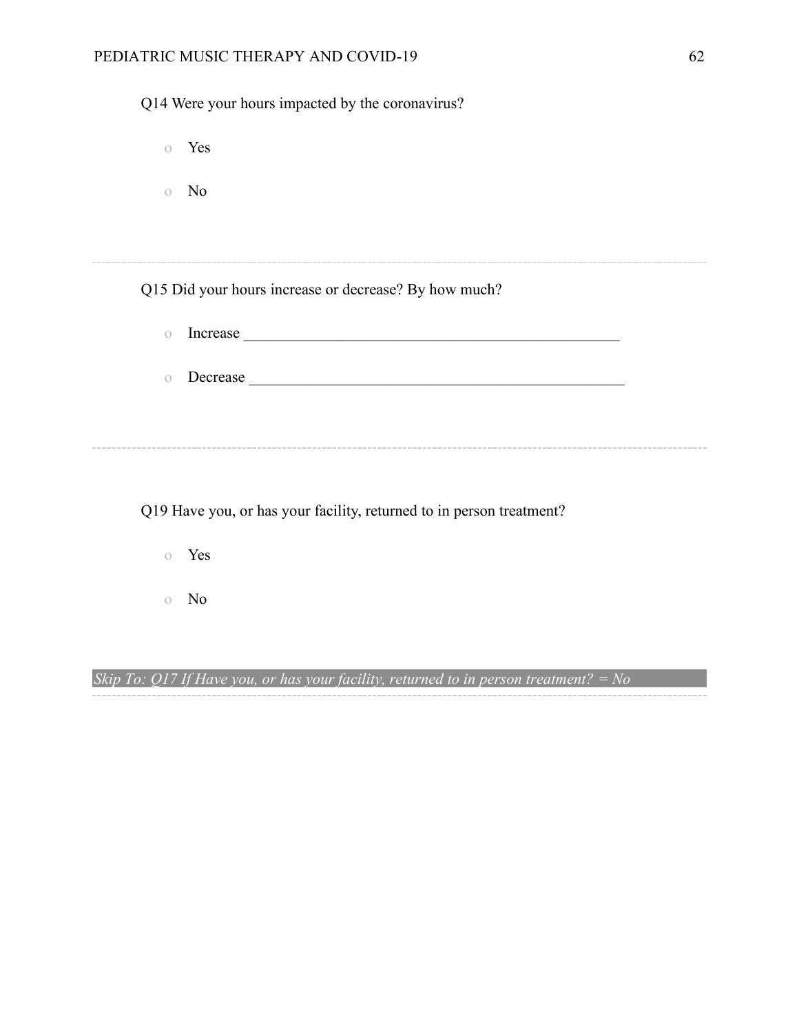Q14 Were your hours impacted by the coronavirus?

- Yes
- No

---

Q15 Did your hours increase or decrease? By how much?

- Increase ________________________________________________
- Decrease ________________________________________________

---

Q19 Have you, or has your facility, returned to in person treatment?

- Yes
- No

*Skip To: Q17 If Have you, or has your facility, returned to in person treatment? = No*

---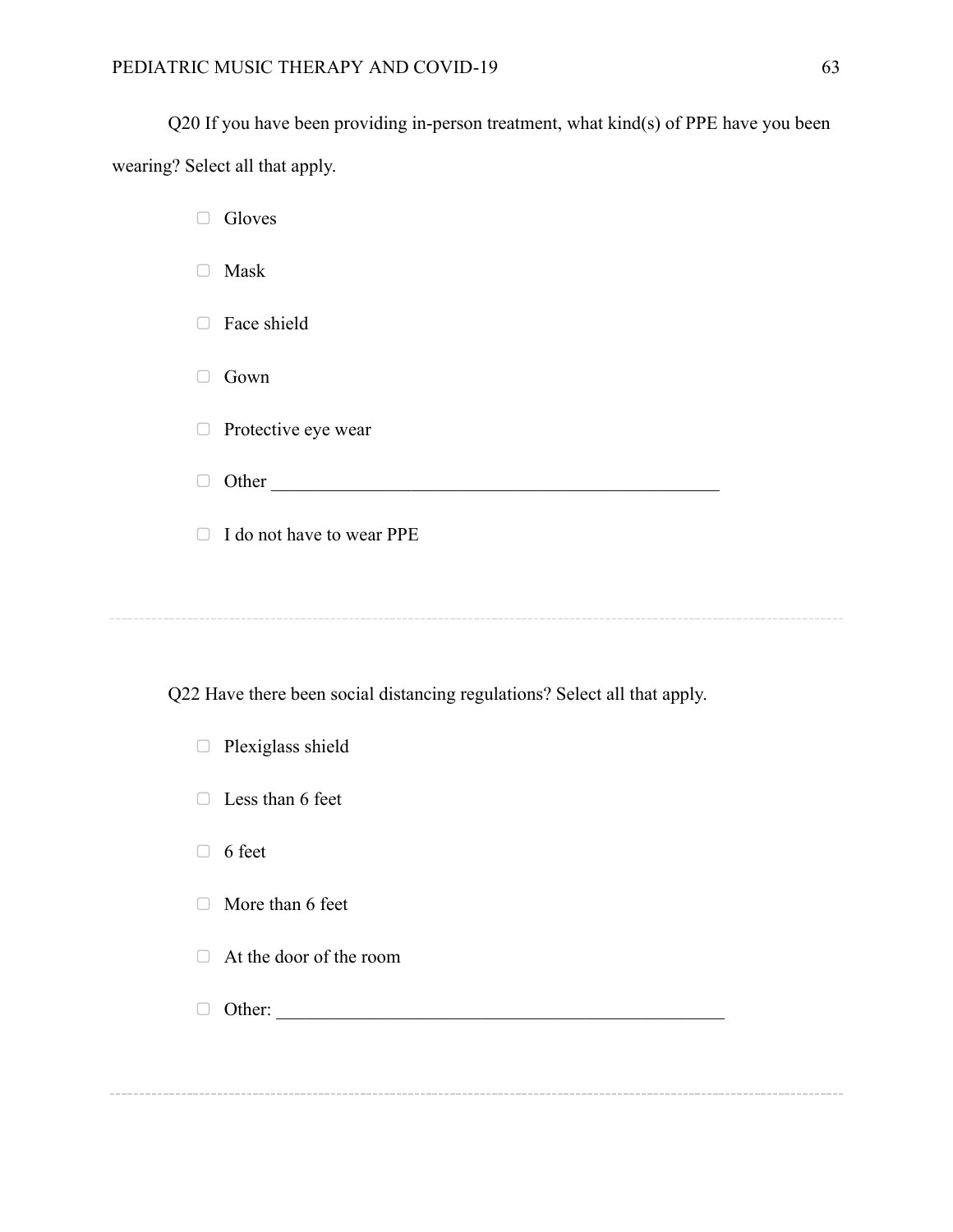Q20 If you have been providing in-person treatment, what kind(s) of PPE have you been wearing? Select all that apply.

- ▢ Gloves
- ▢ Mask
- ▢ Face shield
- ▢ Gown
- ▢ Protective eye wear
- ▢ Other ________________________________________________
- ▢ I do not have to wear PPE

---

Q22 Have there been social distancing regulations? Select all that apply.

- ▢ Plexiglass shield
- ▢ Less than 6 feet
- ▢ 6 feet
- ▢ More than 6 feet
- ▢ At the door of the room
- ▢ Other: ________________________________________________

---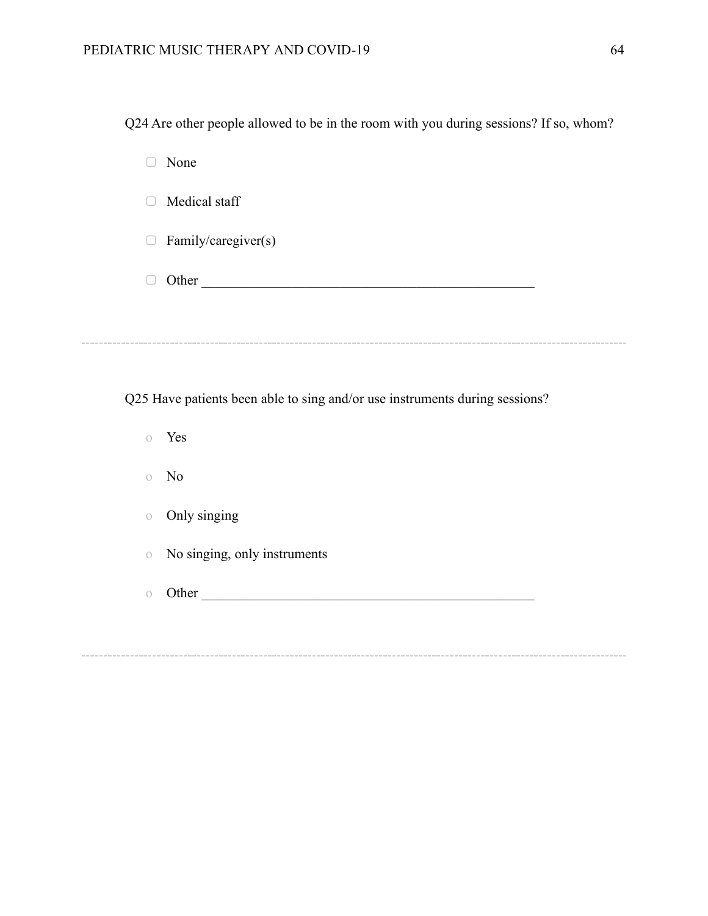Q24 Are other people allowed to be in the room with you during sessions? If so, whom?

- ▢ None
- ▢ Medical staff
- ▢ Family/caregiver(s)
- ▢ Other ________________________________________________

---

Q25 Have patients been able to sing and/or use instruments during sessions?

- o Yes
- o No
- o Only singing
- o No singing, only instruments
- o Other ________________________________________________

---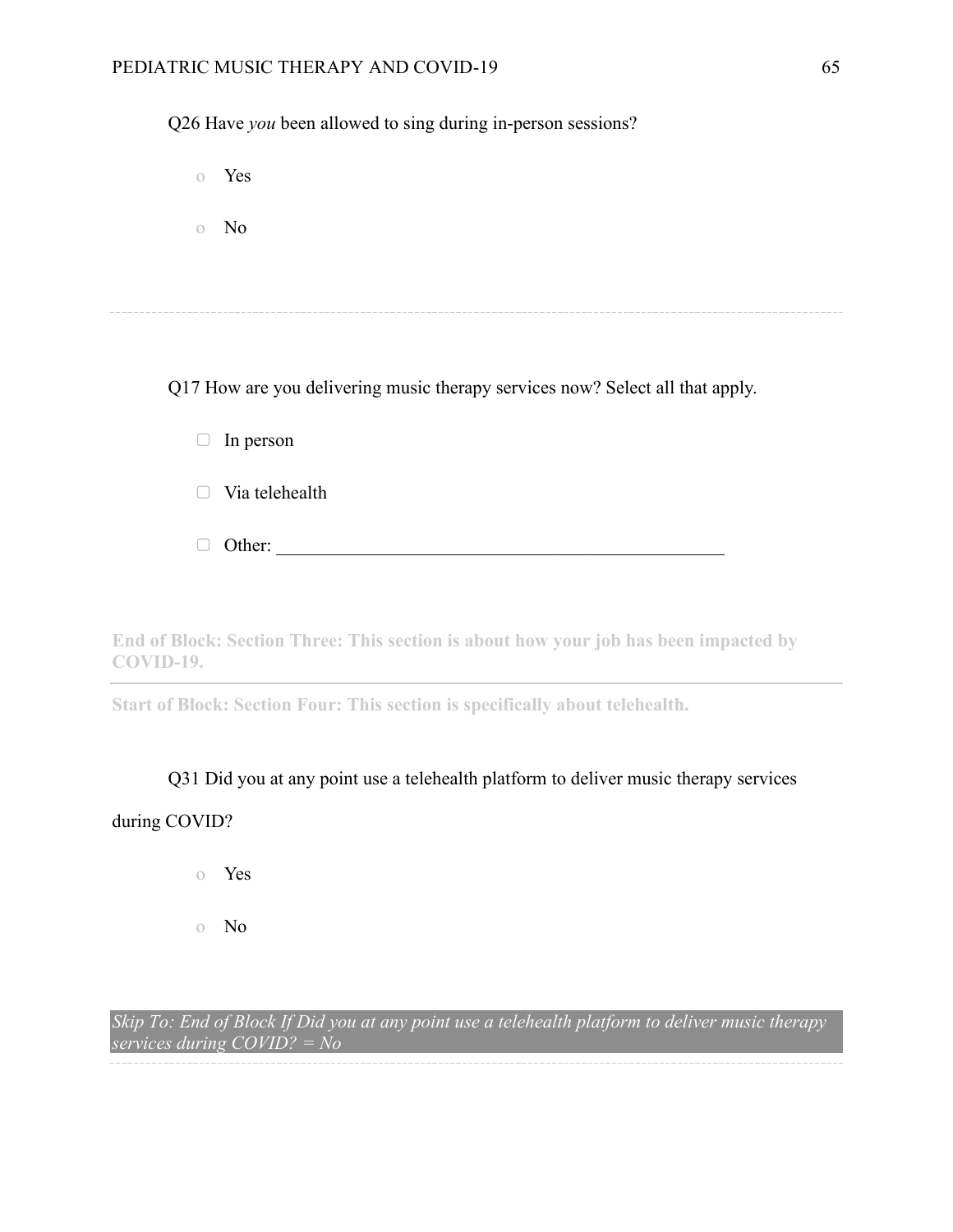Q26 Have *you* been allowed to sing during in-person sessions?

- Yes
- No

---

Q17 How are you delivering music therapy services now? Select all that apply.

- ▢ In person
- ▢ Via telehealth
- ▢ Other: ________________________________________________

**End of Block: Section Three: This section is about how your job has been impacted by COVID-19.**

---

**Start of Block: Section Four: This section is specifically about telehealth.**

Q31 Did you at any point use a telehealth platform to deliver music therapy services during COVID?

- Yes
- No

*Skip To: End of Block If Did you at any point use a telehealth platform to deliver music therapy services during COVID? = No*

---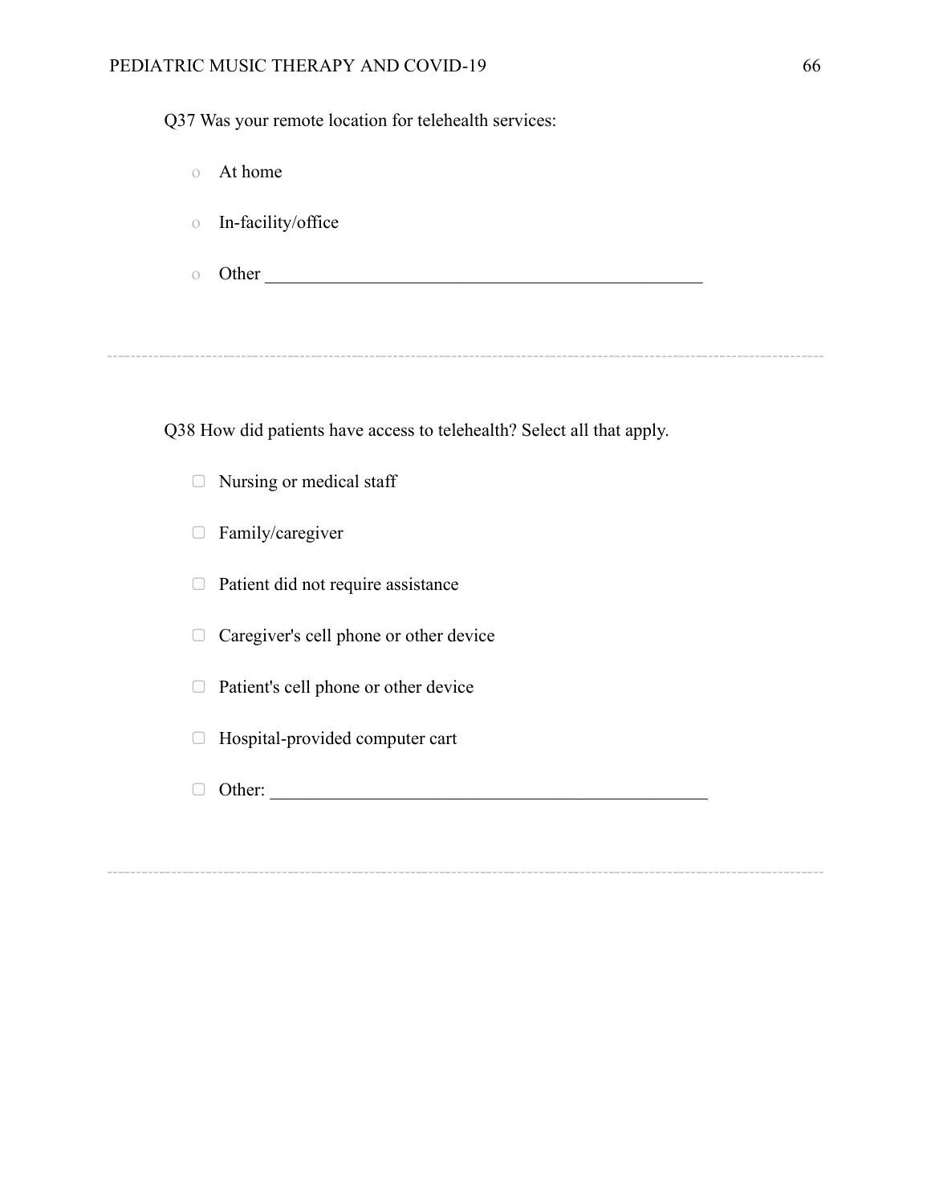Q37 Was your remote location for telehealth services:

- At home
- In-facility/office
- Other ________________________________________________

---

Q38 How did patients have access to telehealth? Select all that apply.

- ▢ Nursing or medical staff
- ▢ Family/caregiver
- ▢ Patient did not require assistance
- ▢ Caregiver's cell phone or other device
- ▢ Patient's cell phone or other device
- ▢ Hospital-provided computer cart
- ▢ Other: ________________________________________________

---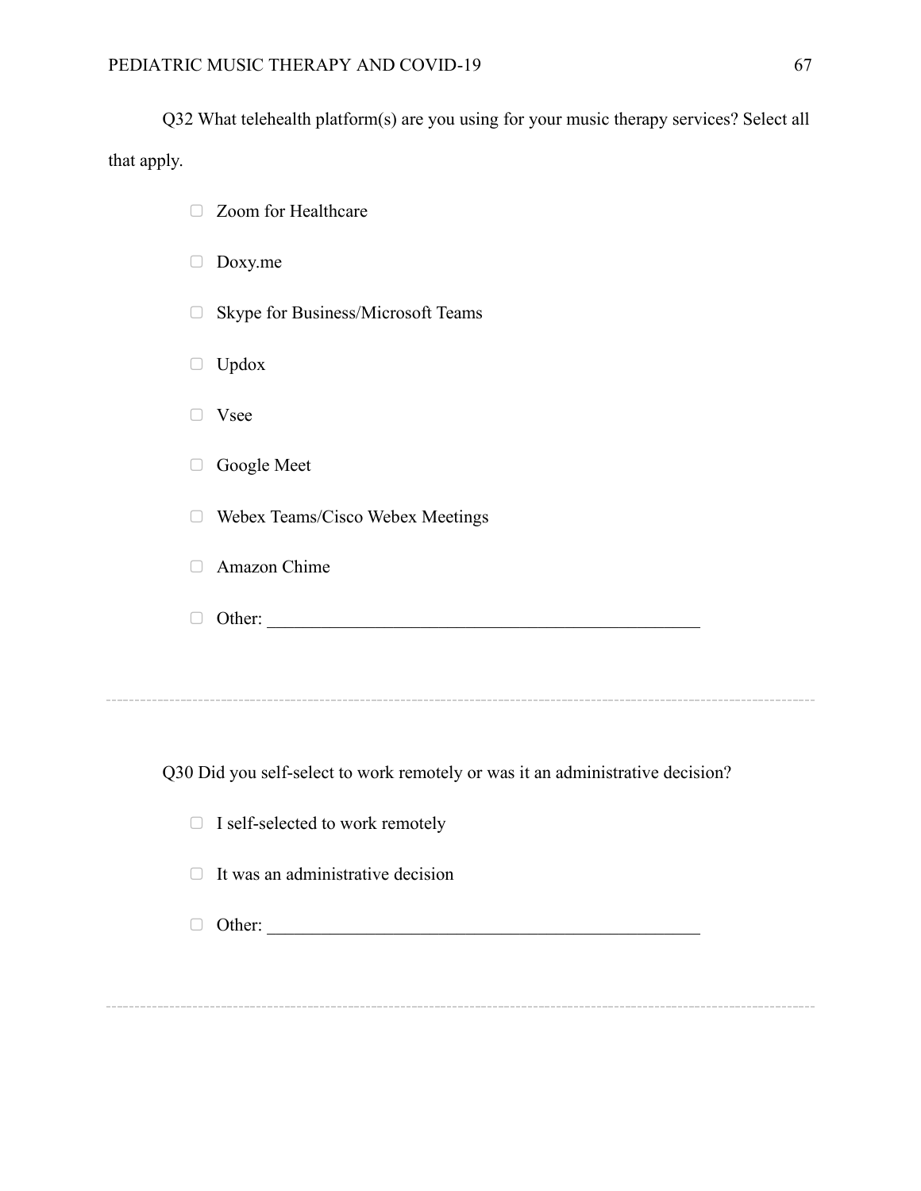Q32 What telehealth platform(s) are you using for your music therapy services? Select all that apply.

- ▢ Zoom for Healthcare
- ▢ Doxy.me
- ▢ Skype for Business/Microsoft Teams
- ▢ Updox
- ▢ Vsee
- ▢ Google Meet
- ▢ Webex Teams/Cisco Webex Meetings
- ▢ Amazon Chime
- ▢ Other: ________________________________________________

---

Q30 Did you self-select to work remotely or was it an administrative decision?

- ▢ I self-selected to work remotely
- ▢ It was an administrative decision
- ▢ Other: ________________________________________________

---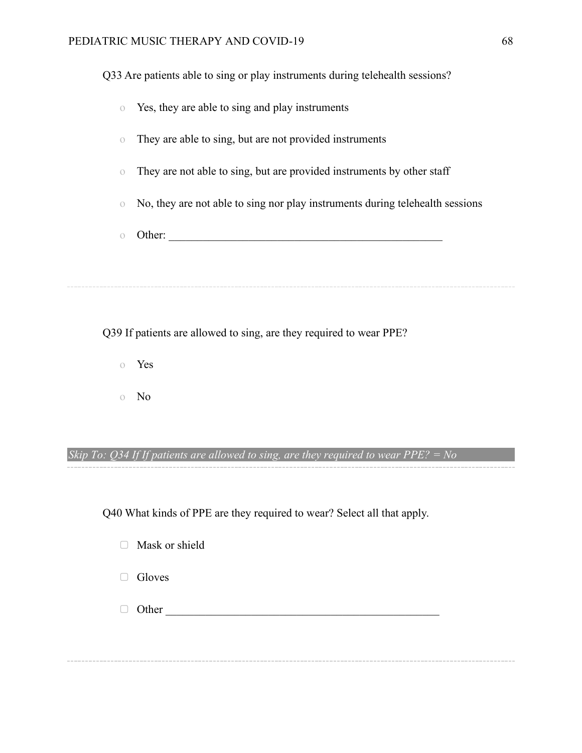Q33 Are patients able to sing or play instruments during telehealth sessions?

- Yes, they are able to sing and play instruments
- They are able to sing, but are not provided instruments
- They are not able to sing, but are provided instruments by other staff
- No, they are not able to sing nor play instruments during telehealth sessions
- Other: ________________________________________________

---

Q39 If patients are allowed to sing, are they required to wear PPE?

- Yes
- No

*Skip To: Q34 If If patients are allowed to sing, are they required to wear PPE? = No*

---

Q40 What kinds of PPE are they required to wear? Select all that apply.

- ▢ Mask or shield
- ▢ Gloves
- ▢ Other ________________________________________________

---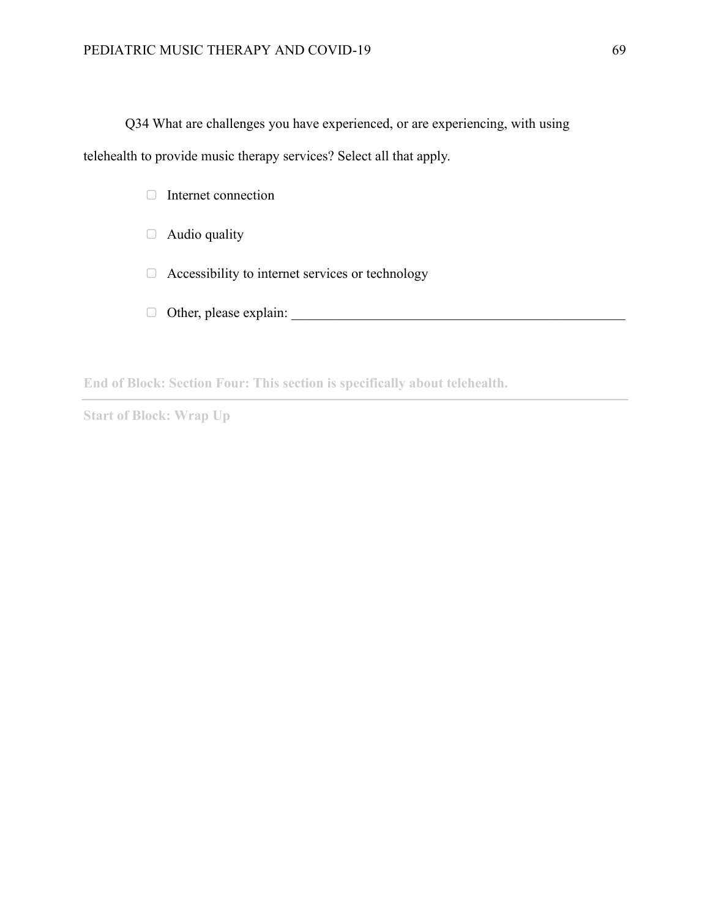Q34 What are challenges you have experienced, or are experiencing, with using telehealth to provide music therapy services? Select all that apply.

- ▢ Internet connection
- ▢ Audio quality
- ▢ Accessibility to internet services or technology
- ▢ Other, please explain: ________________________________________________

**End of Block: Section Four: This section is specifically about telehealth.**

---

**Start of Block: Wrap Up**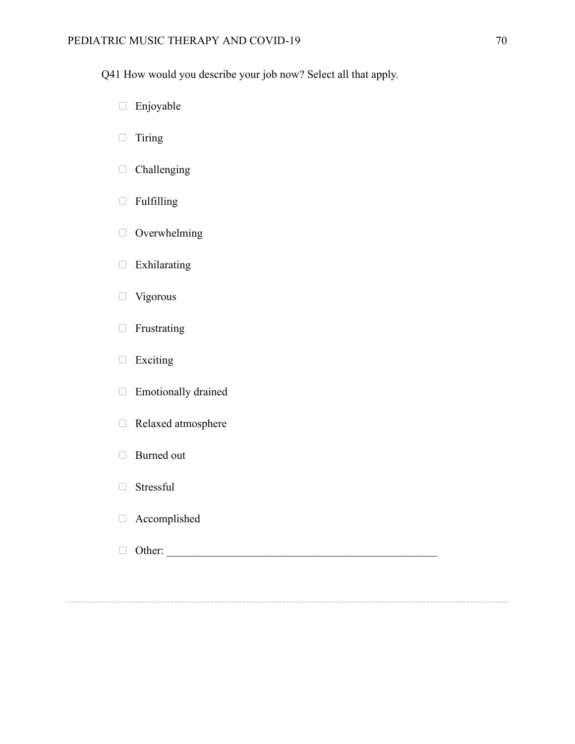Q41 How would you describe your job now? Select all that apply.

- ▢ Enjoyable
- ▢ Tiring
- ▢ Challenging
- ▢ Fulfilling
- ▢ Overwhelming
- ▢ Exhilarating
- ▢ Vigorous
- ▢ Frustrating
- ▢ Exciting
- ▢ Emotionally drained
- ▢ Relaxed atmosphere
- ▢ Burned out
- ▢ Stressful
- ▢ Accomplished
- ▢ Other: ________________________________________________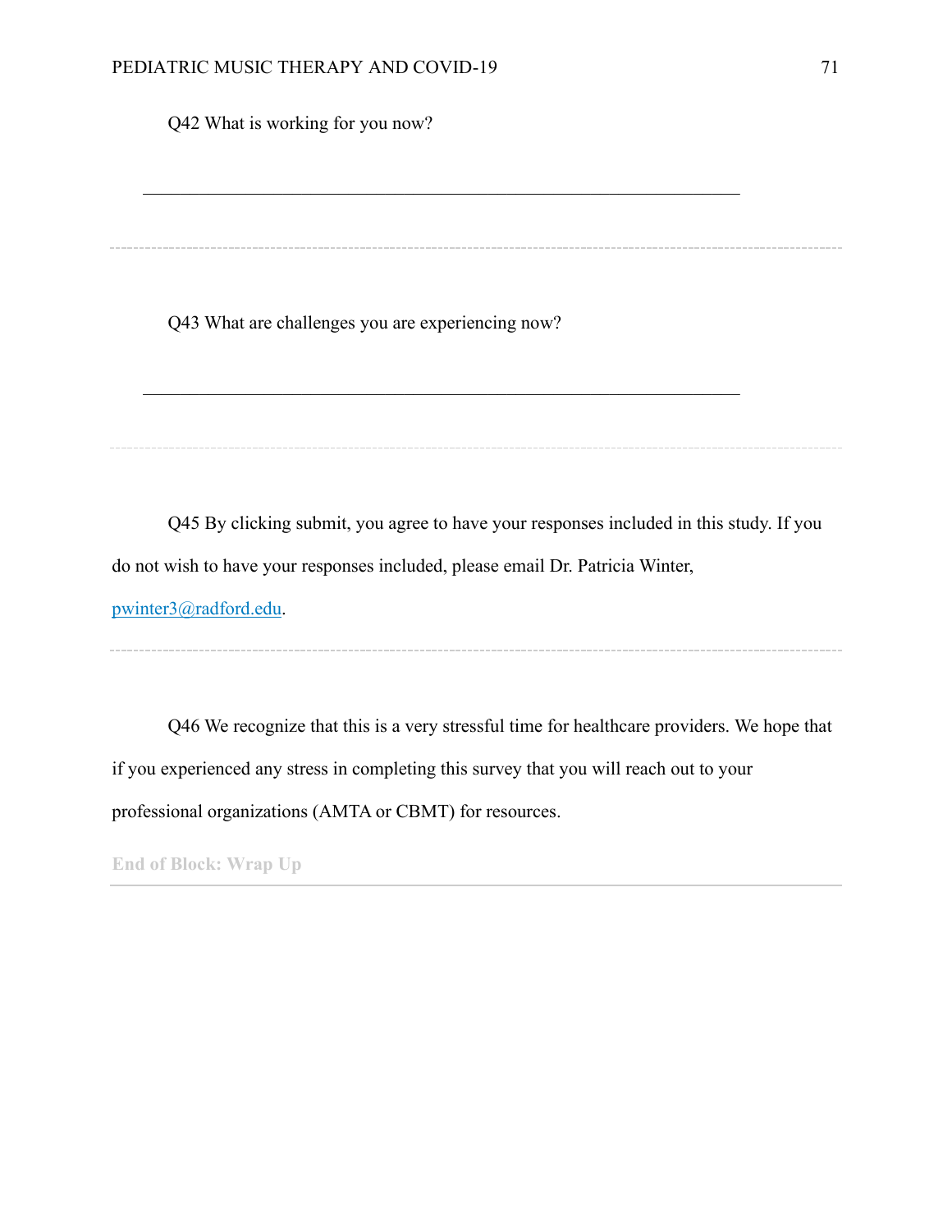Q42 What is working for you now?

________________________________________________________________

---

Q43 What are challenges you are experiencing now?

________________________________________________________________

---

Q45 By clicking submit, you agree to have your responses included in this study. If you do not wish to have your responses included, please email Dr. Patricia Winter, pwinter3@radford.edu.

---

Q46 We recognize that this is a very stressful time for healthcare providers. We hope that if you experienced any stress in completing this survey that you will reach out to your professional organizations (AMTA or CBMT) for resources.

**End of Block: Wrap Up**

---